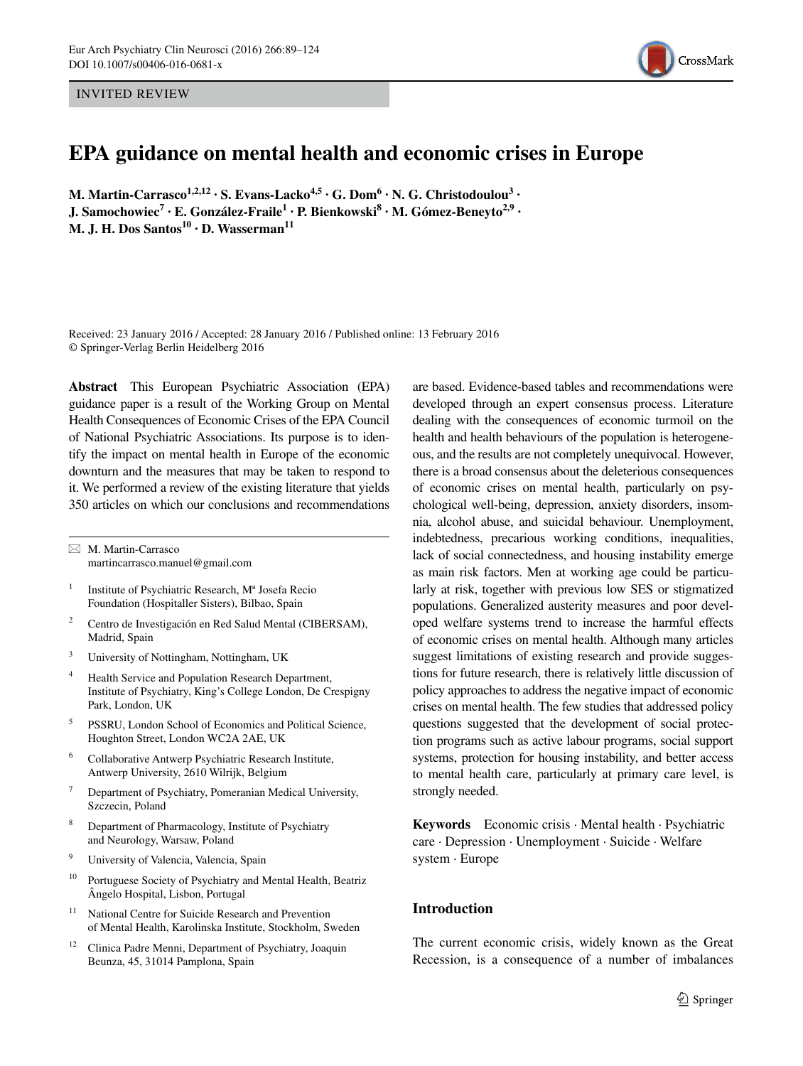INVITED REVIEW

# EPA guidance on mental health and economic crises in Europe

M. Martin-Carrasco[1,2,12] · S. Evans-Lacko[4,5] · G. Dom[6] · N. G. Christodoulou[3] · J. Samochowiec[7] · E. González-Fraile[1] · P. Bienkowski[8] · M. Gómez-Beneyto[2,9] · M. J. H. Dos Santos[10] · D. Wasserman[11]

Received: 23 January 2016 / Accepted: 28 January 2016 / Published online: 13 February 2016
© Springer-Verlag Berlin Heidelberg 2016

**Abstract** This European Psychiatric Association (EPA) guidance paper is a result of the Working Group on Mental Health Consequences of Economic Crises of the EPA Council of National Psychiatric Associations. Its purpose is to identify the impact on mental health in Europe of the economic downturn and the measures that may be taken to respond to it. We performed a review of the existing literature that yields 350 articles on which our conclusions and recommendations are based. Evidence-based tables and recommendations were developed through an expert consensus process. Literature dealing with the consequences of economic turmoil on the health and health behaviours of the population is heterogeneous, and the results are not completely unequivocal. However, there is a broad consensus about the deleterious consequences of economic crises on mental health, particularly on psychological well-being, depression, anxiety disorders, insomnia, alcohol abuse, and suicidal behaviour. Unemployment, indebtedness, precarious working conditions, inequalities, lack of social connectedness, and housing instability emerge as main risk factors. Men at working age could be particularly at risk, together with previous low SES or stigmatized populations. Generalized austerity measures and poor developed welfare systems trend to increase the harmful effects of economic crises on mental health. Although many articles suggest limitations of existing research and provide suggestions for future research, there is relatively little discussion of policy approaches to address the negative impact of economic crises on mental health. The few studies that addressed policy questions suggested that the development of social protection programs such as active labour programs, social support systems, protection for housing instability, and better access to mental health care, particularly at primary care level, is strongly needed.

**Keywords** Economic crisis · Mental health · Psychiatric care · Depression · Unemployment · Suicide · Welfare system · Europe

✉ M. Martin-Carrasco
martincarrasco.manuel@gmail.com

1 Institute of Psychiatric Research, Mª Josefa Recio Foundation (Hospitaller Sisters), Bilbao, Spain

2 Centro de Investigación en Red Salud Mental (CIBERSAM), Madrid, Spain

3 University of Nottingham, Nottingham, UK

4 Health Service and Population Research Department, Institute of Psychiatry, King's College London, De Crespigny Park, London, UK

5 PSSRU, London School of Economics and Political Science, Houghton Street, London WC2A 2AE, UK

6 Collaborative Antwerp Psychiatric Research Institute, Antwerp University, 2610 Wilrijk, Belgium

7 Department of Psychiatry, Pomeranian Medical University, Szczecin, Poland

8 Department of Pharmacology, Institute of Psychiatry and Neurology, Warsaw, Poland

9 University of Valencia, Valencia, Spain

10 Portuguese Society of Psychiatry and Mental Health, Beatriz Ângelo Hospital, Lisbon, Portugal

11 National Centre for Suicide Research and Prevention of Mental Health, Karolinska Institute, Stockholm, Sweden

12 Clinica Padre Menni, Department of Psychiatry, Joaquin Beunza, 45, 31014 Pamplona, Spain

## Introduction

The current economic crisis, widely known as the Great Recession, is a consequence of a number of imbalances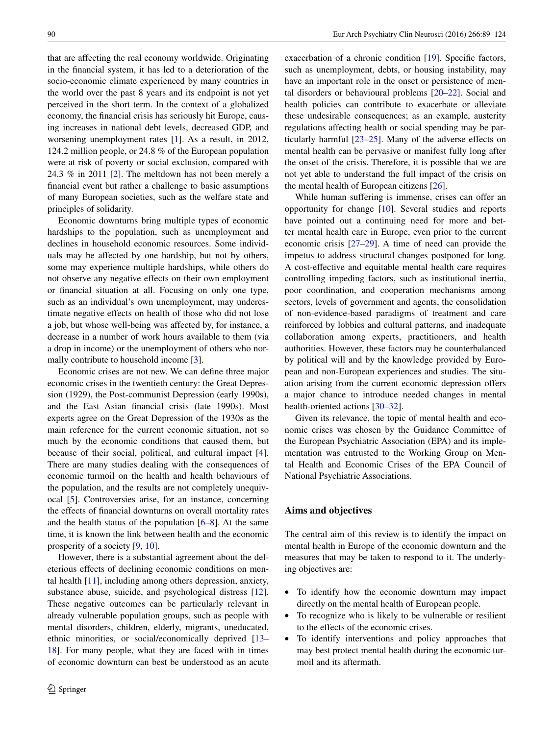that are affecting the real economy worldwide. Originating in the financial system, it has led to a deterioration of the socio-economic climate experienced by many countries in the world over the past 8 years and its endpoint is not yet perceived in the short term. In the context of a globalized economy, the financial crisis has seriously hit Europe, causing increases in national debt levels, decreased GDP, and worsening unemployment rates [1]. As a result, in 2012, 124.2 million people, or 24.8 % of the European population were at risk of poverty or social exclusion, compared with 24.3 % in 2011 [2]. The meltdown has not been merely a financial event but rather a challenge to basic assumptions of many European societies, such as the welfare state and principles of solidarity.

Economic downturns bring multiple types of economic hardships to the population, such as unemployment and declines in household economic resources. Some individuals may be affected by one hardship, but not by others, some may experience multiple hardships, while others do not observe any negative effects on their own employment or financial situation at all. Focusing on only one type, such as an individual's own unemployment, may underestimate negative effects on health of those who did not lose a job, but whose well-being was affected by, for instance, a decrease in a number of work hours available to them (via a drop in income) or the unemployment of others who normally contribute to household income [3].

Economic crises are not new. We can define three major economic crises in the twentieth century: the Great Depression (1929), the Post-communist Depression (early 1990s), and the East Asian financial crisis (late 1990s). Most experts agree on the Great Depression of the 1930s as the main reference for the current economic situation, not so much by the economic conditions that caused them, but because of their social, political, and cultural impact [4]. There are many studies dealing with the consequences of economic turmoil on the health and health behaviours of the population, and the results are not completely unequivocal [5]. Controversies arise, for an instance, concerning the effects of financial downturns on overall mortality rates and the health status of the population [6–8]. At the same time, it is known the link between health and the economic prosperity of a society [9, 10].

However, there is a substantial agreement about the deleterious effects of declining economic conditions on mental health [11], including among others depression, anxiety, substance abuse, suicide, and psychological distress [12]. These negative outcomes can be particularly relevant in already vulnerable population groups, such as people with mental disorders, children, elderly, migrants, uneducated, ethnic minorities, or social/economically deprived [13–18]. For many people, what they are faced with in times of economic downturn can best be understood as an acute exacerbation of a chronic condition [19]. Specific factors, such as unemployment, debts, or housing instability, may have an important role in the onset or persistence of mental disorders or behavioural problems [20–22]. Social and health policies can contribute to exacerbate or alleviate these undesirable consequences; as an example, austerity regulations affecting health or social spending may be particularly harmful [23–25]. Many of the adverse effects on mental health can be pervasive or manifest fully long after the onset of the crisis. Therefore, it is possible that we are not yet able to understand the full impact of the crisis on the mental health of European citizens [26].

While human suffering is immense, crises can offer an opportunity for change [10]. Several studies and reports have pointed out a continuing need for more and better mental health care in Europe, even prior to the current economic crisis [27–29]. A time of need can provide the impetus to address structural changes postponed for long. A cost-effective and equitable mental health care requires controlling impeding factors, such as institutional inertia, poor coordination, and cooperation mechanisms among sectors, levels of government and agents, the consolidation of non-evidence-based paradigms of treatment and care reinforced by lobbies and cultural patterns, and inadequate collaboration among experts, practitioners, and health authorities. However, these factors may be counterbalanced by political will and by the knowledge provided by European and non-European experiences and studies. The situation arising from the current economic depression offers a major chance to introduce needed changes in mental health-oriented actions [30–32].

Given its relevance, the topic of mental health and economic crises was chosen by the Guidance Committee of the European Psychiatric Association (EPA) and its implementation was entrusted to the Working Group on Mental Health and Economic Crises of the EPA Council of National Psychiatric Associations.

## Aims and objectives

The central aim of this review is to identify the impact on mental health in Europe of the economic downturn and the measures that may be taken to respond to it. The underlying objectives are:

- To identify how the economic downturn may impact directly on the mental health of European people.
- To recognize who is likely to be vulnerable or resilient to the effects of the economic crises.
- To identify interventions and policy approaches that may best protect mental health during the economic turmoil and its aftermath.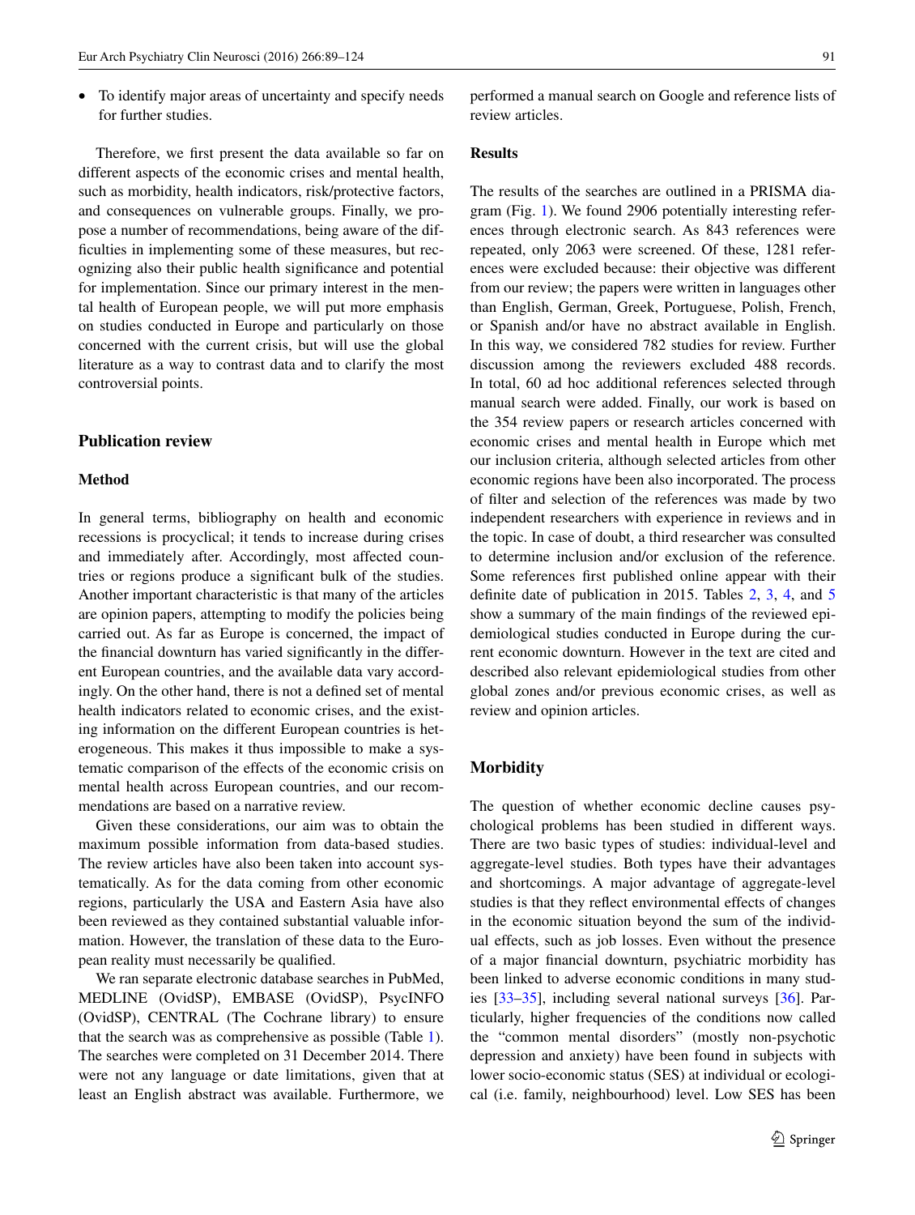- To identify major areas of uncertainty and specify needs for further studies.

Therefore, we first present the data available so far on different aspects of the economic crises and mental health, such as morbidity, health indicators, risk/protective factors, and consequences on vulnerable groups. Finally, we propose a number of recommendations, being aware of the difficulties in implementing some of these measures, but recognizing also their public health significance and potential for implementation. Since our primary interest in the mental health of European people, we will put more emphasis on studies conducted in Europe and particularly on those concerned with the current crisis, but will use the global literature as a way to contrast data and to clarify the most controversial points.

## Publication review

### Method

In general terms, bibliography on health and economic recessions is procyclical; it tends to increase during crises and immediately after. Accordingly, most affected countries or regions produce a significant bulk of the studies. Another important characteristic is that many of the articles are opinion papers, attempting to modify the policies being carried out. As far as Europe is concerned, the impact of the financial downturn has varied significantly in the different European countries, and the available data vary accordingly. On the other hand, there is not a defined set of mental health indicators related to economic crises, and the existing information on the different European countries is heterogeneous. This makes it thus impossible to make a systematic comparison of the effects of the economic crisis on mental health across European countries, and our recommendations are based on a narrative review.

Given these considerations, our aim was to obtain the maximum possible information from data-based studies. The review articles have also been taken into account systematically. As for the data coming from other economic regions, particularly the USA and Eastern Asia have also been reviewed as they contained substantial valuable information. However, the translation of these data to the European reality must necessarily be qualified.

We ran separate electronic database searches in PubMed, MEDLINE (OvidSP), EMBASE (OvidSP), PsycINFO (OvidSP), CENTRAL (The Cochrane library) to ensure that the search was as comprehensive as possible (Table 1). The searches were completed on 31 December 2014. There were not any language or date limitations, given that at least an English abstract was available. Furthermore, we performed a manual search on Google and reference lists of review articles.

### Results

The results of the searches are outlined in a PRISMA diagram (Fig. 1). We found 2906 potentially interesting references through electronic search. As 843 references were repeated, only 2063 were screened. Of these, 1281 references were excluded because: their objective was different from our review; the papers were written in languages other than English, German, Greek, Portuguese, Polish, French, or Spanish and/or have no abstract available in English. In this way, we considered 782 studies for review. Further discussion among the reviewers excluded 488 records. In total, 60 ad hoc additional references selected through manual search were added. Finally, our work is based on the 354 review papers or research articles concerned with economic crises and mental health in Europe which met our inclusion criteria, although selected articles from other economic regions have been also incorporated. The process of filter and selection of the references was made by two independent researchers with experience in reviews and in the topic. In case of doubt, a third researcher was consulted to determine inclusion and/or exclusion of the reference. Some references first published online appear with their definite date of publication in 2015. Tables 2, 3, 4, and 5 show a summary of the main findings of the reviewed epidemiological studies conducted in Europe during the current economic downturn. However in the text are cited and described also relevant epidemiological studies from other global zones and/or previous economic crises, as well as review and opinion articles.

## Morbidity

The question of whether economic decline causes psychological problems has been studied in different ways. There are two basic types of studies: individual-level and aggregate-level studies. Both types have their advantages and shortcomings. A major advantage of aggregate-level studies is that they reflect environmental effects of changes in the economic situation beyond the sum of the individual effects, such as job losses. Even without the presence of a major financial downturn, psychiatric morbidity has been linked to adverse economic conditions in many studies [33–35], including several national surveys [36]. Particularly, higher frequencies of the conditions now called the "common mental disorders" (mostly non-psychotic depression and anxiety) have been found in subjects with lower socio-economic status (SES) at individual or ecological (i.e. family, neighbourhood) level. Low SES has been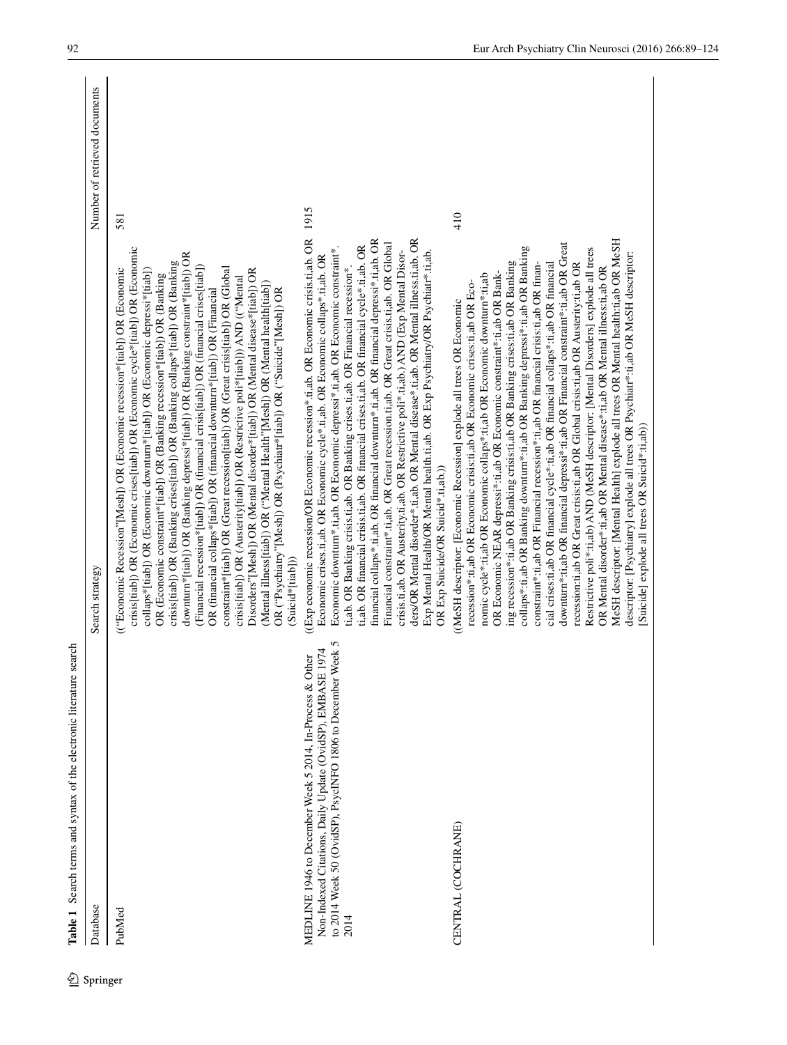**Table 1** Search terms and syntax of the electronic literature search

| Database | Search strategy | Number of retrieved documents |
|---|---|---|
| PubMed | (("Economic Recession"[Mesh]) OR (Economic recession*[tiab]) OR (Economic crisis[tiab]) OR (Economic crises[tiab]) OR (Economic cycle*[tiab]) OR (Economic collaps*[tiab]) OR (Economic downturn*[tiab]) OR (Economic depressi*[tiab]) OR (Economic constraint*[tiab]) OR (Banking recession*[tiab]) OR (Banking crisis[tiab]) OR (Banking crises[tiab]) OR (Banking collaps*[tiab]) OR (Banking downturn*[tiab]) OR (Banking depressi*[tiab]) OR (Banking constraint*[tiab]) OR (Financial recession*[tiab]) OR (financial crisis[tiab]) OR (financial crises[tiab]) OR (financial collaps*[tiab]) OR (financial downturn*[tiab]) OR (Financial constraint*[tiab]) OR (Great recession[tiab]) OR (Great crisis[tiab]) OR (Global crisis[tiab]) OR (Austerity[tiab]) OR (Restrictive poli*[tiab])) AND (("Mental Disorders"[Mesh]) OR (Mental disorder*[tiab]) OR (Mental disease*[tiab]) OR (Mental illness[tiab]) OR ("Mental Health"[Mesh]) OR (Mental health[tiab]) OR ("Psychiatry"[Mesh]) OR (Psychiatr*[tiab]) OR ("Suicide"[Mesh]) OR (Suicid*[tiab])) | 581 |
| MEDLINE 1946 to December Week 5 2014, In-Process & Other Non-Indexed Citations, Daily Update (OvidSP), EMBASE 1974 to 2014 Week 50 (OvidSP), PsycINFO 1806 to December Week 5 2014 | ((Exp economic recession/OR Economic recession*.ti,ab. OR Economic crisis.ti,ab. OR Economic crises.ti,ab. OR Economic cycle*.ti,ab. OR Economic collaps*.ti,ab. OR Economic downturn*.ti,ab. OR Economic depressi*.ti,ab. OR Economic constraint*.ti,ab. OR Banking crisis.ti,ab. OR Banking crises.ti,ab. OR Financial recession*.ti,ab. OR financial crisis.ti,ab. OR financial crises.ti,ab. OR financial cycle*.ti,ab. OR financial collaps*.ti,ab. OR financial downturn*.ti,ab. OR financial depressi*.ti,ab. OR Financial constraint*.ti,ab. OR Great recession.ti,ab. OR Great crisis.ti,ab. OR Global crisis.ti,ab. OR Austerity.ti,ab. OR Restrictive poli*.ti,ab.) AND (Exp Mental Disorders/OR Mental disorder*.ti,ab. OR Mental disease*.ti,ab. OR Mental illness.ti,ab. OR Exp Mental Health/OR Mental health.ti,ab. OR Exp Psychiatry/OR Psychiatr*.ti,ab. OR Exp Suicide/OR Suicid*.ti,ab.)) | 1915 |
| CENTRAL (COCHRANE) | ((MeSH descriptor: [Economic Recession] explode all trees OR Economic recession*:ti,ab OR Economic crisis:ti,ab OR Economic crises:ti,ab OR Economic cycle*:ti,ab OR Economic collaps*:ti,ab OR Economic downturn*:ti,ab OR Economic NEAR depressi*:ti,ab OR Economic constraint*:ti,ab OR Banking recession*:ti,ab OR Banking crisis:ti,ab OR Banking crises:ti,ab OR Banking collaps*:ti,ab OR Banking downturn*:ti,ab OR Banking depressi*:ti,ab OR Banking constraint*:ti,ab OR Financial recession*:ti,ab OR financial crisis:ti,ab OR financial crises:ti,ab OR financial cycle*:ti,ab OR financial collaps*:ti,ab OR financial downturn*:ti,ab OR financial depressi*:ti,ab OR Financial constraint*:ti,ab OR Great recession:ti,ab OR Great crisis:ti,ab OR Global crisis:ti,ab OR Austerity:ti,ab OR Restrictive poli*:ti,ab) AND (MeSH descriptor: [Mental Disorders] explode all trees OR Mental disorder*:ti,ab OR Mental disease*:ti,ab OR Mental illness:ti,ab OR MeSH descriptor: [Mental Health] explode all trees OR Mental health:ti,ab OR MeSH descriptor: [Psychiatry] explode all trees OR Psychiatr*:ti,ab OR MeSH descriptor: [Suicide] explode all trees OR Suicid*:ti,ab)) | 410 |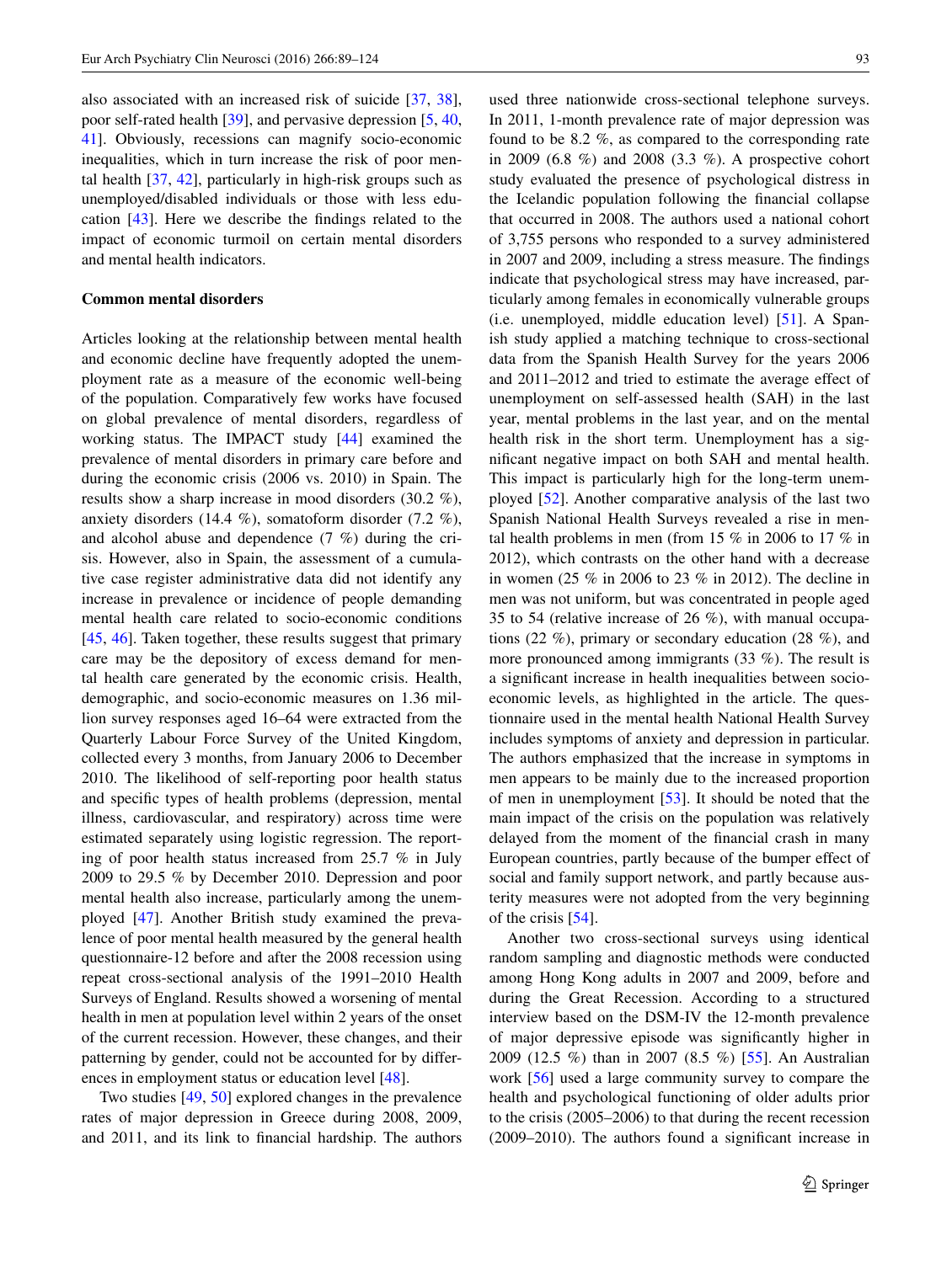also associated with an increased risk of suicide [37, 38], poor self-rated health [39], and pervasive depression [5, 40, 41]. Obviously, recessions can magnify socio-economic inequalities, which in turn increase the risk of poor mental health [37, 42], particularly in high-risk groups such as unemployed/disabled individuals or those with less education [43]. Here we describe the findings related to the impact of economic turmoil on certain mental disorders and mental health indicators.

**Common mental disorders**

Articles looking at the relationship between mental health and economic decline have frequently adopted the unemployment rate as a measure of the economic well-being of the population. Comparatively few works have focused on global prevalence of mental disorders, regardless of working status. The IMPACT study [44] examined the prevalence of mental disorders in primary care before and during the economic crisis (2006 vs. 2010) in Spain. The results show a sharp increase in mood disorders (30.2 %), anxiety disorders (14.4 %), somatoform disorder (7.2 %), and alcohol abuse and dependence (7 %) during the crisis. However, also in Spain, the assessment of a cumulative case register administrative data did not identify any increase in prevalence or incidence of people demanding mental health care related to socio-economic conditions [45, 46]. Taken together, these results suggest that primary care may be the depository of excess demand for mental health care generated by the economic crisis. Health, demographic, and socio-economic measures on 1.36 million survey responses aged 16–64 were extracted from the Quarterly Labour Force Survey of the United Kingdom, collected every 3 months, from January 2006 to December 2010. The likelihood of self-reporting poor health status and specific types of health problems (depression, mental illness, cardiovascular, and respiratory) across time were estimated separately using logistic regression. The reporting of poor health status increased from 25.7 % in July 2009 to 29.5 % by December 2010. Depression and poor mental health also increase, particularly among the unemployed [47]. Another British study examined the prevalence of poor mental health measured by the general health questionnaire-12 before and after the 2008 recession using repeat cross-sectional analysis of the 1991–2010 Health Surveys of England. Results showed a worsening of mental health in men at population level within 2 years of the onset of the current recession. However, these changes, and their patterning by gender, could not be accounted for by differences in employment status or education level [48].

Two studies [49, 50] explored changes in the prevalence rates of major depression in Greece during 2008, 2009, and 2011, and its link to financial hardship. The authors used three nationwide cross-sectional telephone surveys. In 2011, 1-month prevalence rate of major depression was found to be 8.2 %, as compared to the corresponding rate in 2009 (6.8 %) and 2008 (3.3 %). A prospective cohort study evaluated the presence of psychological distress in the Icelandic population following the financial collapse that occurred in 2008. The authors used a national cohort of 3,755 persons who responded to a survey administered in 2007 and 2009, including a stress measure. The findings indicate that psychological stress may have increased, particularly among females in economically vulnerable groups (i.e. unemployed, middle education level) [51]. A Spanish study applied a matching technique to cross-sectional data from the Spanish Health Survey for the years 2006 and 2011–2012 and tried to estimate the average effect of unemployment on self-assessed health (SAH) in the last year, mental problems in the last year, and on the mental health risk in the short term. Unemployment has a significant negative impact on both SAH and mental health. This impact is particularly high for the long-term unemployed [52]. Another comparative analysis of the last two Spanish National Health Surveys revealed a rise in mental health problems in men (from 15 % in 2006 to 17 % in 2012), which contrasts on the other hand with a decrease in women (25 % in 2006 to 23 % in 2012). The decline in men was not uniform, but was concentrated in people aged 35 to 54 (relative increase of 26 %), with manual occupations (22 %), primary or secondary education (28 %), and more pronounced among immigrants (33 %). The result is a significant increase in health inequalities between socio-economic levels, as highlighted in the article. The questionnaire used in the mental health National Health Survey includes symptoms of anxiety and depression in particular. The authors emphasized that the increase in symptoms in men appears to be mainly due to the increased proportion of men in unemployment [53]. It should be noted that the main impact of the crisis on the population was relatively delayed from the moment of the financial crash in many European countries, partly because of the bumper effect of social and family support network, and partly because austerity measures were not adopted from the very beginning of the crisis [54].

Another two cross-sectional surveys using identical random sampling and diagnostic methods were conducted among Hong Kong adults in 2007 and 2009, before and during the Great Recession. According to a structured interview based on the DSM-IV the 12-month prevalence of major depressive episode was significantly higher in 2009 (12.5 %) than in 2007 (8.5 %) [55]. An Australian work [56] used a large community survey to compare the health and psychological functioning of older adults prior to the crisis (2005–2006) to that during the recent recession (2009–2010). The authors found a significant increase in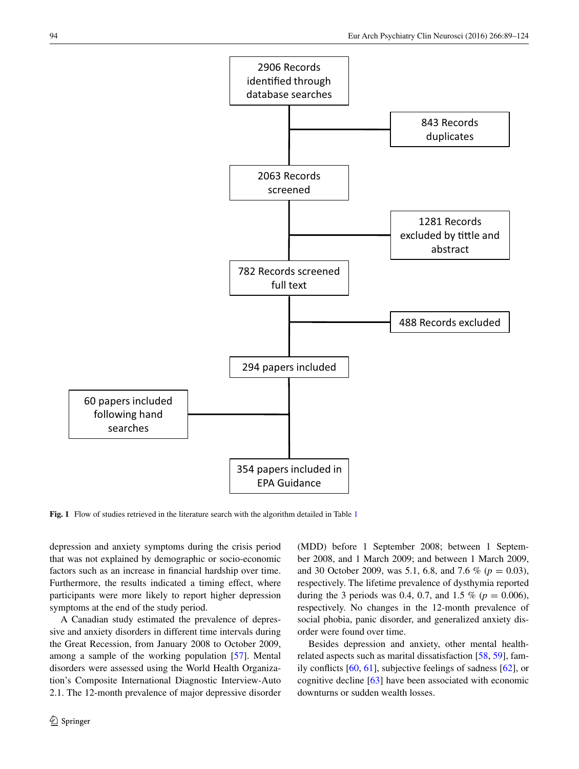2906 Records identified through database searches

843 Records duplicates

2063 Records screened

1281 Records excluded by tittle and abstract

782 Records screened full text

488 Records excluded

294 papers included

60 papers included following hand searches

354 papers included in EPA Guidance

**Fig. 1** Flow of studies retrieved in the literature search with the algorithm detailed in Table 1

depression and anxiety symptoms during the crisis period that was not explained by demographic or socio-economic factors such as an increase in financial hardship over time. Furthermore, the results indicated a timing effect, where participants were more likely to report higher depression symptoms at the end of the study period.

A Canadian study estimated the prevalence of depressive and anxiety disorders in different time intervals during the Great Recession, from January 2008 to October 2009, among a sample of the working population [57]. Mental disorders were assessed using the World Health Organization's Composite International Diagnostic Interview-Auto 2.1. The 12-month prevalence of major depressive disorder (MDD) before 1 September 2008; between 1 September 2008, and 1 March 2009; and between 1 March 2009, and 30 October 2009, was 5.1, 6.8, and 7.6 % ($p = 0.03$), respectively. The lifetime prevalence of dysthymia reported during the 3 periods was 0.4, 0.7, and 1.5 % ($p = 0.006$), respectively. No changes in the 12-month prevalence of social phobia, panic disorder, and generalized anxiety disorder were found over time.

Besides depression and anxiety, other mental health-related aspects such as marital dissatisfaction [58, 59], family conflicts [60, 61], subjective feelings of sadness [62], or cognitive decline [63] have been associated with economic downturns or sudden wealth losses.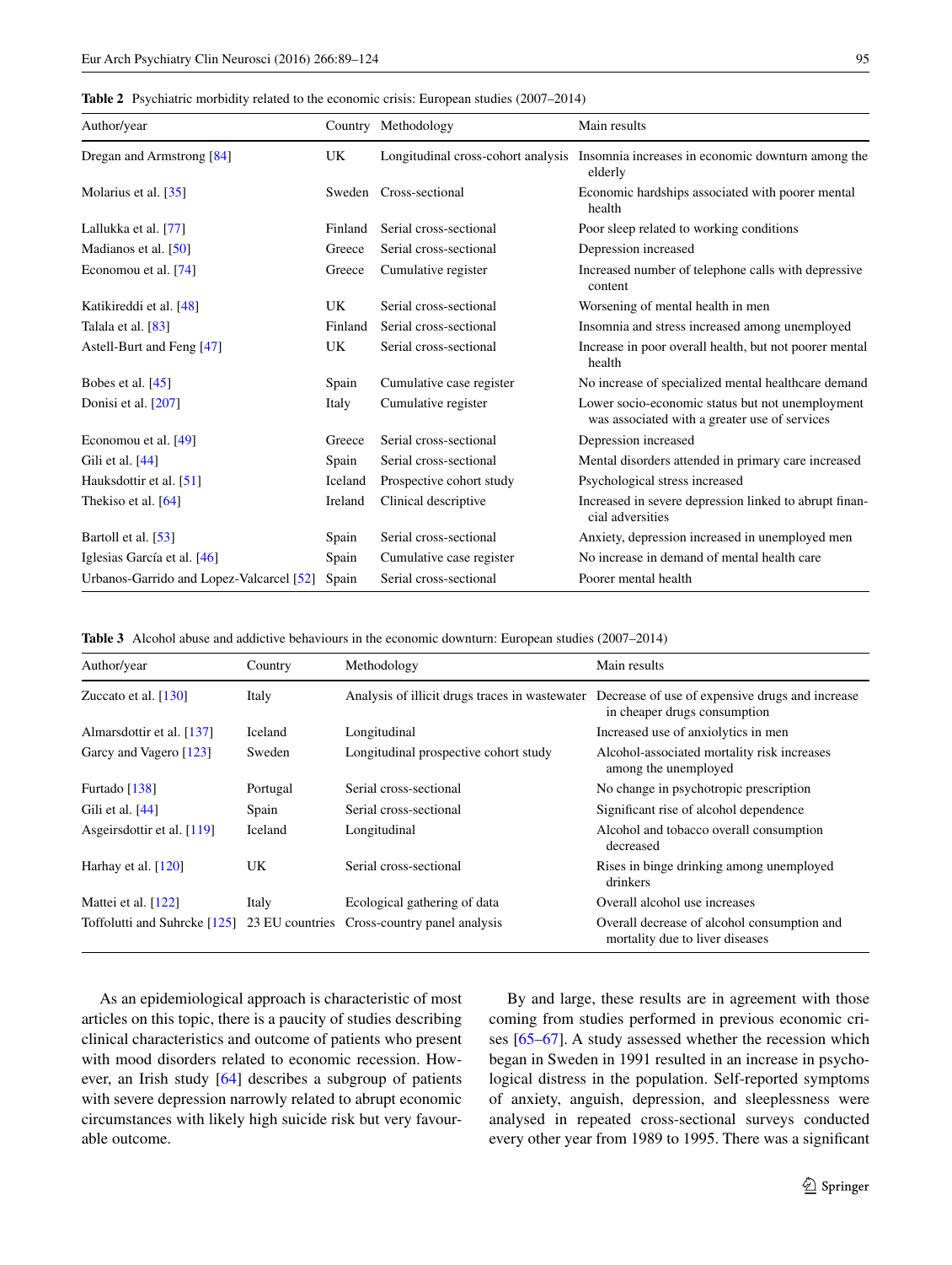**Table 2** Psychiatric morbidity related to the economic crisis: European studies (2007–2014)

| Author/year | Country | Methodology | Main results |
|---|---|---|---|
| Dregan and Armstrong [84] | UK | Longitudinal cross-cohort analysis | Insomnia increases in economic downturn among the elderly |
| Molarius et al. [35] | Sweden | Cross-sectional | Economic hardships associated with poorer mental health |
| Lallukka et al. [77] | Finland | Serial cross-sectional | Poor sleep related to working conditions |
| Madianos et al. [50] | Greece | Serial cross-sectional | Depression increased |
| Economou et al. [74] | Greece | Cumulative register | Increased number of telephone calls with depressive content |
| Katikireddi et al. [48] | UK | Serial cross-sectional | Worsening of mental health in men |
| Talala et al. [83] | Finland | Serial cross-sectional | Insomnia and stress increased among unemployed |
| Astell-Burt and Feng [47] | UK | Serial cross-sectional | Increase in poor overall health, but not poorer mental health |
| Bobes et al. [45] | Spain | Cumulative case register | No increase of specialized mental healthcare demand |
| Donisi et al. [207] | Italy | Cumulative register | Lower socio-economic status but not unemployment was associated with a greater use of services |
| Economou et al. [49] | Greece | Serial cross-sectional | Depression increased |
| Gili et al. [44] | Spain | Serial cross-sectional | Mental disorders attended in primary care increased |
| Hauksdottir et al. [51] | Iceland | Prospective cohort study | Psychological stress increased |
| Thekiso et al. [64] | Ireland | Clinical descriptive | Increased in severe depression linked to abrupt financial adversities |
| Bartoll et al. [53] | Spain | Serial cross-sectional | Anxiety, depression increased in unemployed men |
| Iglesias García et al. [46] | Spain | Cumulative case register | No increase in demand of mental health care |
| Urbanos-Garrido and Lopez-Valcarcel [52] | Spain | Serial cross-sectional | Poorer mental health |

**Table 3** Alcohol abuse and addictive behaviours in the economic downturn: European studies (2007–2014)

| Author/year | Country | Methodology | Main results |
|---|---|---|---|
| Zuccato et al. [130] | Italy | Analysis of illicit drugs traces in wastewater | Decrease of use of expensive drugs and increase in cheaper drugs consumption |
| Almarsdottir et al. [137] | Iceland | Longitudinal | Increased use of anxiolytics in men |
| Garcy and Vagero [123] | Sweden | Longitudinal prospective cohort study | Alcohol-associated mortality risk increases among the unemployed |
| Furtado [138] | Portugal | Serial cross-sectional | No change in psychotropic prescription |
| Gili et al. [44] | Spain | Serial cross-sectional | Significant rise of alcohol dependence |
| Asgeirsdottir et al. [119] | Iceland | Longitudinal | Alcohol and tobacco overall consumption decreased |
| Harhay et al. [120] | UK | Serial cross-sectional | Rises in binge drinking among unemployed drinkers |
| Mattei et al. [122] | Italy | Ecological gathering of data | Overall alcohol use increases |
| Toffolutti and Suhrcke [125] | 23 EU countries | Cross-country panel analysis | Overall decrease of alcohol consumption and mortality due to liver diseases |

As an epidemiological approach is characteristic of most articles on this topic, there is a paucity of studies describing clinical characteristics and outcome of patients who present with mood disorders related to economic recession. However, an Irish study [64] describes a subgroup of patients with severe depression narrowly related to abrupt economic circumstances with likely high suicide risk but very favourable outcome.

By and large, these results are in agreement with those coming from studies performed in previous economic crises [65–67]. A study assessed whether the recession which began in Sweden in 1991 resulted in an increase in psychological distress in the population. Self-reported symptoms of anxiety, anguish, depression, and sleeplessness were analysed in repeated cross-sectional surveys conducted every other year from 1989 to 1995. There was a significant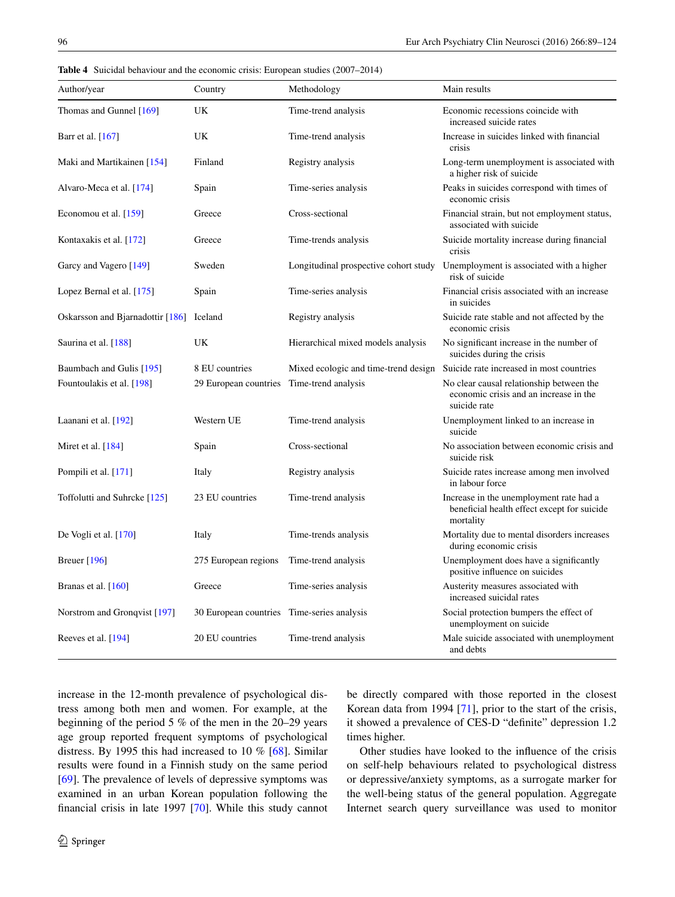Table 4 Suicidal behaviour and the economic crisis: European studies (2007–2014)

| Author/year | Country | Methodology | Main results |
|---|---|---|---|
| Thomas and Gunnel [169] | UK | Time-trend analysis | Economic recessions coincide with increased suicide rates |
| Barr et al. [167] | UK | Time-trend analysis | Increase in suicides linked with financial crisis |
| Maki and Martikainen [154] | Finland | Registry analysis | Long-term unemployment is associated with a higher risk of suicide |
| Alvaro-Meca et al. [174] | Spain | Time-series analysis | Peaks in suicides correspond with times of economic crisis |
| Economou et al. [159] | Greece | Cross-sectional | Financial strain, but not employment status, associated with suicide |
| Kontaxakis et al. [172] | Greece | Time-trends analysis | Suicide mortality increase during financial crisis |
| Garcy and Vagero [149] | Sweden | Longitudinal prospective cohort study | Unemployment is associated with a higher risk of suicide |
| Lopez Bernal et al. [175] | Spain | Time-series analysis | Financial crisis associated with an increase in suicides |
| Oskarsson and Bjarnadottir [186] | Iceland | Registry analysis | Suicide rate stable and not affected by the economic crisis |
| Saurina et al. [188] | UK | Hierarchical mixed models analysis | No significant increase in the number of suicides during the crisis |
| Baumbach and Gulis [195] | 8 EU countries | Mixed ecologic and time-trend design | Suicide rate increased in most countries |
| Fountoulakis et al. [198] | 29 European countries | Time-trend analysis | No clear causal relationship between the economic crisis and an increase in the suicide rate |
| Laanani et al. [192] | Western UE | Time-trend analysis | Unemployment linked to an increase in suicide |
| Miret et al. [184] | Spain | Cross-sectional | No association between economic crisis and suicide risk |
| Pompili et al. [171] | Italy | Registry analysis | Suicide rates increase among men involved in labour force |
| Toffolutti and Suhrcke [125] | 23 EU countries | Time-trend analysis | Increase in the unemployment rate had a beneficial health effect except for suicide mortality |
| De Vogli et al. [170] | Italy | Time-trends analysis | Mortality due to mental disorders increases during economic crisis |
| Breuer [196] | 275 European regions | Time-trend analysis | Unemployment does have a significantly positive influence on suicides |
| Branas et al. [160] | Greece | Time-series analysis | Austerity measures associated with increased suicidal rates |
| Norstrom and Gronqvist [197] | 30 European countries | Time-series analysis | Social protection bumpers the effect of unemployment on suicide |
| Reeves et al. [194] | 20 EU countries | Time-trend analysis | Male suicide associated with unemployment and debts |

increase in the 12-month prevalence of psychological distress among both men and women. For example, at the beginning of the period 5 % of the men in the 20–29 years age group reported frequent symptoms of psychological distress. By 1995 this had increased to 10 % [68]. Similar results were found in a Finnish study on the same period [69]. The prevalence of levels of depressive symptoms was examined in an urban Korean population following the financial crisis in late 1997 [70]. While this study cannot be directly compared with those reported in the closest Korean data from 1994 [71], prior to the start of the crisis, it showed a prevalence of CES-D "definite" depression 1.2 times higher.

Other studies have looked to the influence of the crisis on self-help behaviours related to psychological distress or depressive/anxiety symptoms, as a surrogate marker for the well-being status of the general population. Aggregate Internet search query surveillance was used to monitor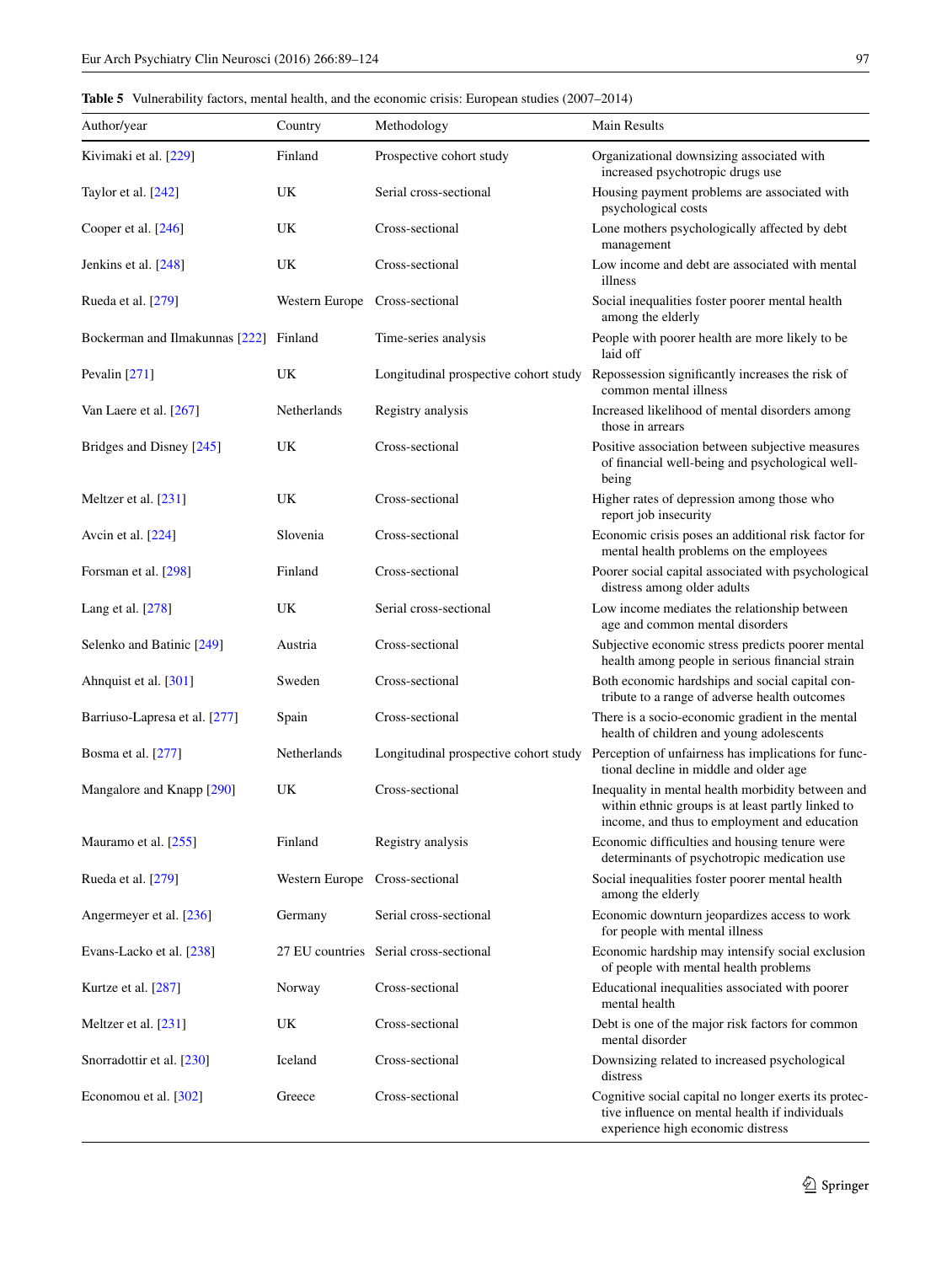**Table 5** Vulnerability factors, mental health, and the economic crisis: European studies (2007–2014)

| Author/year | Country | Methodology | Main Results |
|---|---|---|---|
| Kivimaki et al. [229] | Finland | Prospective cohort study | Organizational downsizing associated with increased psychotropic drugs use |
| Taylor et al. [242] | UK | Serial cross-sectional | Housing payment problems are associated with psychological costs |
| Cooper et al. [246] | UK | Cross-sectional | Lone mothers psychologically affected by debt management |
| Jenkins et al. [248] | UK | Cross-sectional | Low income and debt are associated with mental illness |
| Rueda et al. [279] | Western Europe | Cross-sectional | Social inequalities foster poorer mental health among the elderly |
| Bockerman and Ilmakunnas [222] | Finland | Time-series analysis | People with poorer health are more likely to be laid off |
| Pevalin [271] | UK | Longitudinal prospective cohort study | Repossession significantly increases the risk of common mental illness |
| Van Laere et al. [267] | Netherlands | Registry analysis | Increased likelihood of mental disorders among those in arrears |
| Bridges and Disney [245] | UK | Cross-sectional | Positive association between subjective measures of financial well-being and psychological well-being |
| Meltzer et al. [231] | UK | Cross-sectional | Higher rates of depression among those who report job insecurity |
| Avcin et al. [224] | Slovenia | Cross-sectional | Economic crisis poses an additional risk factor for mental health problems on the employees |
| Forsman et al. [298] | Finland | Cross-sectional | Poorer social capital associated with psychological distress among older adults |
| Lang et al. [278] | UK | Serial cross-sectional | Low income mediates the relationship between age and common mental disorders |
| Selenko and Batinic [249] | Austria | Cross-sectional | Subjective economic stress predicts poorer mental health among people in serious financial strain |
| Ahnquist et al. [301] | Sweden | Cross-sectional | Both economic hardships and social capital contribute to a range of adverse health outcomes |
| Barriuso-Lapresa et al. [277] | Spain | Cross-sectional | There is a socio-economic gradient in the mental health of children and young adolescents |
| Bosma et al. [277] | Netherlands | Longitudinal prospective cohort study | Perception of unfairness has implications for functional decline in middle and older age |
| Mangalore and Knapp [290] | UK | Cross-sectional | Inequality in mental health morbidity between and within ethnic groups is at least partly linked to income, and thus to employment and education |
| Mauramo et al. [255] | Finland | Registry analysis | Economic difficulties and housing tenure were determinants of psychotropic medication use |
| Rueda et al. [279] | Western Europe | Cross-sectional | Social inequalities foster poorer mental health among the elderly |
| Angermeyer et al. [236] | Germany | Serial cross-sectional | Economic downturn jeopardizes access to work for people with mental illness |
| Evans-Lacko et al. [238] | 27 EU countries | Serial cross-sectional | Economic hardship may intensify social exclusion of people with mental health problems |
| Kurtze et al. [287] | Norway | Cross-sectional | Educational inequalities associated with poorer mental health |
| Meltzer et al. [231] | UK | Cross-sectional | Debt is one of the major risk factors for common mental disorder |
| Snorradottir et al. [230] | Iceland | Cross-sectional | Downsizing related to increased psychological distress |
| Economou et al. [302] | Greece | Cross-sectional | Cognitive social capital no longer exerts its protective influence on mental health if individuals experience high economic distress |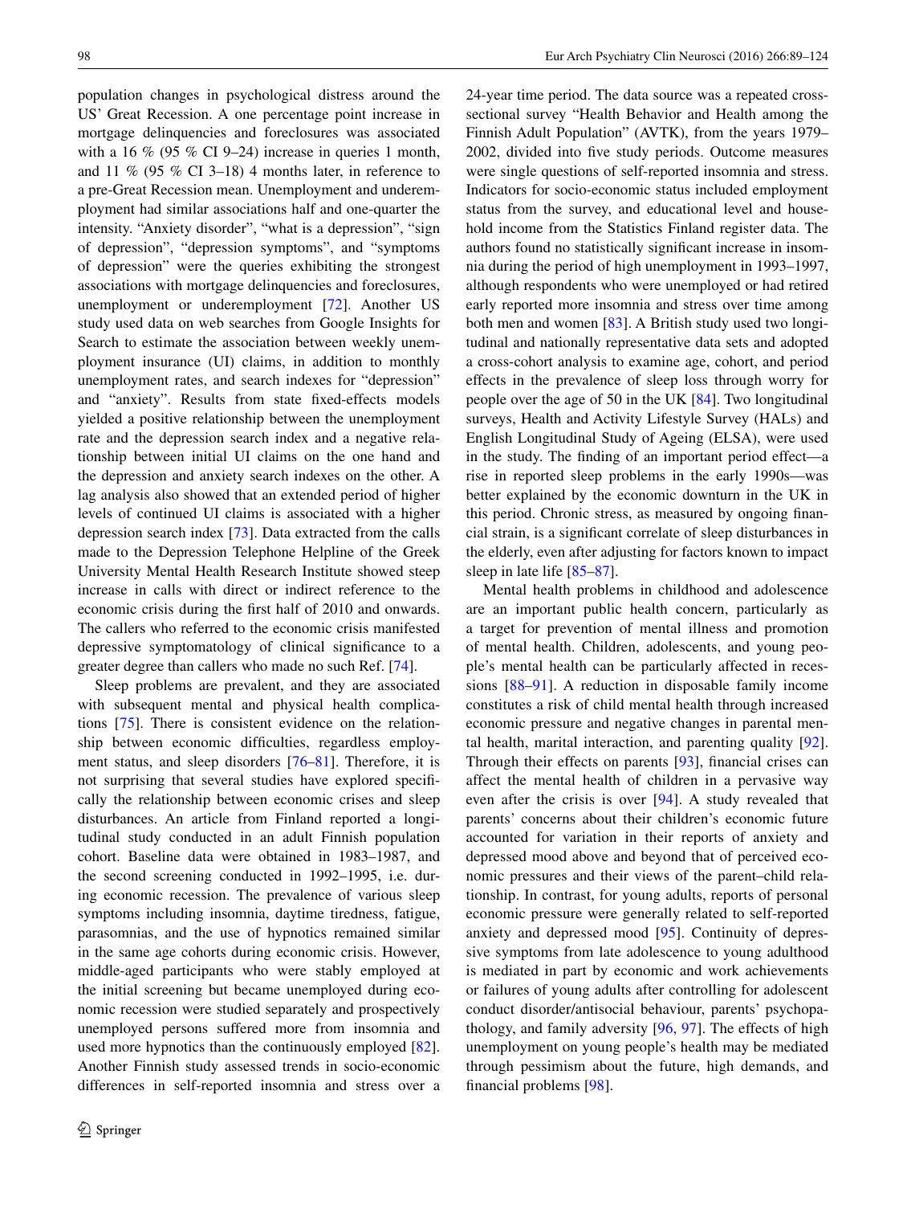population changes in psychological distress around the US' Great Recession. A one percentage point increase in mortgage delinquencies and foreclosures was associated with a 16 % (95 % CI 9–24) increase in queries 1 month, and 11 % (95 % CI 3–18) 4 months later, in reference to a pre-Great Recession mean. Unemployment and underemployment had similar associations half and one-quarter the intensity. "Anxiety disorder", "what is a depression", "sign of depression", "depression symptoms", and "symptoms of depression" were the queries exhibiting the strongest associations with mortgage delinquencies and foreclosures, unemployment or underemployment [72]. Another US study used data on web searches from Google Insights for Search to estimate the association between weekly unemployment insurance (UI) claims, in addition to monthly unemployment rates, and search indexes for "depression" and "anxiety". Results from state fixed-effects models yielded a positive relationship between the unemployment rate and the depression search index and a negative relationship between initial UI claims on the one hand and the depression and anxiety search indexes on the other. A lag analysis also showed that an extended period of higher levels of continued UI claims is associated with a higher depression search index [73]. Data extracted from the calls made to the Depression Telephone Helpline of the Greek University Mental Health Research Institute showed steep increase in calls with direct or indirect reference to the economic crisis during the first half of 2010 and onwards. The callers who referred to the economic crisis manifested depressive symptomatology of clinical significance to a greater degree than callers who made no such Ref. [74].

Sleep problems are prevalent, and they are associated with subsequent mental and physical health complications [75]. There is consistent evidence on the relationship between economic difficulties, regardless employment status, and sleep disorders [76–81]. Therefore, it is not surprising that several studies have explored specifically the relationship between economic crises and sleep disturbances. An article from Finland reported a longitudinal study conducted in an adult Finnish population cohort. Baseline data were obtained in 1983–1987, and the second screening conducted in 1992–1995, i.e. during economic recession. The prevalence of various sleep symptoms including insomnia, daytime tiredness, fatigue, parasomnias, and the use of hypnotics remained similar in the same age cohorts during economic crisis. However, middle-aged participants who were stably employed at the initial screening but became unemployed during economic recession were studied separately and prospectively unemployed persons suffered more from insomnia and used more hypnotics than the continuously employed [82]. Another Finnish study assessed trends in socio-economic differences in self-reported insomnia and stress over a 24-year time period. The data source was a repeated cross-sectional survey "Health Behavior and Health among the Finnish Adult Population" (AVTK), from the years 1979–2002, divided into five study periods. Outcome measures were single questions of self-reported insomnia and stress. Indicators for socio-economic status included employment status from the survey, and educational level and household income from the Statistics Finland register data. The authors found no statistically significant increase in insomnia during the period of high unemployment in 1993–1997, although respondents who were unemployed or had retired early reported more insomnia and stress over time among both men and women [83]. A British study used two longitudinal and nationally representative data sets and adopted a cross-cohort analysis to examine age, cohort, and period effects in the prevalence of sleep loss through worry for people over the age of 50 in the UK [84]. Two longitudinal surveys, Health and Activity Lifestyle Survey (HALs) and English Longitudinal Study of Ageing (ELSA), were used in the study. The finding of an important period effect—a rise in reported sleep problems in the early 1990s—was better explained by the economic downturn in the UK in this period. Chronic stress, as measured by ongoing financial strain, is a significant correlate of sleep disturbances in the elderly, even after adjusting for factors known to impact sleep in late life [85–87].

Mental health problems in childhood and adolescence are an important public health concern, particularly as a target for prevention of mental illness and promotion of mental health. Children, adolescents, and young people's mental health can be particularly affected in recessions [88–91]. A reduction in disposable family income constitutes a risk of child mental health through increased economic pressure and negative changes in parental mental health, marital interaction, and parenting quality [92]. Through their effects on parents [93], financial crises can affect the mental health of children in a pervasive way even after the crisis is over [94]. A study revealed that parents' concerns about their children's economic future accounted for variation in their reports of anxiety and depressed mood above and beyond that of perceived economic pressures and their views of the parent–child relationship. In contrast, for young adults, reports of personal economic pressure were generally related to self-reported anxiety and depressed mood [95]. Continuity of depressive symptoms from late adolescence to young adulthood is mediated in part by economic and work achievements or failures of young adults after controlling for adolescent conduct disorder/antisocial behaviour, parents' psychopathology, and family adversity [96, 97]. The effects of high unemployment on young people's health may be mediated through pessimism about the future, high demands, and financial problems [98].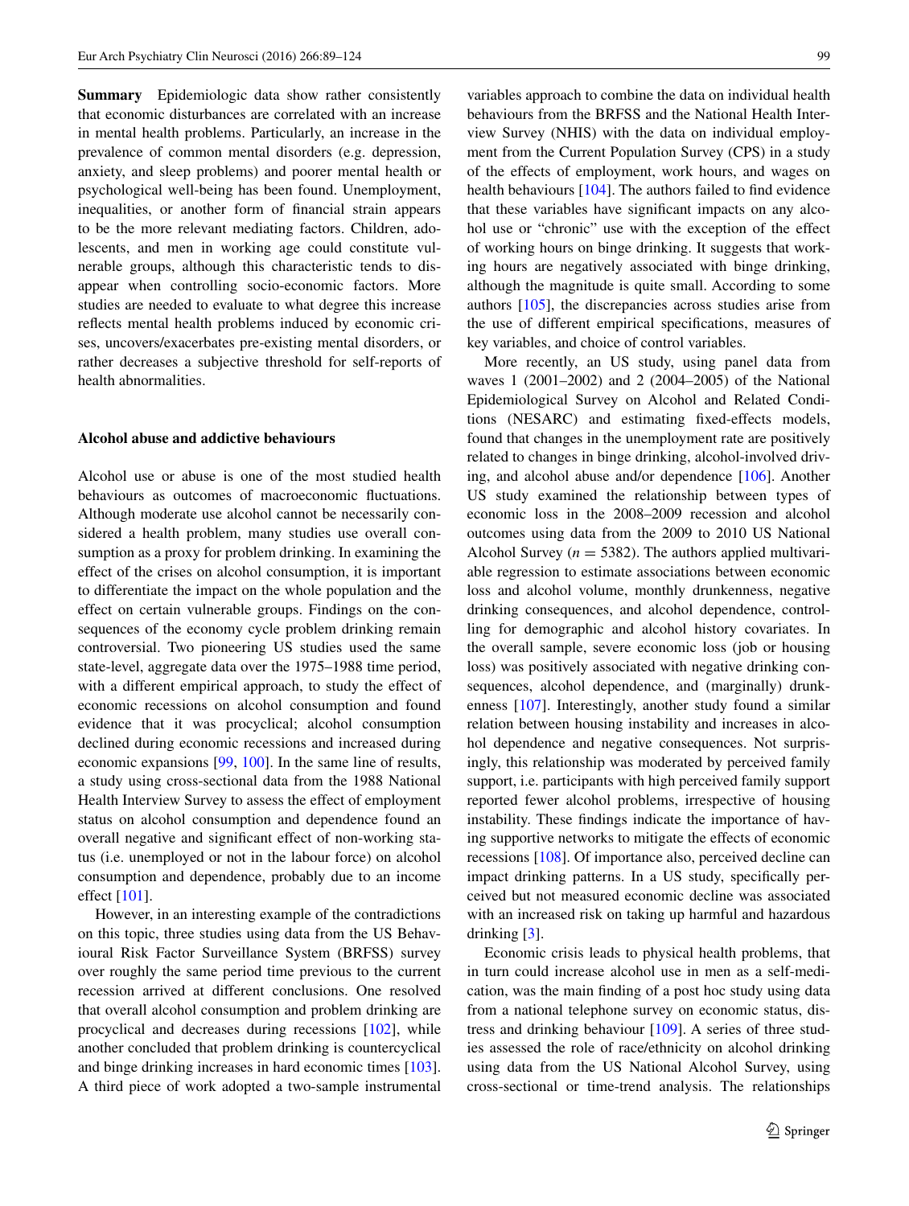**Summary** Epidemiologic data show rather consistently that economic disturbances are correlated with an increase in mental health problems. Particularly, an increase in the prevalence of common mental disorders (e.g. depression, anxiety, and sleep problems) and poorer mental health or psychological well-being has been found. Unemployment, inequalities, or another form of financial strain appears to be the more relevant mediating factors. Children, adolescents, and men in working age could constitute vulnerable groups, although this characteristic tends to disappear when controlling socio-economic factors. More studies are needed to evaluate to what degree this increase reflects mental health problems induced by economic crises, uncovers/exacerbates pre-existing mental disorders, or rather decreases a subjective threshold for self-reports of health abnormalities.

### Alcohol abuse and addictive behaviours

Alcohol use or abuse is one of the most studied health behaviours as outcomes of macroeconomic fluctuations. Although moderate use alcohol cannot be necessarily considered a health problem, many studies use overall consumption as a proxy for problem drinking. In examining the effect of the crises on alcohol consumption, it is important to differentiate the impact on the whole population and the effect on certain vulnerable groups. Findings on the consequences of the economy cycle problem drinking remain controversial. Two pioneering US studies used the same state-level, aggregate data over the 1975–1988 time period, with a different empirical approach, to study the effect of economic recessions on alcohol consumption and found evidence that it was procyclical; alcohol consumption declined during economic recessions and increased during economic expansions [99, 100]. In the same line of results, a study using cross-sectional data from the 1988 National Health Interview Survey to assess the effect of employment status on alcohol consumption and dependence found an overall negative and significant effect of non-working status (i.e. unemployed or not in the labour force) on alcohol consumption and dependence, probably due to an income effect [101].

However, in an interesting example of the contradictions on this topic, three studies using data from the US Behavioural Risk Factor Surveillance System (BRFSS) survey over roughly the same period time previous to the current recession arrived at different conclusions. One resolved that overall alcohol consumption and problem drinking are procyclical and decreases during recessions [102], while another concluded that problem drinking is countercyclical and binge drinking increases in hard economic times [103]. A third piece of work adopted a two-sample instrumental variables approach to combine the data on individual health behaviours from the BRFSS and the National Health Interview Survey (NHIS) with the data on individual employment from the Current Population Survey (CPS) in a study of the effects of employment, work hours, and wages on health behaviours [104]. The authors failed to find evidence that these variables have significant impacts on any alcohol use or "chronic" use with the exception of the effect of working hours on binge drinking. It suggests that working hours are negatively associated with binge drinking, although the magnitude is quite small. According to some authors [105], the discrepancies across studies arise from the use of different empirical specifications, measures of key variables, and choice of control variables.

More recently, an US study, using panel data from waves 1 (2001–2002) and 2 (2004–2005) of the National Epidemiological Survey on Alcohol and Related Conditions (NESARC) and estimating fixed-effects models, found that changes in the unemployment rate are positively related to changes in binge drinking, alcohol-involved driving, and alcohol abuse and/or dependence [106]. Another US study examined the relationship between types of economic loss in the 2008–2009 recession and alcohol outcomes using data from the 2009 to 2010 US National Alcohol Survey ($n = 5382$). The authors applied multivariable regression to estimate associations between economic loss and alcohol volume, monthly drunkenness, negative drinking consequences, and alcohol dependence, controlling for demographic and alcohol history covariates. In the overall sample, severe economic loss (job or housing loss) was positively associated with negative drinking consequences, alcohol dependence, and (marginally) drunkenness [107]. Interestingly, another study found a similar relation between housing instability and increases in alcohol dependence and negative consequences. Not surprisingly, this relationship was moderated by perceived family support, i.e. participants with high perceived family support reported fewer alcohol problems, irrespective of housing instability. These findings indicate the importance of having supportive networks to mitigate the effects of economic recessions [108]. Of importance also, perceived decline can impact drinking patterns. In a US study, specifically perceived but not measured economic decline was associated with an increased risk on taking up harmful and hazardous drinking [3].

Economic crisis leads to physical health problems, that in turn could increase alcohol use in men as a self-medication, was the main finding of a post hoc study using data from a national telephone survey on economic status, distress and drinking behaviour [109]. A series of three studies assessed the role of race/ethnicity on alcohol drinking using data from the US National Alcohol Survey, using cross-sectional or time-trend analysis. The relationships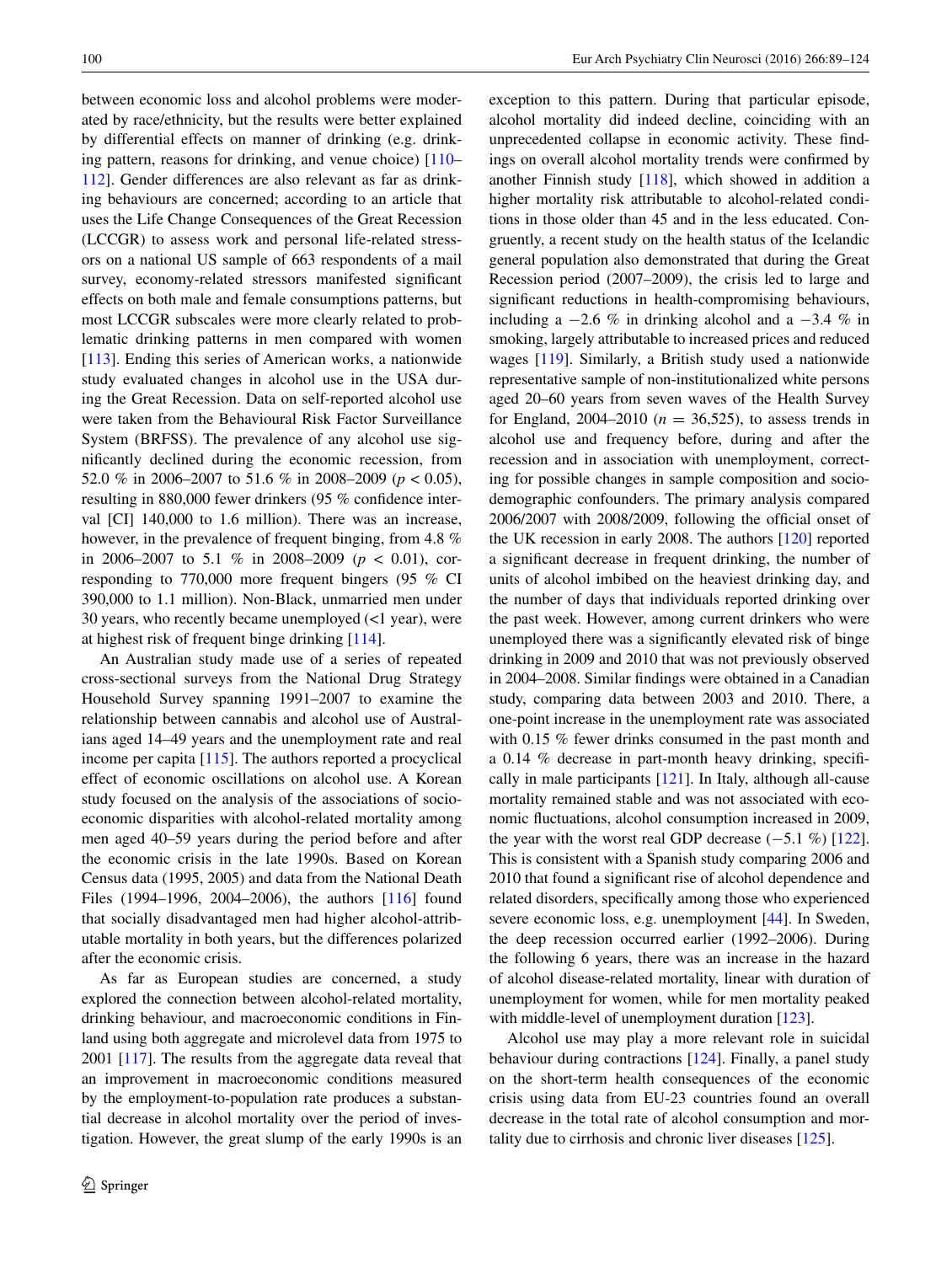between economic loss and alcohol problems were moderated by race/ethnicity, but the results were better explained by differential effects on manner of drinking (e.g. drinking pattern, reasons for drinking, and venue choice) [110–112]. Gender differences are also relevant as far as drinking behaviours are concerned; according to an article that uses the Life Change Consequences of the Great Recession (LCCGR) to assess work and personal life-related stressors on a national US sample of 663 respondents of a mail survey, economy-related stressors manifested significant effects on both male and female consumptions patterns, but most LCCGR subscales were more clearly related to problematic drinking patterns in men compared with women [113]. Ending this series of American works, a nationwide study evaluated changes in alcohol use in the USA during the Great Recession. Data on self-reported alcohol use were taken from the Behavioural Risk Factor Surveillance System (BRFSS). The prevalence of any alcohol use significantly declined during the economic recession, from 52.0 % in 2006–2007 to 51.6 % in 2008–2009 ($p < 0.05$), resulting in 880,000 fewer drinkers (95 % confidence interval [CI] 140,000 to 1.6 million). There was an increase, however, in the prevalence of frequent binging, from 4.8 % in 2006–2007 to 5.1 % in 2008–2009 ($p < 0.01$), corresponding to 770,000 more frequent bingers (95 % CI 390,000 to 1.1 million). Non-Black, unmarried men under 30 years, who recently became unemployed (<1 year), were at highest risk of frequent binge drinking [114].

An Australian study made use of a series of repeated cross-sectional surveys from the National Drug Strategy Household Survey spanning 1991–2007 to examine the relationship between cannabis and alcohol use of Australians aged 14–49 years and the unemployment rate and real income per capita [115]. The authors reported a procyclical effect of economic oscillations on alcohol use. A Korean study focused on the analysis of the associations of socioeconomic disparities with alcohol-related mortality among men aged 40–59 years during the period before and after the economic crisis in the late 1990s. Based on Korean Census data (1995, 2005) and data from the National Death Files (1994–1996, 2004–2006), the authors [116] found that socially disadvantaged men had higher alcohol-attributable mortality in both years, but the differences polarized after the economic crisis.

As far as European studies are concerned, a study explored the connection between alcohol-related mortality, drinking behaviour, and macroeconomic conditions in Finland using both aggregate and microlevel data from 1975 to 2001 [117]. The results from the aggregate data reveal that an improvement in macroeconomic conditions measured by the employment-to-population rate produces a substantial decrease in alcohol mortality over the period of investigation. However, the great slump of the early 1990s is an exception to this pattern. During that particular episode, alcohol mortality did indeed decline, coinciding with an unprecedented collapse in economic activity. These findings on overall alcohol mortality trends were confirmed by another Finnish study [118], which showed in addition a higher mortality risk attributable to alcohol-related conditions in those older than 45 and in the less educated. Congruently, a recent study on the health status of the Icelandic general population also demonstrated that during the Great Recession period (2007–2009), the crisis led to large and significant reductions in health-compromising behaviours, including a −2.6 % in drinking alcohol and a −3.4 % in smoking, largely attributable to increased prices and reduced wages [119]. Similarly, a British study used a nationwide representative sample of non-institutionalized white persons aged 20–60 years from seven waves of the Health Survey for England, 2004–2010 ($n = 36{,}525$), to assess trends in alcohol use and frequency before, during and after the recession and in association with unemployment, correcting for possible changes in sample composition and sociodemographic confounders. The primary analysis compared 2006/2007 with 2008/2009, following the official onset of the UK recession in early 2008. The authors [120] reported a significant decrease in frequent drinking, the number of units of alcohol imbibed on the heaviest drinking day, and the number of days that individuals reported drinking over the past week. However, among current drinkers who were unemployed there was a significantly elevated risk of binge drinking in 2009 and 2010 that was not previously observed in 2004–2008. Similar findings were obtained in a Canadian study, comparing data between 2003 and 2010. There, a one-point increase in the unemployment rate was associated with 0.15 % fewer drinks consumed in the past month and a 0.14 % decrease in part-month heavy drinking, specifically in male participants [121]. In Italy, although all-cause mortality remained stable and was not associated with economic fluctuations, alcohol consumption increased in 2009, the year with the worst real GDP decrease (−5.1 %) [122]. This is consistent with a Spanish study comparing 2006 and 2010 that found a significant rise of alcohol dependence and related disorders, specifically among those who experienced severe economic loss, e.g. unemployment [44]. In Sweden, the deep recession occurred earlier (1992–2006). During the following 6 years, there was an increase in the hazard of alcohol disease-related mortality, linear with duration of unemployment for women, while for men mortality peaked with middle-level of unemployment duration [123].

Alcohol use may play a more relevant role in suicidal behaviour during contractions [124]. Finally, a panel study on the short-term health consequences of the economic crisis using data from EU-23 countries found an overall decrease in the total rate of alcohol consumption and mortality due to cirrhosis and chronic liver diseases [125].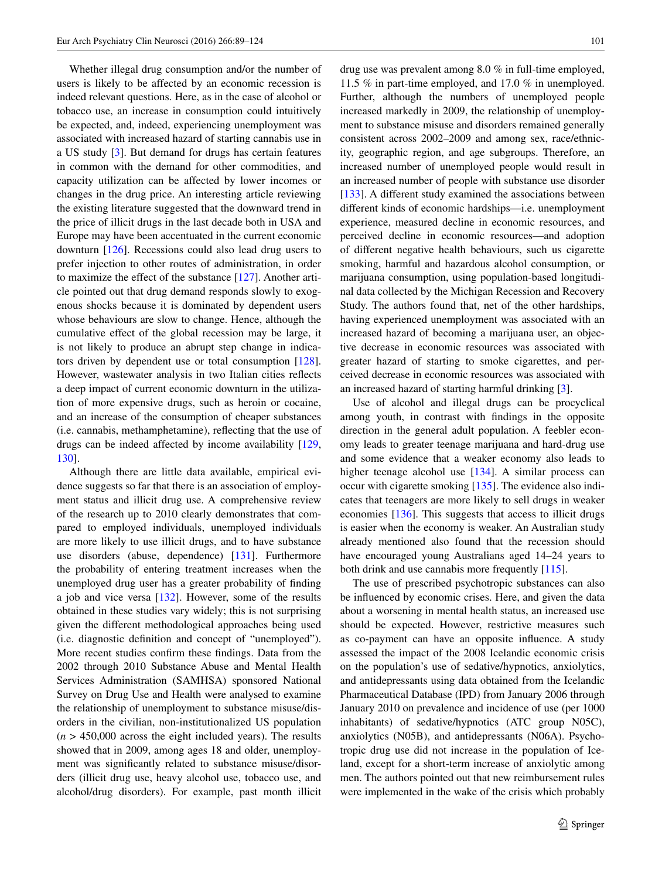Whether illegal drug consumption and/or the number of users is likely to be affected by an economic recession is indeed relevant questions. Here, as in the case of alcohol or tobacco use, an increase in consumption could intuitively be expected, and, indeed, experiencing unemployment was associated with increased hazard of starting cannabis use in a US study [3]. But demand for drugs has certain features in common with the demand for other commodities, and capacity utilization can be affected by lower incomes or changes in the drug price. An interesting article reviewing the existing literature suggested that the downward trend in the price of illicit drugs in the last decade both in USA and Europe may have been accentuated in the current economic downturn [126]. Recessions could also lead drug users to prefer injection to other routes of administration, in order to maximize the effect of the substance [127]. Another article pointed out that drug demand responds slowly to exogenous shocks because it is dominated by dependent users whose behaviours are slow to change. Hence, although the cumulative effect of the global recession may be large, it is not likely to produce an abrupt step change in indicators driven by dependent use or total consumption [128]. However, wastewater analysis in two Italian cities reflects a deep impact of current economic downturn in the utilization of more expensive drugs, such as heroin or cocaine, and an increase of the consumption of cheaper substances (i.e. cannabis, methamphetamine), reflecting that the use of drugs can be indeed affected by income availability [129, 130].

Although there are little data available, empirical evidence suggests so far that there is an association of employment status and illicit drug use. A comprehensive review of the research up to 2010 clearly demonstrates that compared to employed individuals, unemployed individuals are more likely to use illicit drugs, and to have substance use disorders (abuse, dependence) [131]. Furthermore the probability of entering treatment increases when the unemployed drug user has a greater probability of finding a job and vice versa [132]. However, some of the results obtained in these studies vary widely; this is not surprising given the different methodological approaches being used (i.e. diagnostic definition and concept of "unemployed"). More recent studies confirm these findings. Data from the 2002 through 2010 Substance Abuse and Mental Health Services Administration (SAMHSA) sponsored National Survey on Drug Use and Health were analysed to examine the relationship of unemployment to substance misuse/disorders in the civilian, non-institutionalized US population ($n$ > 450,000 across the eight included years). The results showed that in 2009, among ages 18 and older, unemployment was significantly related to substance misuse/disorders (illicit drug use, heavy alcohol use, tobacco use, and alcohol/drug disorders). For example, past month illicit drug use was prevalent among 8.0 % in full-time employed, 11.5 % in part-time employed, and 17.0 % in unemployed. Further, although the numbers of unemployed people increased markedly in 2009, the relationship of unemployment to substance misuse and disorders remained generally consistent across 2002–2009 and among sex, race/ethnicity, geographic region, and age subgroups. Therefore, an increased number of unemployed people would result in an increased number of people with substance use disorder [133]. A different study examined the associations between different kinds of economic hardships—i.e. unemployment experience, measured decline in economic resources, and perceived decline in economic resources—and adoption of different negative health behaviours, such us cigarette smoking, harmful and hazardous alcohol consumption, or marijuana consumption, using population-based longitudinal data collected by the Michigan Recession and Recovery Study. The authors found that, net of the other hardships, having experienced unemployment was associated with an increased hazard of becoming a marijuana user, an objective decrease in economic resources was associated with greater hazard of starting to smoke cigarettes, and perceived decrease in economic resources was associated with an increased hazard of starting harmful drinking [3].

Use of alcohol and illegal drugs can be procyclical among youth, in contrast with findings in the opposite direction in the general adult population. A feebler economy leads to greater teenage marijuana and hard-drug use and some evidence that a weaker economy also leads to higher teenage alcohol use [134]. A similar process can occur with cigarette smoking [135]. The evidence also indicates that teenagers are more likely to sell drugs in weaker economies [136]. This suggests that access to illicit drugs is easier when the economy is weaker. An Australian study already mentioned also found that the recession should have encouraged young Australians aged 14–24 years to both drink and use cannabis more frequently [115].

The use of prescribed psychotropic substances can also be influenced by economic crises. Here, and given the data about a worsening in mental health status, an increased use should be expected. However, restrictive measures such as co-payment can have an opposite influence. A study assessed the impact of the 2008 Icelandic economic crisis on the population's use of sedative/hypnotics, anxiolytics, and antidepressants using data obtained from the Icelandic Pharmaceutical Database (IPD) from January 2006 through January 2010 on prevalence and incidence of use (per 1000 inhabitants) of sedative/hypnotics (ATC group N05C), anxiolytics (N05B), and antidepressants (N06A). Psychotropic drug use did not increase in the population of Iceland, except for a short-term increase of anxiolytic among men. The authors pointed out that new reimbursement rules were implemented in the wake of the crisis which probably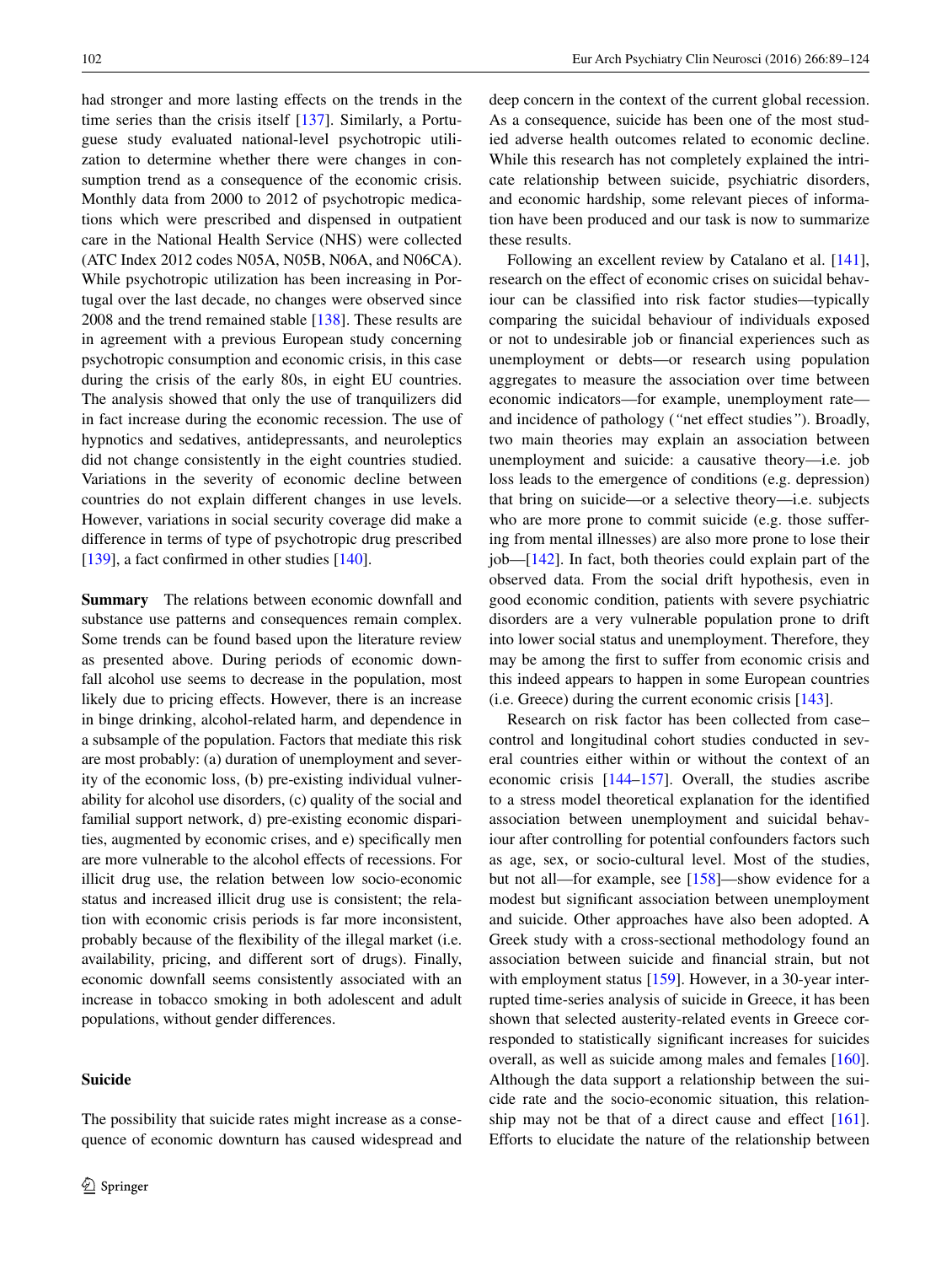had stronger and more lasting effects on the trends in the time series than the crisis itself [137]. Similarly, a Portuguese study evaluated national-level psychotropic utilization to determine whether there were changes in consumption trend as a consequence of the economic crisis. Monthly data from 2000 to 2012 of psychotropic medications which were prescribed and dispensed in outpatient care in the National Health Service (NHS) were collected (ATC Index 2012 codes N05A, N05B, N06A, and N06CA). While psychotropic utilization has been increasing in Portugal over the last decade, no changes were observed since 2008 and the trend remained stable [138]. These results are in agreement with a previous European study concerning psychotropic consumption and economic crisis, in this case during the crisis of the early 80s, in eight EU countries. The analysis showed that only the use of tranquilizers did in fact increase during the economic recession. The use of hypnotics and sedatives, antidepressants, and neuroleptics did not change consistently in the eight countries studied. Variations in the severity of economic decline between countries do not explain different changes in use levels. However, variations in social security coverage did make a difference in terms of type of psychotropic drug prescribed [139], a fact confirmed in other studies [140].

**Summary** The relations between economic downfall and substance use patterns and consequences remain complex. Some trends can be found based upon the literature review as presented above. During periods of economic downfall alcohol use seems to decrease in the population, most likely due to pricing effects. However, there is an increase in binge drinking, alcohol-related harm, and dependence in a subsample of the population. Factors that mediate this risk are most probably: (a) duration of unemployment and severity of the economic loss, (b) pre-existing individual vulnerability for alcohol use disorders, (c) quality of the social and familial support network, d) pre-existing economic disparities, augmented by economic crises, and e) specifically men are more vulnerable to the alcohol effects of recessions. For illicit drug use, the relation between low socio-economic status and increased illicit drug use is consistent; the relation with economic crisis periods is far more inconsistent, probably because of the flexibility of the illegal market (i.e. availability, pricing, and different sort of drugs). Finally, economic downfall seems consistently associated with an increase in tobacco smoking in both adolescent and adult populations, without gender differences.

## Suicide

The possibility that suicide rates might increase as a consequence of economic downturn has caused widespread and deep concern in the context of the current global recession. As a consequence, suicide has been one of the most studied adverse health outcomes related to economic decline. While this research has not completely explained the intricate relationship between suicide, psychiatric disorders, and economic hardship, some relevant pieces of information have been produced and our task is now to summarize these results.

Following an excellent review by Catalano et al. [141], research on the effect of economic crises on suicidal behaviour can be classified into risk factor studies—typically comparing the suicidal behaviour of individuals exposed or not to undesirable job or financial experiences such as unemployment or debts—or research using population aggregates to measure the association over time between economic indicators—for example, unemployment rate—and incidence of pathology (*"*net effect studies*"*). Broadly, two main theories may explain an association between unemployment and suicide: a causative theory—i.e. job loss leads to the emergence of conditions (e.g. depression) that bring on suicide—or a selective theory—i.e. subjects who are more prone to commit suicide (e.g. those suffering from mental illnesses) are also more prone to lose their job—[142]. In fact, both theories could explain part of the observed data. From the social drift hypothesis, even in good economic condition, patients with severe psychiatric disorders are a very vulnerable population prone to drift into lower social status and unemployment. Therefore, they may be among the first to suffer from economic crisis and this indeed appears to happen in some European countries (i.e. Greece) during the current economic crisis [143].

Research on risk factor has been collected from case–control and longitudinal cohort studies conducted in several countries either within or without the context of an economic crisis [144–157]. Overall, the studies ascribe to a stress model theoretical explanation for the identified association between unemployment and suicidal behaviour after controlling for potential confounders factors such as age, sex, or socio-cultural level. Most of the studies, but not all—for example, see [158]—show evidence for a modest but significant association between unemployment and suicide. Other approaches have also been adopted. A Greek study with a cross-sectional methodology found an association between suicide and financial strain, but not with employment status [159]. However, in a 30-year interrupted time-series analysis of suicide in Greece, it has been shown that selected austerity-related events in Greece corresponded to statistically significant increases for suicides overall, as well as suicide among males and females [160]. Although the data support a relationship between the suicide rate and the socio-economic situation, this relationship may not be that of a direct cause and effect [161]. Efforts to elucidate the nature of the relationship between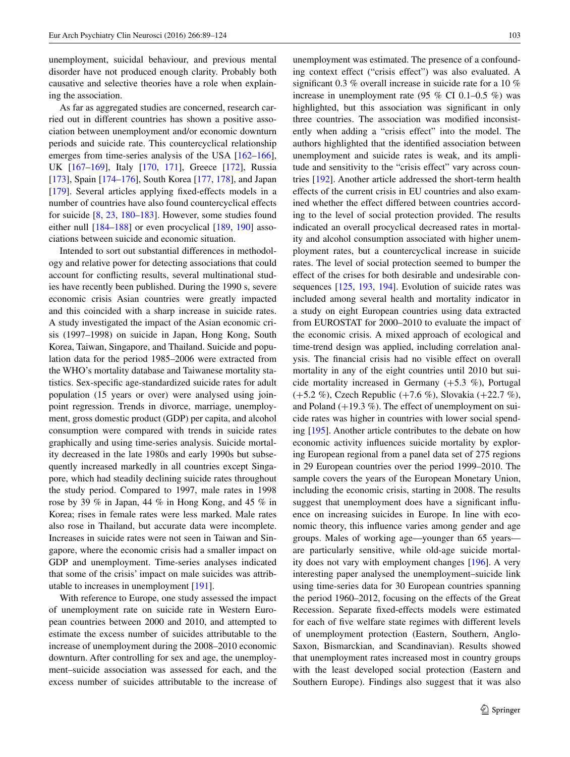unemployment, suicidal behaviour, and previous mental disorder have not produced enough clarity. Probably both causative and selective theories have a role when explaining the association.

As far as aggregated studies are concerned, research carried out in different countries has shown a positive association between unemployment and/or economic downturn periods and suicide rate. This countercyclical relationship emerges from time-series analysis of the USA [162–166], UK [167–169], Italy [170, 171], Greece [172], Russia [173], Spain [174–176], South Korea [177, 178], and Japan [179]. Several articles applying fixed-effects models in a number of countries have also found countercyclical effects for suicide [8, 23, 180–183]. However, some studies found either null [184–188] or even procyclical [189, 190] associations between suicide and economic situation.

Intended to sort out substantial differences in methodology and relative power for detecting associations that could account for conflicting results, several multinational studies have recently been published. During the 1990 s, severe economic crisis Asian countries were greatly impacted and this coincided with a sharp increase in suicide rates. A study investigated the impact of the Asian economic crisis (1997–1998) on suicide in Japan, Hong Kong, South Korea, Taiwan, Singapore, and Thailand. Suicide and population data for the period 1985–2006 were extracted from the WHO's mortality database and Taiwanese mortality statistics. Sex-specific age-standardized suicide rates for adult population (15 years or over) were analysed using joinpoint regression. Trends in divorce, marriage, unemployment, gross domestic product (GDP) per capita, and alcohol consumption were compared with trends in suicide rates graphically and using time-series analysis. Suicide mortality decreased in the late 1980s and early 1990s but subsequently increased markedly in all countries except Singapore, which had steadily declining suicide rates throughout the study period. Compared to 1997, male rates in 1998 rose by 39 % in Japan, 44 % in Hong Kong, and 45 % in Korea; rises in female rates were less marked. Male rates also rose in Thailand, but accurate data were incomplete. Increases in suicide rates were not seen in Taiwan and Singapore, where the economic crisis had a smaller impact on GDP and unemployment. Time-series analyses indicated that some of the crisis' impact on male suicides was attributable to increases in unemployment [191].

With reference to Europe, one study assessed the impact of unemployment rate on suicide rate in Western European countries between 2000 and 2010, and attempted to estimate the excess number of suicides attributable to the increase of unemployment during the 2008–2010 economic downturn. After controlling for sex and age, the unemployment–suicide association was assessed for each, and the excess number of suicides attributable to the increase of unemployment was estimated. The presence of a confounding context effect ("crisis effect") was also evaluated. A significant 0.3 % overall increase in suicide rate for a 10 % increase in unemployment rate (95 % CI 0.1–0.5 %) was highlighted, but this association was significant in only three countries. The association was modified inconsistently when adding a "crisis effect" into the model. The authors highlighted that the identified association between unemployment and suicide rates is weak, and its amplitude and sensitivity to the "crisis effect" vary across countries [192]. Another article addressed the short-term health effects of the current crisis in EU countries and also examined whether the effect differed between countries according to the level of social protection provided. The results indicated an overall procyclical decreased rates in mortality and alcohol consumption associated with higher unemployment rates, but a countercyclical increase in suicide rates. The level of social protection seemed to bumper the effect of the crises for both desirable and undesirable consequences [125, 193, 194]. Evolution of suicide rates was included among several health and mortality indicator in a study on eight European countries using data extracted from EUROSTAT for 2000–2010 to evaluate the impact of the economic crisis. A mixed approach of ecological and time-trend design was applied, including correlation analysis. The financial crisis had no visible effect on overall mortality in any of the eight countries until 2010 but suicide mortality increased in Germany (+5.3 %), Portugal (+5.2 %), Czech Republic (+7.6 %), Slovakia (+22.7 %), and Poland (+19.3 %). The effect of unemployment on suicide rates was higher in countries with lower social spending [195]. Another article contributes to the debate on how economic activity influences suicide mortality by exploring European regional from a panel data set of 275 regions in 29 European countries over the period 1999–2010. The sample covers the years of the European Monetary Union, including the economic crisis, starting in 2008. The results suggest that unemployment does have a significant influence on increasing suicides in Europe. In line with economic theory, this influence varies among gender and age groups. Males of working age—younger than 65 years—are particularly sensitive, while old-age suicide mortality does not vary with employment changes [196]. A very interesting paper analysed the unemployment–suicide link using time-series data for 30 European countries spanning the period 1960–2012, focusing on the effects of the Great Recession. Separate fixed-effects models were estimated for each of five welfare state regimes with different levels of unemployment protection (Eastern, Southern, Anglo-Saxon, Bismarckian, and Scandinavian). Results showed that unemployment rates increased most in country groups with the least developed social protection (Eastern and Southern Europe). Findings also suggest that it was also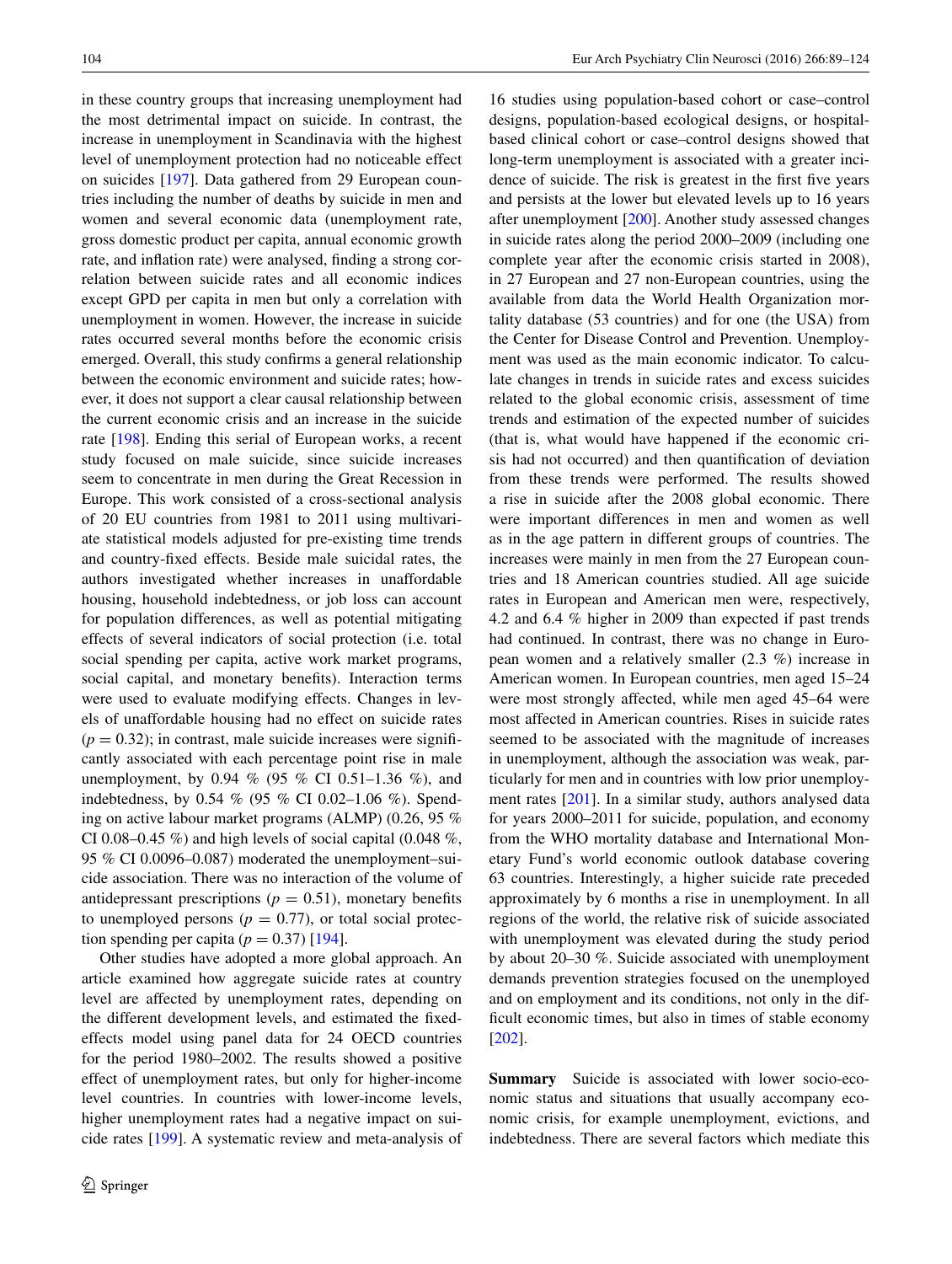in these country groups that increasing unemployment had the most detrimental impact on suicide. In contrast, the increase in unemployment in Scandinavia with the highest level of unemployment protection had no noticeable effect on suicides [197]. Data gathered from 29 European countries including the number of deaths by suicide in men and women and several economic data (unemployment rate, gross domestic product per capita, annual economic growth rate, and inflation rate) were analysed, finding a strong correlation between suicide rates and all economic indices except GPD per capita in men but only a correlation with unemployment in women. However, the increase in suicide rates occurred several months before the economic crisis emerged. Overall, this study confirms a general relationship between the economic environment and suicide rates; however, it does not support a clear causal relationship between the current economic crisis and an increase in the suicide rate [198]. Ending this serial of European works, a recent study focused on male suicide, since suicide increases seem to concentrate in men during the Great Recession in Europe. This work consisted of a cross-sectional analysis of 20 EU countries from 1981 to 2011 using multivariate statistical models adjusted for pre-existing time trends and country-fixed effects. Beside male suicidal rates, the authors investigated whether increases in unaffordable housing, household indebtedness, or job loss can account for population differences, as well as potential mitigating effects of several indicators of social protection (i.e. total social spending per capita, active work market programs, social capital, and monetary benefits). Interaction terms were used to evaluate modifying effects. Changes in levels of unaffordable housing had no effect on suicide rates ($p = 0.32$); in contrast, male suicide increases were significantly associated with each percentage point rise in male unemployment, by 0.94 % (95 % CI 0.51–1.36 %), and indebtedness, by 0.54 % (95 % CI 0.02–1.06 %). Spending on active labour market programs (ALMP) (0.26, 95 % CI 0.08–0.45 %) and high levels of social capital (0.048 %, 95 % CI 0.0096–0.087) moderated the unemployment–suicide association. There was no interaction of the volume of antidepressant prescriptions ($p = 0.51$), monetary benefits to unemployed persons ($p = 0.77$), or total social protection spending per capita ($p = 0.37$) [194].

Other studies have adopted a more global approach. An article examined how aggregate suicide rates at country level are affected by unemployment rates, depending on the different development levels, and estimated the fixed-effects model using panel data for 24 OECD countries for the period 1980–2002. The results showed a positive effect of unemployment rates, but only for higher-income level countries. In countries with lower-income levels, higher unemployment rates had a negative impact on suicide rates [199]. A systematic review and meta-analysis of 16 studies using population-based cohort or case–control designs, population-based ecological designs, or hospital-based clinical cohort or case–control designs showed that long-term unemployment is associated with a greater incidence of suicide. The risk is greatest in the first five years and persists at the lower but elevated levels up to 16 years after unemployment [200]. Another study assessed changes in suicide rates along the period 2000–2009 (including one complete year after the economic crisis started in 2008), in 27 European and 27 non-European countries, using the available from data the World Health Organization mortality database (53 countries) and for one (the USA) from the Center for Disease Control and Prevention. Unemployment was used as the main economic indicator. To calculate changes in trends in suicide rates and excess suicides related to the global economic crisis, assessment of time trends and estimation of the expected number of suicides (that is, what would have happened if the economic crisis had not occurred) and then quantification of deviation from these trends were performed. The results showed a rise in suicide after the 2008 global economic. There were important differences in men and women as well as in the age pattern in different groups of countries. The increases were mainly in men from the 27 European countries and 18 American countries studied. All age suicide rates in European and American men were, respectively, 4.2 and 6.4 % higher in 2009 than expected if past trends had continued. In contrast, there was no change in European women and a relatively smaller (2.3 %) increase in American women. In European countries, men aged 15–24 were most strongly affected, while men aged 45–64 were most affected in American countries. Rises in suicide rates seemed to be associated with the magnitude of increases in unemployment, although the association was weak, particularly for men and in countries with low prior unemployment rates [201]. In a similar study, authors analysed data for years 2000–2011 for suicide, population, and economy from the WHO mortality database and International Monetary Fund's world economic outlook database covering 63 countries. Interestingly, a higher suicide rate preceded approximately by 6 months a rise in unemployment. In all regions of the world, the relative risk of suicide associated with unemployment was elevated during the study period by about 20–30 %. Suicide associated with unemployment demands prevention strategies focused on the unemployed and on employment and its conditions, not only in the difficult economic times, but also in times of stable economy [202].

**Summary** Suicide is associated with lower socio-economic status and situations that usually accompany economic crisis, for example unemployment, evictions, and indebtedness. There are several factors which mediate this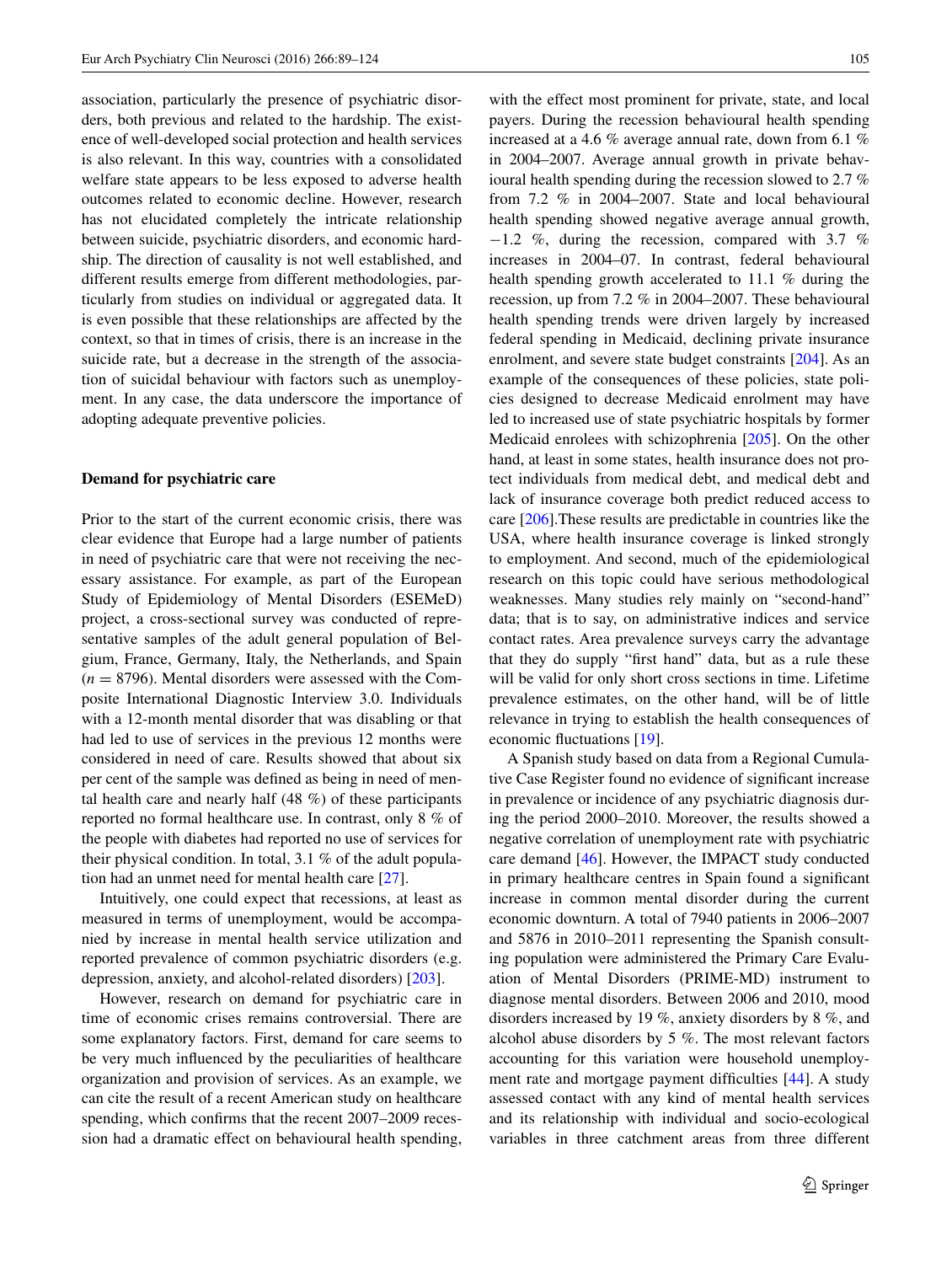association, particularly the presence of psychiatric disorders, both previous and related to the hardship. The existence of well-developed social protection and health services is also relevant. In this way, countries with a consolidated welfare state appears to be less exposed to adverse health outcomes related to economic decline. However, research has not elucidated completely the intricate relationship between suicide, psychiatric disorders, and economic hardship. The direction of causality is not well established, and different results emerge from different methodologies, particularly from studies on individual or aggregated data. It is even possible that these relationships are affected by the context, so that in times of crisis, there is an increase in the suicide rate, but a decrease in the strength of the association of suicidal behaviour with factors such as unemployment. In any case, the data underscore the importance of adopting adequate preventive policies.

### Demand for psychiatric care

Prior to the start of the current economic crisis, there was clear evidence that Europe had a large number of patients in need of psychiatric care that were not receiving the necessary assistance. For example, as part of the European Study of Epidemiology of Mental Disorders (ESEMeD) project, a cross-sectional survey was conducted of representative samples of the adult general population of Belgium, France, Germany, Italy, the Netherlands, and Spain ($n = 8796$). Mental disorders were assessed with the Composite International Diagnostic Interview 3.0. Individuals with a 12-month mental disorder that was disabling or that had led to use of services in the previous 12 months were considered in need of care. Results showed that about six per cent of the sample was defined as being in need of mental health care and nearly half (48 %) of these participants reported no formal healthcare use. In contrast, only 8 % of the people with diabetes had reported no use of services for their physical condition. In total, 3.1 % of the adult population had an unmet need for mental health care [27].

Intuitively, one could expect that recessions, at least as measured in terms of unemployment, would be accompanied by increase in mental health service utilization and reported prevalence of common psychiatric disorders (e.g. depression, anxiety, and alcohol-related disorders) [203].

However, research on demand for psychiatric care in time of economic crises remains controversial. There are some explanatory factors. First, demand for care seems to be very much influenced by the peculiarities of healthcare organization and provision of services. As an example, we can cite the result of a recent American study on healthcare spending, which confirms that the recent 2007–2009 recession had a dramatic effect on behavioural health spending, with the effect most prominent for private, state, and local payers. During the recession behavioural health spending increased at a 4.6 % average annual rate, down from 6.1 % in 2004–2007. Average annual growth in private behavioural health spending during the recession slowed to 2.7 % from 7.2 % in 2004–2007. State and local behavioural health spending showed negative average annual growth, −1.2 %, during the recession, compared with 3.7 % increases in 2004–07. In contrast, federal behavioural health spending growth accelerated to 11.1 % during the recession, up from 7.2 % in 2004–2007. These behavioural health spending trends were driven largely by increased federal spending in Medicaid, declining private insurance enrolment, and severe state budget constraints [204]. As an example of the consequences of these policies, state policies designed to decrease Medicaid enrolment may have led to increased use of state psychiatric hospitals by former Medicaid enrolees with schizophrenia [205]. On the other hand, at least in some states, health insurance does not protect individuals from medical debt, and medical debt and lack of insurance coverage both predict reduced access to care [206].These results are predictable in countries like the USA, where health insurance coverage is linked strongly to employment. And second, much of the epidemiological research on this topic could have serious methodological weaknesses. Many studies rely mainly on "second-hand" data; that is to say, on administrative indices and service contact rates. Area prevalence surveys carry the advantage that they do supply "first hand" data, but as a rule these will be valid for only short cross sections in time. Lifetime prevalence estimates, on the other hand, will be of little relevance in trying to establish the health consequences of economic fluctuations [19].

A Spanish study based on data from a Regional Cumulative Case Register found no evidence of significant increase in prevalence or incidence of any psychiatric diagnosis during the period 2000–2010. Moreover, the results showed a negative correlation of unemployment rate with psychiatric care demand [46]. However, the IMPACT study conducted in primary healthcare centres in Spain found a significant increase in common mental disorder during the current economic downturn. A total of 7940 patients in 2006–2007 and 5876 in 2010–2011 representing the Spanish consulting population were administered the Primary Care Evaluation of Mental Disorders (PRIME-MD) instrument to diagnose mental disorders. Between 2006 and 2010, mood disorders increased by 19 %, anxiety disorders by 8 %, and alcohol abuse disorders by 5 %. The most relevant factors accounting for this variation were household unemployment rate and mortgage payment difficulties [44]. A study assessed contact with any kind of mental health services and its relationship with individual and socio-ecological variables in three catchment areas from three different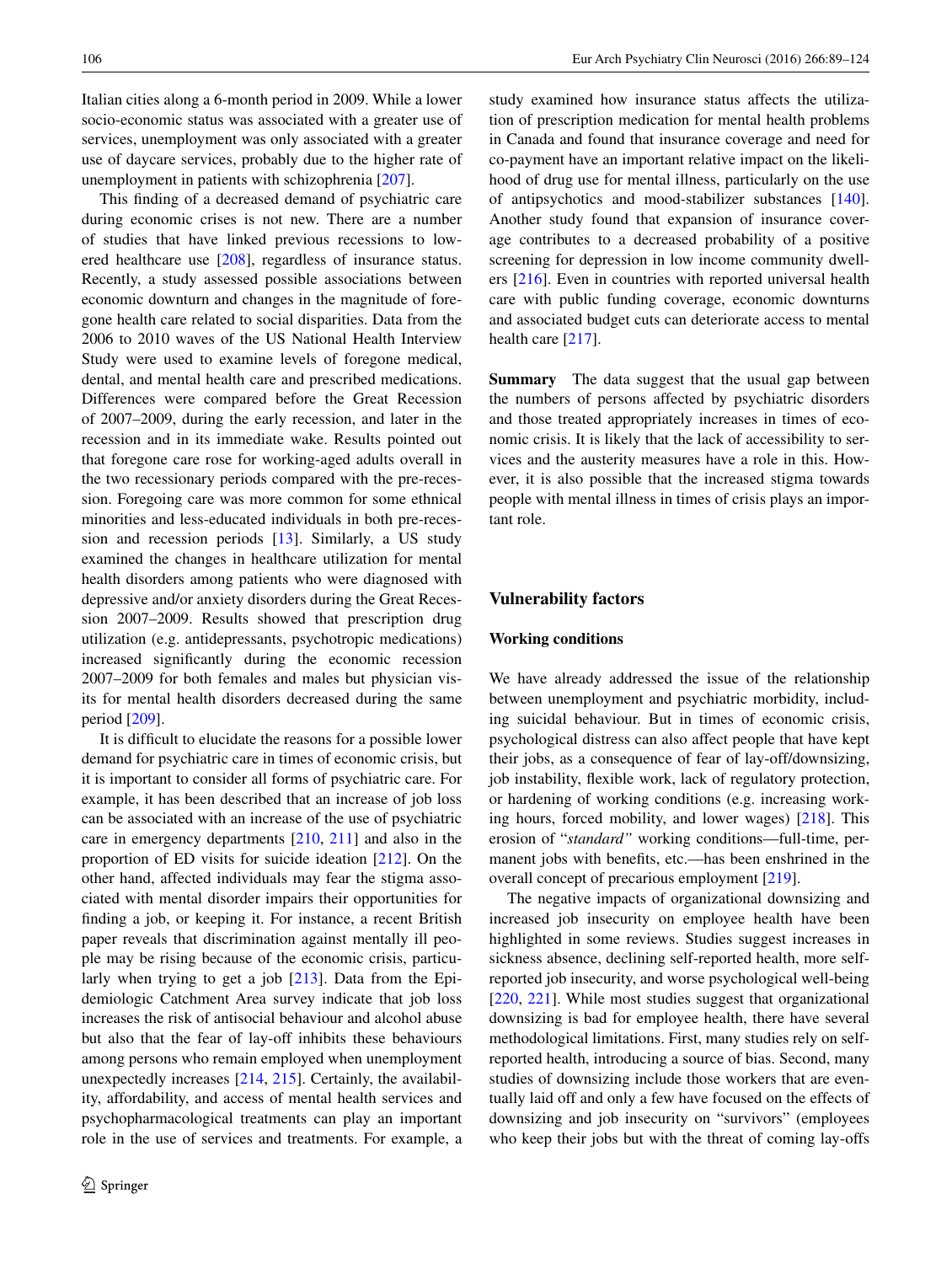Italian cities along a 6-month period in 2009. While a lower socio-economic status was associated with a greater use of services, unemployment was only associated with a greater use of daycare services, probably due to the higher rate of unemployment in patients with schizophrenia [207].

This finding of a decreased demand of psychiatric care during economic crises is not new. There are a number of studies that have linked previous recessions to lowered healthcare use [208], regardless of insurance status. Recently, a study assessed possible associations between economic downturn and changes in the magnitude of foregone health care related to social disparities. Data from the 2006 to 2010 waves of the US National Health Interview Study were used to examine levels of foregone medical, dental, and mental health care and prescribed medications. Differences were compared before the Great Recession of 2007–2009, during the early recession, and later in the recession and in its immediate wake. Results pointed out that foregone care rose for working-aged adults overall in the two recessionary periods compared with the pre-recession. Foregoing care was more common for some ethnical minorities and less-educated individuals in both pre-recession and recession periods [13]. Similarly, a US study examined the changes in healthcare utilization for mental health disorders among patients who were diagnosed with depressive and/or anxiety disorders during the Great Recession 2007–2009. Results showed that prescription drug utilization (e.g. antidepressants, psychotropic medications) increased significantly during the economic recession 2007–2009 for both females and males but physician visits for mental health disorders decreased during the same period [209].

It is difficult to elucidate the reasons for a possible lower demand for psychiatric care in times of economic crisis, but it is important to consider all forms of psychiatric care. For example, it has been described that an increase of job loss can be associated with an increase of the use of psychiatric care in emergency departments [210, 211] and also in the proportion of ED visits for suicide ideation [212]. On the other hand, affected individuals may fear the stigma associated with mental disorder impairs their opportunities for finding a job, or keeping it. For instance, a recent British paper reveals that discrimination against mentally ill people may be rising because of the economic crisis, particularly when trying to get a job [213]. Data from the Epidemiologic Catchment Area survey indicate that job loss increases the risk of antisocial behaviour and alcohol abuse but also that the fear of lay-off inhibits these behaviours among persons who remain employed when unemployment unexpectedly increases [214, 215]. Certainly, the availability, affordability, and access of mental health services and psychopharmacological treatments can play an important role in the use of services and treatments. For example, a study examined how insurance status affects the utilization of prescription medication for mental health problems in Canada and found that insurance coverage and need for co-payment have an important relative impact on the likelihood of drug use for mental illness, particularly on the use of antipsychotics and mood-stabilizer substances [140]. Another study found that expansion of insurance coverage contributes to a decreased probability of a positive screening for depression in low income community dwellers [216]. Even in countries with reported universal health care with public funding coverage, economic downturns and associated budget cuts can deteriorate access to mental health care [217].

**Summary** The data suggest that the usual gap between the numbers of persons affected by psychiatric disorders and those treated appropriately increases in times of economic crisis. It is likely that the lack of accessibility to services and the austerity measures have a role in this. However, it is also possible that the increased stigma towards people with mental illness in times of crisis plays an important role.

## Vulnerability factors

### Working conditions

We have already addressed the issue of the relationship between unemployment and psychiatric morbidity, including suicidal behaviour. But in times of economic crisis, psychological distress can also affect people that have kept their jobs, as a consequence of fear of lay-off/downsizing, job instability, flexible work, lack of regulatory protection, or hardening of working conditions (e.g. increasing working hours, forced mobility, and lower wages) [218]. This erosion of "*standard"* working conditions—full-time, permanent jobs with benefits, etc.—has been enshrined in the overall concept of precarious employment [219].

The negative impacts of organizational downsizing and increased job insecurity on employee health have been highlighted in some reviews. Studies suggest increases in sickness absence, declining self-reported health, more self-reported job insecurity, and worse psychological well-being [220, 221]. While most studies suggest that organizational downsizing is bad for employee health, there have several methodological limitations. First, many studies rely on self-reported health, introducing a source of bias. Second, many studies of downsizing include those workers that are eventually laid off and only a few have focused on the effects of downsizing and job insecurity on "survivors" (employees who keep their jobs but with the threat of coming lay-offs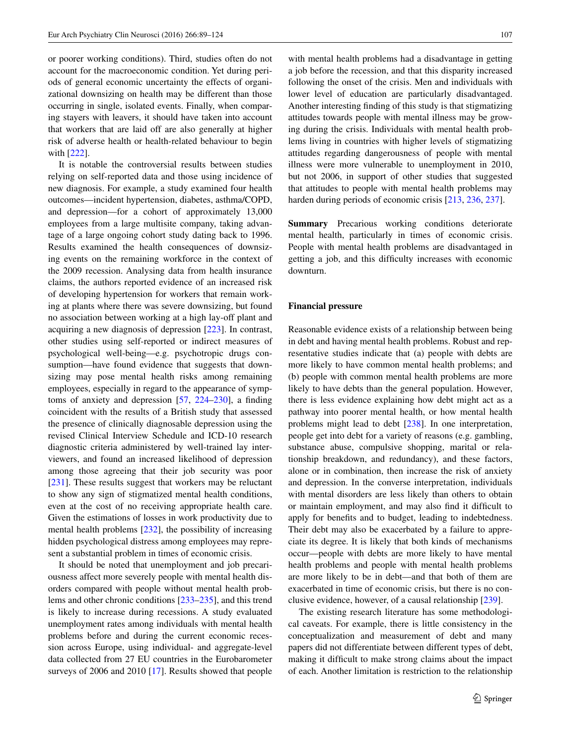or poorer working conditions). Third, studies often do not account for the macroeconomic condition. Yet during periods of general economic uncertainty the effects of organizational downsizing on health may be different than those occurring in single, isolated events. Finally, when comparing stayers with leavers, it should have taken into account that workers that are laid off are also generally at higher risk of adverse health or health-related behaviour to begin with [222].

It is notable the controversial results between studies relying on self-reported data and those using incidence of new diagnosis. For example, a study examined four health outcomes—incident hypertension, diabetes, asthma/COPD, and depression—for a cohort of approximately 13,000 employees from a large multisite company, taking advantage of a large ongoing cohort study dating back to 1996. Results examined the health consequences of downsizing events on the remaining workforce in the context of the 2009 recession. Analysing data from health insurance claims, the authors reported evidence of an increased risk of developing hypertension for workers that remain working at plants where there was severe downsizing, but found no association between working at a high lay-off plant and acquiring a new diagnosis of depression [223]. In contrast, other studies using self-reported or indirect measures of psychological well-being—e.g. psychotropic drugs consumption—have found evidence that suggests that downsizing may pose mental health risks among remaining employees, especially in regard to the appearance of symptoms of anxiety and depression [57, 224–230], a finding coincident with the results of a British study that assessed the presence of clinically diagnosable depression using the revised Clinical Interview Schedule and ICD-10 research diagnostic criteria administered by well-trained lay interviewers, and found an increased likelihood of depression among those agreeing that their job security was poor [231]. These results suggest that workers may be reluctant to show any sign of stigmatized mental health conditions, even at the cost of no receiving appropriate health care. Given the estimations of losses in work productivity due to mental health problems [232], the possibility of increasing hidden psychological distress among employees may represent a substantial problem in times of economic crisis.

It should be noted that unemployment and job precariousness affect more severely people with mental health disorders compared with people without mental health problems and other chronic conditions [233–235], and this trend is likely to increase during recessions. A study evaluated unemployment rates among individuals with mental health problems before and during the current economic recession across Europe, using individual- and aggregate-level data collected from 27 EU countries in the Eurobarometer surveys of 2006 and 2010 [17]. Results showed that people with mental health problems had a disadvantage in getting a job before the recession, and that this disparity increased following the onset of the crisis. Men and individuals with lower level of education are particularly disadvantaged. Another interesting finding of this study is that stigmatizing attitudes towards people with mental illness may be growing during the crisis. Individuals with mental health problems living in countries with higher levels of stigmatizing attitudes regarding dangerousness of people with mental illness were more vulnerable to unemployment in 2010, but not 2006, in support of other studies that suggested that attitudes to people with mental health problems may harden during periods of economic crisis [213, 236, 237].

**Summary** Precarious working conditions deteriorate mental health, particularly in times of economic crisis. People with mental health problems are disadvantaged in getting a job, and this difficulty increases with economic downturn.

## Financial pressure

Reasonable evidence exists of a relationship between being in debt and having mental health problems. Robust and representative studies indicate that (a) people with debts are more likely to have common mental health problems; and (b) people with common mental health problems are more likely to have debts than the general population. However, there is less evidence explaining how debt might act as a pathway into poorer mental health, or how mental health problems might lead to debt [238]. In one interpretation, people get into debt for a variety of reasons (e.g. gambling, substance abuse, compulsive shopping, marital or relationship breakdown, and redundancy), and these factors, alone or in combination, then increase the risk of anxiety and depression. In the converse interpretation, individuals with mental disorders are less likely than others to obtain or maintain employment, and may also find it difficult to apply for benefits and to budget, leading to indebtedness. Their debt may also be exacerbated by a failure to appreciate its degree. It is likely that both kinds of mechanisms occur—people with debts are more likely to have mental health problems and people with mental health problems are more likely to be in debt—and that both of them are exacerbated in time of economic crisis, but there is no conclusive evidence, however, of a causal relationship [239].

The existing research literature has some methodological caveats. For example, there is little consistency in the conceptualization and measurement of debt and many papers did not differentiate between different types of debt, making it difficult to make strong claims about the impact of each. Another limitation is restriction to the relationship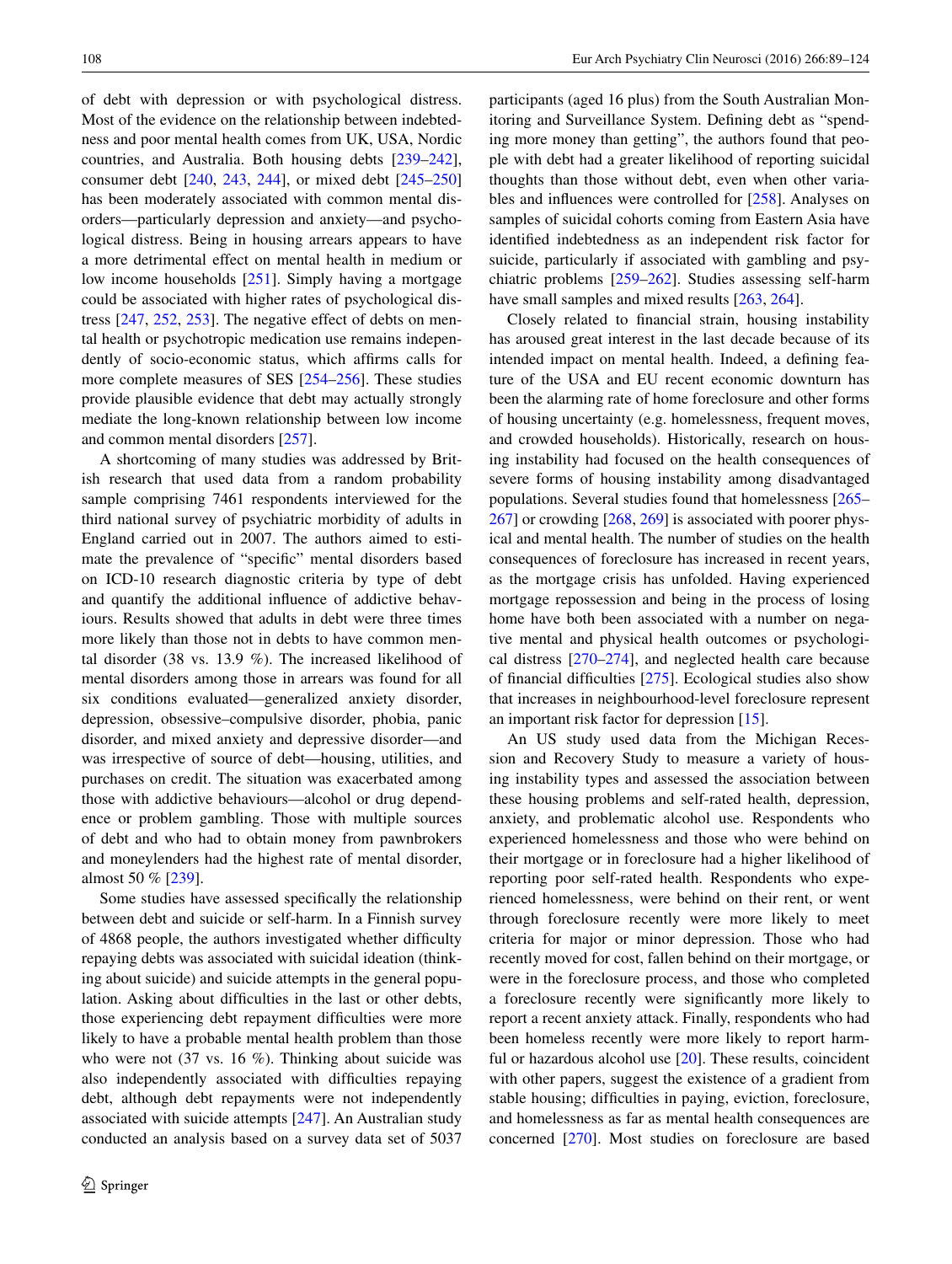of debt with depression or with psychological distress. Most of the evidence on the relationship between indebtedness and poor mental health comes from UK, USA, Nordic countries, and Australia. Both housing debts [239–242], consumer debt [240, 243, 244], or mixed debt [245–250] has been moderately associated with common mental disorders—particularly depression and anxiety—and psychological distress. Being in housing arrears appears to have a more detrimental effect on mental health in medium or low income households [251]. Simply having a mortgage could be associated with higher rates of psychological distress [247, 252, 253]. The negative effect of debts on mental health or psychotropic medication use remains independently of socio-economic status, which affirms calls for more complete measures of SES [254–256]. These studies provide plausible evidence that debt may actually strongly mediate the long-known relationship between low income and common mental disorders [257].

A shortcoming of many studies was addressed by British research that used data from a random probability sample comprising 7461 respondents interviewed for the third national survey of psychiatric morbidity of adults in England carried out in 2007. The authors aimed to estimate the prevalence of "specific" mental disorders based on ICD-10 research diagnostic criteria by type of debt and quantify the additional influence of addictive behaviours. Results showed that adults in debt were three times more likely than those not in debts to have common mental disorder (38 vs. 13.9 %). The increased likelihood of mental disorders among those in arrears was found for all six conditions evaluated—generalized anxiety disorder, depression, obsessive–compulsive disorder, phobia, panic disorder, and mixed anxiety and depressive disorder—and was irrespective of source of debt—housing, utilities, and purchases on credit. The situation was exacerbated among those with addictive behaviours—alcohol or drug dependence or problem gambling. Those with multiple sources of debt and who had to obtain money from pawnbrokers and moneylenders had the highest rate of mental disorder, almost 50 % [239].

Some studies have assessed specifically the relationship between debt and suicide or self-harm. In a Finnish survey of 4868 people, the authors investigated whether difficulty repaying debts was associated with suicidal ideation (thinking about suicide) and suicide attempts in the general population. Asking about difficulties in the last or other debts, those experiencing debt repayment difficulties were more likely to have a probable mental health problem than those who were not (37 vs. 16 %). Thinking about suicide was also independently associated with difficulties repaying debt, although debt repayments were not independently associated with suicide attempts [247]. An Australian study conducted an analysis based on a survey data set of 5037 participants (aged 16 plus) from the South Australian Monitoring and Surveillance System. Defining debt as "spending more money than getting", the authors found that people with debt had a greater likelihood of reporting suicidal thoughts than those without debt, even when other variables and influences were controlled for [258]. Analyses on samples of suicidal cohorts coming from Eastern Asia have identified indebtedness as an independent risk factor for suicide, particularly if associated with gambling and psychiatric problems [259–262]. Studies assessing self-harm have small samples and mixed results [263, 264].

Closely related to financial strain, housing instability has aroused great interest in the last decade because of its intended impact on mental health. Indeed, a defining feature of the USA and EU recent economic downturn has been the alarming rate of home foreclosure and other forms of housing uncertainty (e.g. homelessness, frequent moves, and crowded households). Historically, research on housing instability had focused on the health consequences of severe forms of housing instability among disadvantaged populations. Several studies found that homelessness [265–267] or crowding [268, 269] is associated with poorer physical and mental health. The number of studies on the health consequences of foreclosure has increased in recent years, as the mortgage crisis has unfolded. Having experienced mortgage repossession and being in the process of losing home have both been associated with a number on negative mental and physical health outcomes or psychological distress [270–274], and neglected health care because of financial difficulties [275]. Ecological studies also show that increases in neighbourhood-level foreclosure represent an important risk factor for depression [15].

An US study used data from the Michigan Recession and Recovery Study to measure a variety of housing instability types and assessed the association between these housing problems and self-rated health, depression, anxiety, and problematic alcohol use. Respondents who experienced homelessness and those who were behind on their mortgage or in foreclosure had a higher likelihood of reporting poor self-rated health. Respondents who experienced homelessness, were behind on their rent, or went through foreclosure recently were more likely to meet criteria for major or minor depression. Those who had recently moved for cost, fallen behind on their mortgage, or were in the foreclosure process, and those who completed a foreclosure recently were significantly more likely to report a recent anxiety attack. Finally, respondents who had been homeless recently were more likely to report harmful or hazardous alcohol use [20]. These results, coincident with other papers, suggest the existence of a gradient from stable housing; difficulties in paying, eviction, foreclosure, and homelessness as far as mental health consequences are concerned [270]. Most studies on foreclosure are based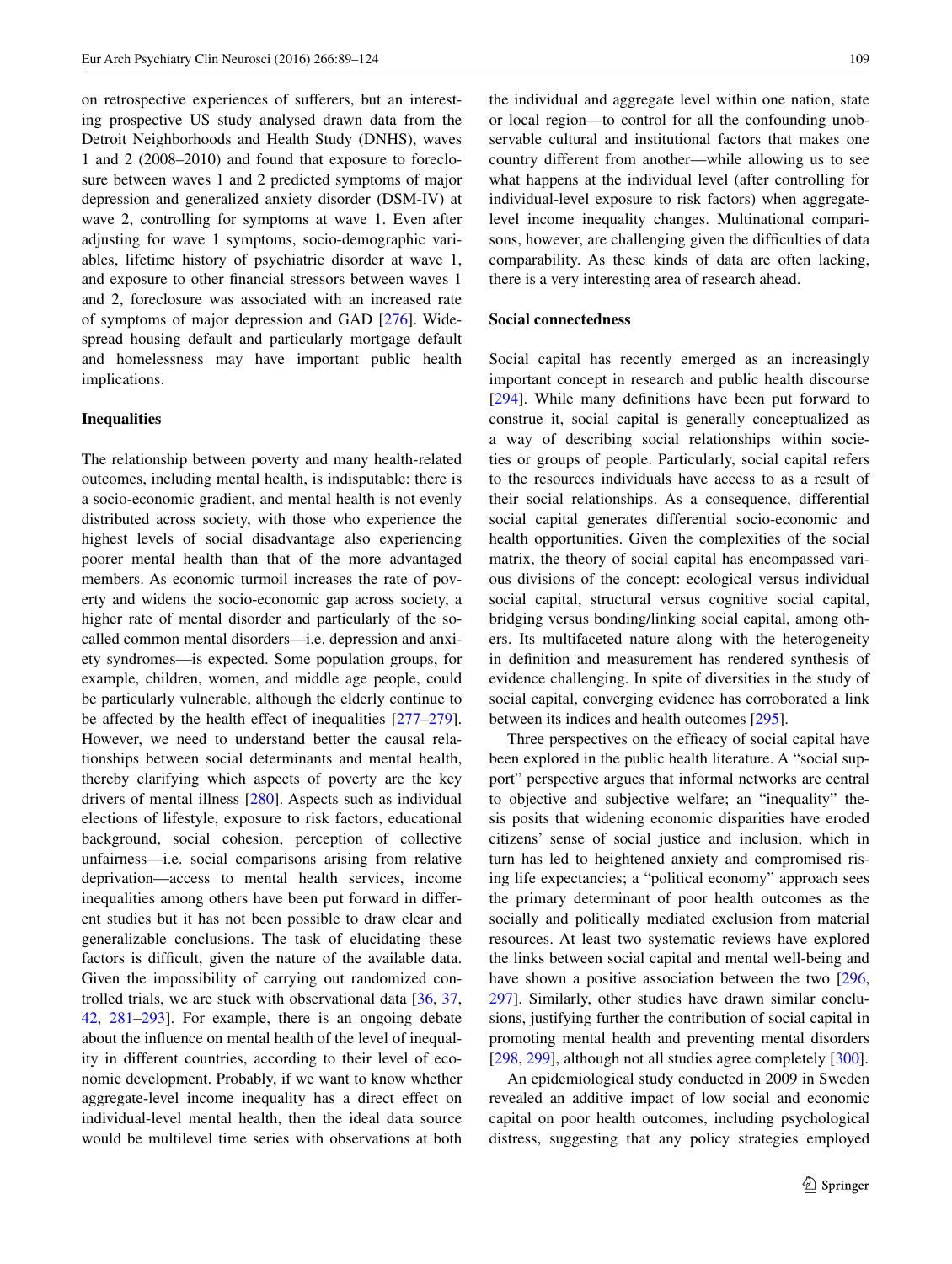on retrospective experiences of sufferers, but an interesting prospective US study analysed drawn data from the Detroit Neighborhoods and Health Study (DNHS), waves 1 and 2 (2008–2010) and found that exposure to foreclosure between waves 1 and 2 predicted symptoms of major depression and generalized anxiety disorder (DSM-IV) at wave 2, controlling for symptoms at wave 1. Even after adjusting for wave 1 symptoms, socio-demographic variables, lifetime history of psychiatric disorder at wave 1, and exposure to other financial stressors between waves 1 and 2, foreclosure was associated with an increased rate of symptoms of major depression and GAD [276]. Widespread housing default and particularly mortgage default and homelessness may have important public health implications.

### Inequalities

The relationship between poverty and many health-related outcomes, including mental health, is indisputable: there is a socio-economic gradient, and mental health is not evenly distributed across society, with those who experience the highest levels of social disadvantage also experiencing poorer mental health than that of the more advantaged members. As economic turmoil increases the rate of poverty and widens the socio-economic gap across society, a higher rate of mental disorder and particularly of the so-called common mental disorders—i.e. depression and anxiety syndromes—is expected. Some population groups, for example, children, women, and middle age people, could be particularly vulnerable, although the elderly continue to be affected by the health effect of inequalities [277–279]. However, we need to understand better the causal relationships between social determinants and mental health, thereby clarifying which aspects of poverty are the key drivers of mental illness [280]. Aspects such as individual elections of lifestyle, exposure to risk factors, educational background, social cohesion, perception of collective unfairness—i.e. social comparisons arising from relative deprivation—access to mental health services, income inequalities among others have been put forward in different studies but it has not been possible to draw clear and generalizable conclusions. The task of elucidating these factors is difficult, given the nature of the available data. Given the impossibility of carrying out randomized controlled trials, we are stuck with observational data [36, 37, 42, 281–293]. For example, there is an ongoing debate about the influence on mental health of the level of inequality in different countries, according to their level of economic development. Probably, if we want to know whether aggregate-level income inequality has a direct effect on individual-level mental health, then the ideal data source would be multilevel time series with observations at both the individual and aggregate level within one nation, state or local region—to control for all the confounding unobservable cultural and institutional factors that makes one country different from another—while allowing us to see what happens at the individual level (after controlling for individual-level exposure to risk factors) when aggregate-level income inequality changes. Multinational comparisons, however, are challenging given the difficulties of data comparability. As these kinds of data are often lacking, there is a very interesting area of research ahead.

### Social connectedness

Social capital has recently emerged as an increasingly important concept in research and public health discourse [294]. While many definitions have been put forward to construe it, social capital is generally conceptualized as a way of describing social relationships within societies or groups of people. Particularly, social capital refers to the resources individuals have access to as a result of their social relationships. As a consequence, differential social capital generates differential socio-economic and health opportunities. Given the complexities of the social matrix, the theory of social capital has encompassed various divisions of the concept: ecological versus individual social capital, structural versus cognitive social capital, bridging versus bonding/linking social capital, among others. Its multifaceted nature along with the heterogeneity in definition and measurement has rendered synthesis of evidence challenging. In spite of diversities in the study of social capital, converging evidence has corroborated a link between its indices and health outcomes [295].

Three perspectives on the efficacy of social capital have been explored in the public health literature. A "social support" perspective argues that informal networks are central to objective and subjective welfare; an "inequality" thesis posits that widening economic disparities have eroded citizens' sense of social justice and inclusion, which in turn has led to heightened anxiety and compromised rising life expectancies; a "political economy" approach sees the primary determinant of poor health outcomes as the socially and politically mediated exclusion from material resources. At least two systematic reviews have explored the links between social capital and mental well-being and have shown a positive association between the two [296, 297]. Similarly, other studies have drawn similar conclusions, justifying further the contribution of social capital in promoting mental health and preventing mental disorders [298, 299], although not all studies agree completely [300].

An epidemiological study conducted in 2009 in Sweden revealed an additive impact of low social and economic capital on poor health outcomes, including psychological distress, suggesting that any policy strategies employed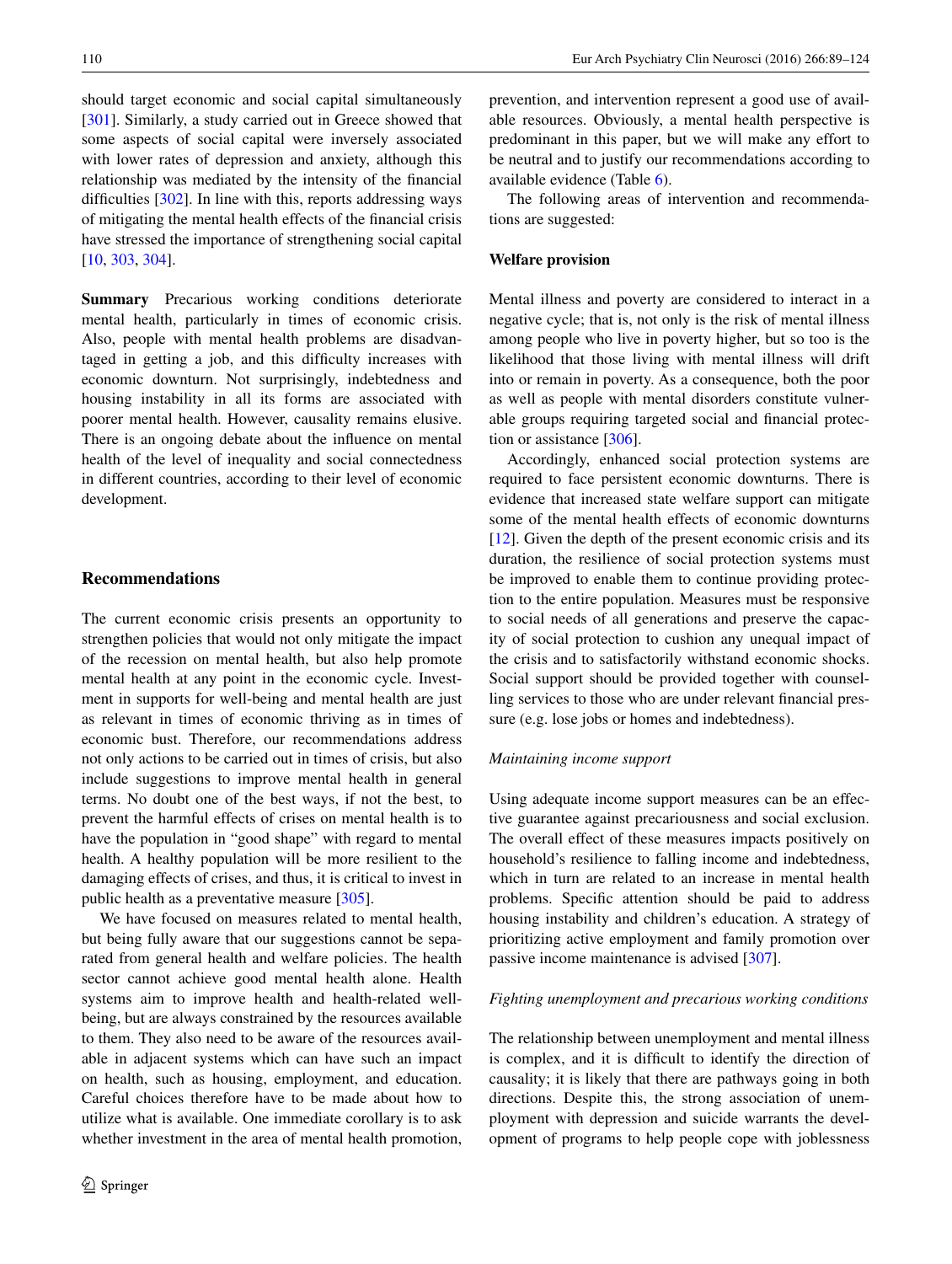should target economic and social capital simultaneously [301]. Similarly, a study carried out in Greece showed that some aspects of social capital were inversely associated with lower rates of depression and anxiety, although this relationship was mediated by the intensity of the financial difficulties [302]. In line with this, reports addressing ways of mitigating the mental health effects of the financial crisis have stressed the importance of strengthening social capital [10, 303, 304].

**Summary** Precarious working conditions deteriorate mental health, particularly in times of economic crisis. Also, people with mental health problems are disadvantaged in getting a job, and this difficulty increases with economic downturn. Not surprisingly, indebtedness and housing instability in all its forms are associated with poorer mental health. However, causality remains elusive. There is an ongoing debate about the influence on mental health of the level of inequality and social connectedness in different countries, according to their level of economic development.

## Recommendations

The current economic crisis presents an opportunity to strengthen policies that would not only mitigate the impact of the recession on mental health, but also help promote mental health at any point in the economic cycle. Investment in supports for well-being and mental health are just as relevant in times of economic thriving as in times of economic bust. Therefore, our recommendations address not only actions to be carried out in times of crisis, but also include suggestions to improve mental health in general terms. No doubt one of the best ways, if not the best, to prevent the harmful effects of crises on mental health is to have the population in "good shape" with regard to mental health. A healthy population will be more resilient to the damaging effects of crises, and thus, it is critical to invest in public health as a preventative measure [305].

We have focused on measures related to mental health, but being fully aware that our suggestions cannot be separated from general health and welfare policies. The health sector cannot achieve good mental health alone. Health systems aim to improve health and health-related well-being, but are always constrained by the resources available to them. They also need to be aware of the resources available in adjacent systems which can have such an impact on health, such as housing, employment, and education. Careful choices therefore have to be made about how to utilize what is available. One immediate corollary is to ask whether investment in the area of mental health promotion, prevention, and intervention represent a good use of available resources. Obviously, a mental health perspective is predominant in this paper, but we will make any effort to be neutral and to justify our recommendations according to available evidence (Table 6).

The following areas of intervention and recommendations are suggested:

### Welfare provision

Mental illness and poverty are considered to interact in a negative cycle; that is, not only is the risk of mental illness among people who live in poverty higher, but so too is the likelihood that those living with mental illness will drift into or remain in poverty. As a consequence, both the poor as well as people with mental disorders constitute vulnerable groups requiring targeted social and financial protection or assistance [306].

Accordingly, enhanced social protection systems are required to face persistent economic downturns. There is evidence that increased state welfare support can mitigate some of the mental health effects of economic downturns [12]. Given the depth of the present economic crisis and its duration, the resilience of social protection systems must be improved to enable them to continue providing protection to the entire population. Measures must be responsive to social needs of all generations and preserve the capacity of social protection to cushion any unequal impact of the crisis and to satisfactorily withstand economic shocks. Social support should be provided together with counselling services to those who are under relevant financial pressure (e.g. lose jobs or homes and indebtedness).

#### *Maintaining income support*

Using adequate income support measures can be an effective guarantee against precariousness and social exclusion. The overall effect of these measures impacts positively on household's resilience to falling income and indebtedness, which in turn are related to an increase in mental health problems. Specific attention should be paid to address housing instability and children's education. A strategy of prioritizing active employment and family promotion over passive income maintenance is advised [307].

#### *Fighting unemployment and precarious working conditions*

The relationship between unemployment and mental illness is complex, and it is difficult to identify the direction of causality; it is likely that there are pathways going in both directions. Despite this, the strong association of unemployment with depression and suicide warrants the development of programs to help people cope with joblessness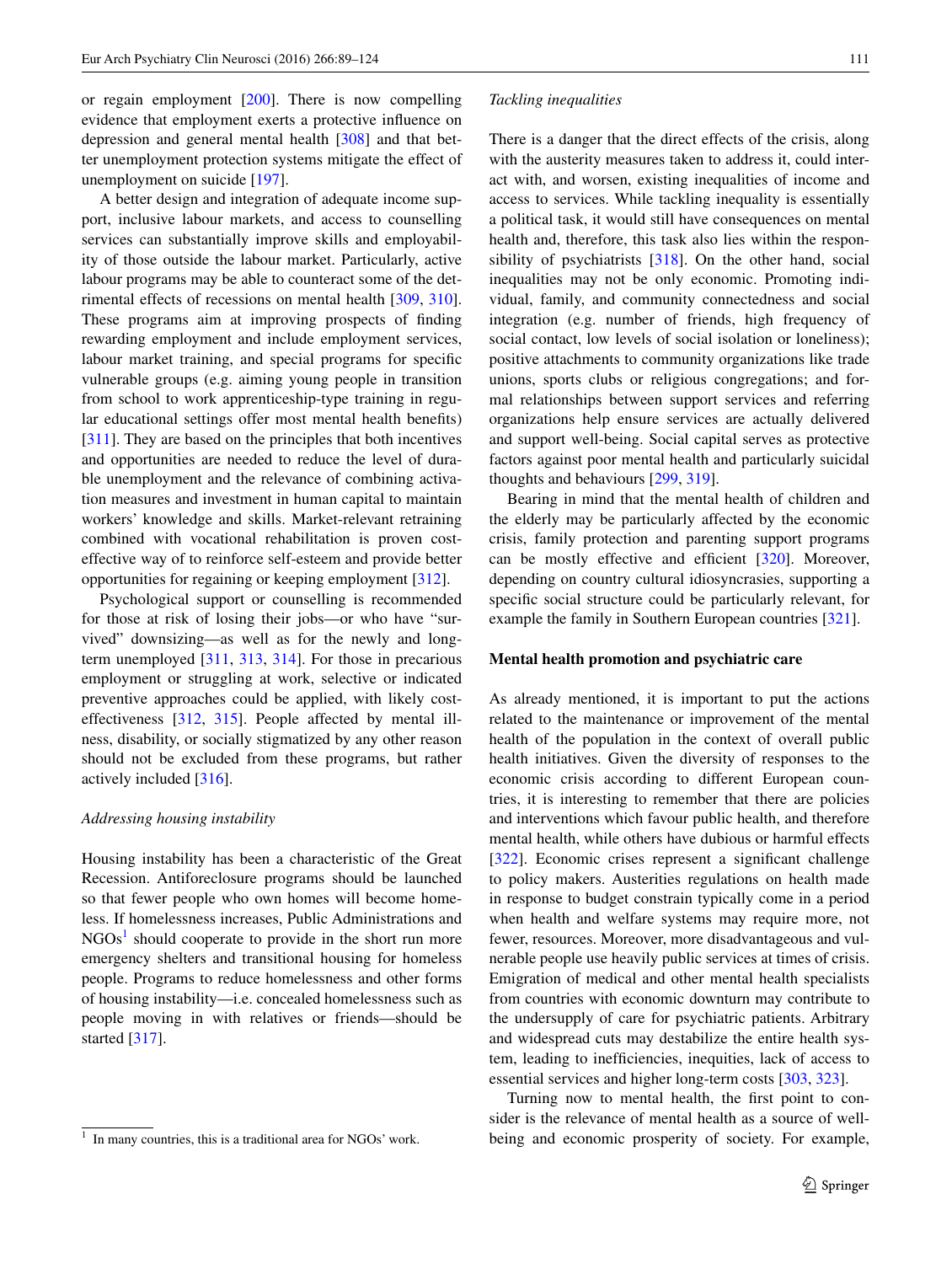or regain employment [200]. There is now compelling evidence that employment exerts a protective influence on depression and general mental health [308] and that better unemployment protection systems mitigate the effect of unemployment on suicide [197].

A better design and integration of adequate income support, inclusive labour markets, and access to counselling services can substantially improve skills and employability of those outside the labour market. Particularly, active labour programs may be able to counteract some of the detrimental effects of recessions on mental health [309, 310]. These programs aim at improving prospects of finding rewarding employment and include employment services, labour market training, and special programs for specific vulnerable groups (e.g. aiming young people in transition from school to work apprenticeship-type training in regular educational settings offer most mental health benefits) [311]. They are based on the principles that both incentives and opportunities are needed to reduce the level of durable unemployment and the relevance of combining activation measures and investment in human capital to maintain workers' knowledge and skills. Market-relevant retraining combined with vocational rehabilitation is proven cost-effective way of to reinforce self-esteem and provide better opportunities for regaining or keeping employment [312].

Psychological support or counselling is recommended for those at risk of losing their jobs—or who have "survived" downsizing—as well as for the newly and long-term unemployed [311, 313, 314]. For those in precarious employment or struggling at work, selective or indicated preventive approaches could be applied, with likely cost-effectiveness [312, 315]. People affected by mental illness, disability, or socially stigmatized by any other reason should not be excluded from these programs, but rather actively included [316].

*Addressing housing instability*

Housing instability has been a characteristic of the Great Recession. Antiforeclosure programs should be launched so that fewer people who own homes will become homeless. If homelessness increases, Public Administrations and NGOs[1] should cooperate to provide in the short run more emergency shelters and transitional housing for homeless people. Programs to reduce homelessness and other forms of housing instability—i.e. concealed homelessness such as people moving in with relatives or friends—should be started [317].

*Tackling inequalities*

There is a danger that the direct effects of the crisis, along with the austerity measures taken to address it, could interact with, and worsen, existing inequalities of income and access to services. While tackling inequality is essentially a political task, it would still have consequences on mental health and, therefore, this task also lies within the responsibility of psychiatrists [318]. On the other hand, social inequalities may not be only economic. Promoting individual, family, and community connectedness and social integration (e.g. number of friends, high frequency of social contact, low levels of social isolation or loneliness); positive attachments to community organizations like trade unions, sports clubs or religious congregations; and formal relationships between support services and referring organizations help ensure services are actually delivered and support well-being. Social capital serves as protective factors against poor mental health and particularly suicidal thoughts and behaviours [299, 319].

Bearing in mind that the mental health of children and the elderly may be particularly affected by the economic crisis, family protection and parenting support programs can be mostly effective and efficient [320]. Moreover, depending on country cultural idiosyncrasies, supporting a specific social structure could be particularly relevant, for example the family in Southern European countries [321].

## Mental health promotion and psychiatric care

As already mentioned, it is important to put the actions related to the maintenance or improvement of the mental health of the population in the context of overall public health initiatives. Given the diversity of responses to the economic crisis according to different European countries, it is interesting to remember that there are policies and interventions which favour public health, and therefore mental health, while others have dubious or harmful effects [322]. Economic crises represent a significant challenge to policy makers. Austerities regulations on health made in response to budget constrain typically come in a period when health and welfare systems may require more, not fewer, resources. Moreover, more disadvantageous and vulnerable people use heavily public services at times of crisis. Emigration of medical and other mental health specialists from countries with economic downturn may contribute to the undersupply of care for psychiatric patients. Arbitrary and widespread cuts may destabilize the entire health system, leading to inefficiencies, inequities, lack of access to essential services and higher long-term costs [303, 323].

Turning now to mental health, the first point to consider is the relevance of mental health as a source of well-being and economic prosperity of society. For example,

[1] In many countries, this is a traditional area for NGOs' work.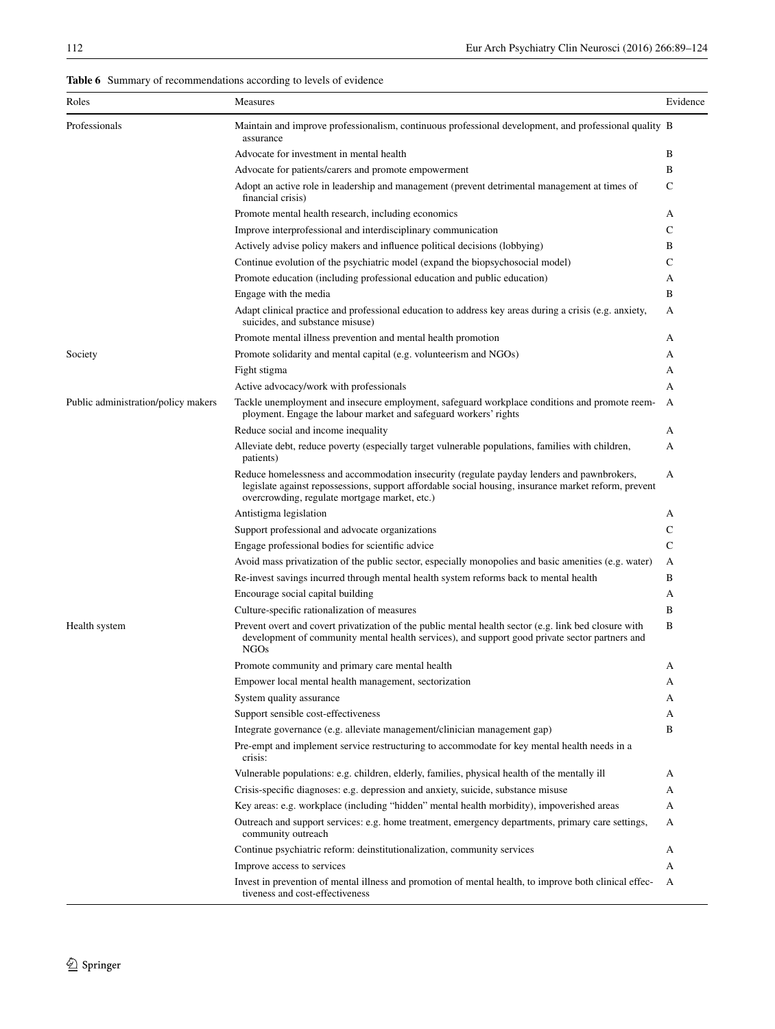**Table 6** Summary of recommendations according to levels of evidence

| Roles | Measures | Evidence |
|---|---|---|
| Professionals | Maintain and improve professionalism, continuous professional development, and professional quality assurance | B |
| | Advocate for investment in mental health | B |
| | Advocate for patients/carers and promote empowerment | B |
| | Adopt an active role in leadership and management (prevent detrimental management at times of financial crisis) | C |
| | Promote mental health research, including economics | A |
| | Improve interprofessional and interdisciplinary communication | C |
| | Actively advise policy makers and influence political decisions (lobbying) | B |
| | Continue evolution of the psychiatric model (expand the biopsychosocial model) | C |
| | Promote education (including professional education and public education) | A |
| | Engage with the media | B |
| | Adapt clinical practice and professional education to address key areas during a crisis (e.g. anxiety, suicides, and substance misuse) | A |
| | Promote mental illness prevention and mental health promotion | A |
| Society | Promote solidarity and mental capital (e.g. volunteerism and NGOs) | A |
| | Fight stigma | A |
| | Active advocacy/work with professionals | A |
| Public administration/policy makers | Tackle unemployment and insecure employment, safeguard workplace conditions and promote reemployment. Engage the labour market and safeguard workers' rights | A |
| | Reduce social and income inequality | A |
| | Alleviate debt, reduce poverty (especially target vulnerable populations, families with children, patients) | A |
| | Reduce homelessness and accommodation insecurity (regulate payday lenders and pawnbrokers, legislate against repossessions, support affordable social housing, insurance market reform, prevent overcrowding, regulate mortgage market, etc.) | A |
| | Antistigma legislation | A |
| | Support professional and advocate organizations | C |
| | Engage professional bodies for scientific advice | C |
| | Avoid mass privatization of the public sector, especially monopolies and basic amenities (e.g. water) | A |
| | Re-invest savings incurred through mental health system reforms back to mental health | B |
| | Encourage social capital building | A |
| | Culture-specific rationalization of measures | B |
| Health system | Prevent overt and covert privatization of the public mental health sector (e.g. link bed closure with development of community mental health services), and support good private sector partners and NGOs | B |
| | Promote community and primary care mental health | A |
| | Empower local mental health management, sectorization | A |
| | System quality assurance | A |
| | Support sensible cost-effectiveness | A |
| | Integrate governance (e.g. alleviate management/clinician management gap) | B |
| | Pre-empt and implement service restructuring to accommodate for key mental health needs in a crisis: | |
| | Vulnerable populations: e.g. children, elderly, families, physical health of the mentally ill | A |
| | Crisis-specific diagnoses: e.g. depression and anxiety, suicide, substance misuse | A |
| | Key areas: e.g. workplace (including "hidden" mental health morbidity), impoverished areas | A |
| | Outreach and support services: e.g. home treatment, emergency departments, primary care settings, community outreach | A |
| | Continue psychiatric reform: deinstitutionalization, community services | A |
| | Improve access to services | A |
| | Invest in prevention of mental illness and promotion of mental health, to improve both clinical effectiveness and cost-effectiveness | A |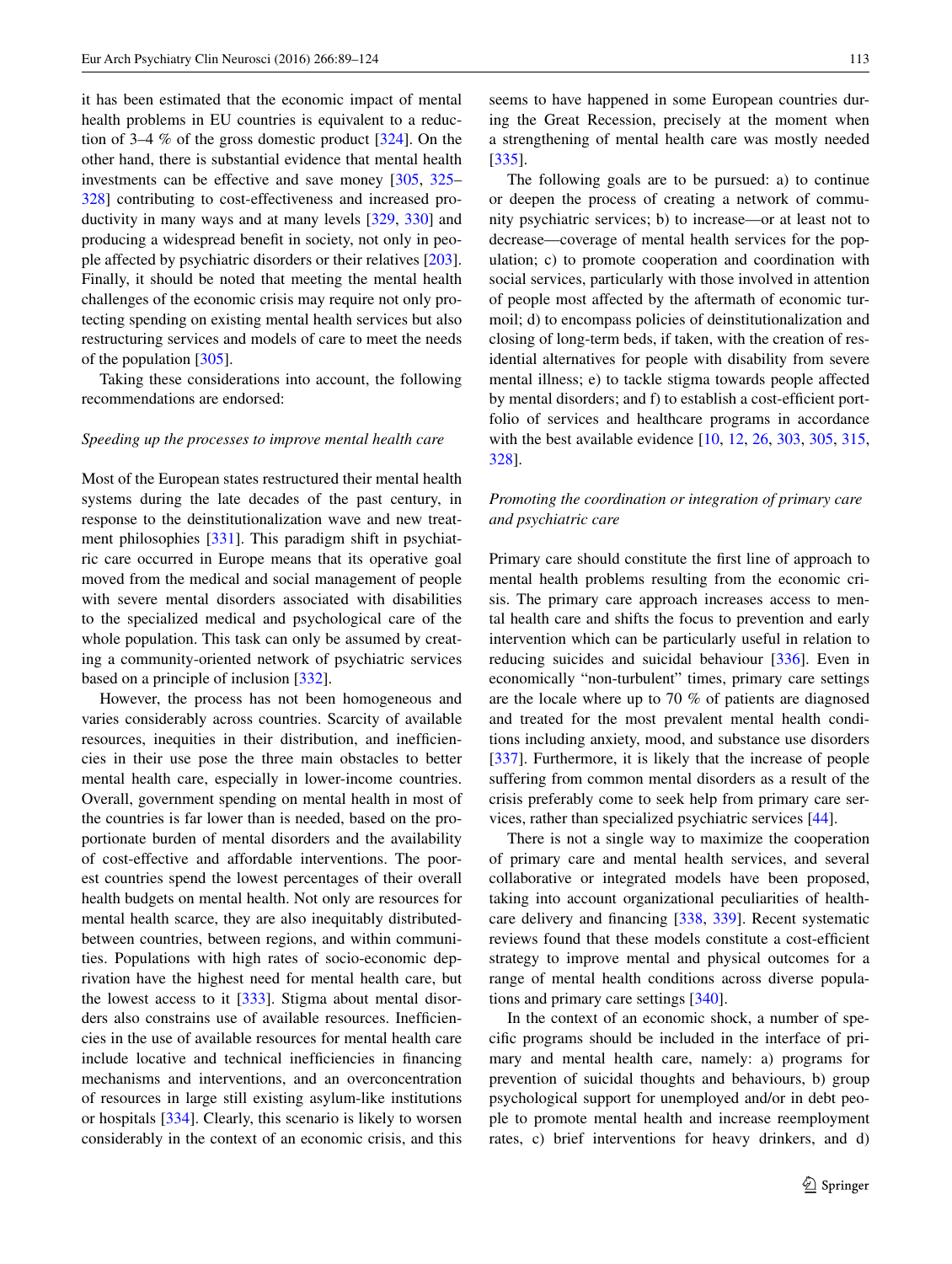it has been estimated that the economic impact of mental health problems in EU countries is equivalent to a reduction of 3–4 % of the gross domestic product [324]. On the other hand, there is substantial evidence that mental health investments can be effective and save money [305, 325–328] contributing to cost-effectiveness and increased productivity in many ways and at many levels [329, 330] and producing a widespread benefit in society, not only in people affected by psychiatric disorders or their relatives [203]. Finally, it should be noted that meeting the mental health challenges of the economic crisis may require not only protecting spending on existing mental health services but also restructuring services and models of care to meet the needs of the population [305].

Taking these considerations into account, the following recommendations are endorsed:

*Speeding up the processes to improve mental health care*

Most of the European states restructured their mental health systems during the late decades of the past century, in response to the deinstitutionalization wave and new treatment philosophies [331]. This paradigm shift in psychiatric care occurred in Europe means that its operative goal moved from the medical and social management of people with severe mental disorders associated with disabilities to the specialized medical and psychological care of the whole population. This task can only be assumed by creating a community-oriented network of psychiatric services based on a principle of inclusion [332].

However, the process has not been homogeneous and varies considerably across countries. Scarcity of available resources, inequities in their distribution, and inefficiencies in their use pose the three main obstacles to better mental health care, especially in lower-income countries. Overall, government spending on mental health in most of the countries is far lower than is needed, based on the proportionate burden of mental disorders and the availability of cost-effective and affordable interventions. The poorest countries spend the lowest percentages of their overall health budgets on mental health. Not only are resources for mental health scarce, they are also inequitably distributed-between countries, between regions, and within communities. Populations with high rates of socio-economic deprivation have the highest need for mental health care, but the lowest access to it [333]. Stigma about mental disorders also constrains use of available resources. Inefficiencies in the use of available resources for mental health care include locative and technical inefficiencies in financing mechanisms and interventions, and an overconcentration of resources in large still existing asylum-like institutions or hospitals [334]. Clearly, this scenario is likely to worsen considerably in the context of an economic crisis, and this seems to have happened in some European countries during the Great Recession, precisely at the moment when a strengthening of mental health care was mostly needed [335].

The following goals are to be pursued: a) to continue or deepen the process of creating a network of community psychiatric services; b) to increase—or at least not to decrease—coverage of mental health services for the population; c) to promote cooperation and coordination with social services, particularly with those involved in attention of people most affected by the aftermath of economic turmoil; d) to encompass policies of deinstitutionalization and closing of long-term beds, if taken, with the creation of residential alternatives for people with disability from severe mental illness; e) to tackle stigma towards people affected by mental disorders; and f) to establish a cost-efficient portfolio of services and healthcare programs in accordance with the best available evidence [10, 12, 26, 303, 305, 315, 328].

*Promoting the coordination or integration of primary care and psychiatric care*

Primary care should constitute the first line of approach to mental health problems resulting from the economic crisis. The primary care approach increases access to mental health care and shifts the focus to prevention and early intervention which can be particularly useful in relation to reducing suicides and suicidal behaviour [336]. Even in economically "non-turbulent" times, primary care settings are the locale where up to 70 % of patients are diagnosed and treated for the most prevalent mental health conditions including anxiety, mood, and substance use disorders [337]. Furthermore, it is likely that the increase of people suffering from common mental disorders as a result of the crisis preferably come to seek help from primary care services, rather than specialized psychiatric services [44].

There is not a single way to maximize the cooperation of primary care and mental health services, and several collaborative or integrated models have been proposed, taking into account organizational peculiarities of healthcare delivery and financing [338, 339]. Recent systematic reviews found that these models constitute a cost-efficient strategy to improve mental and physical outcomes for a range of mental health conditions across diverse populations and primary care settings [340].

In the context of an economic shock, a number of specific programs should be included in the interface of primary and mental health care, namely: a) programs for prevention of suicidal thoughts and behaviours, b) group psychological support for unemployed and/or in debt people to promote mental health and increase reemployment rates, c) brief interventions for heavy drinkers, and d)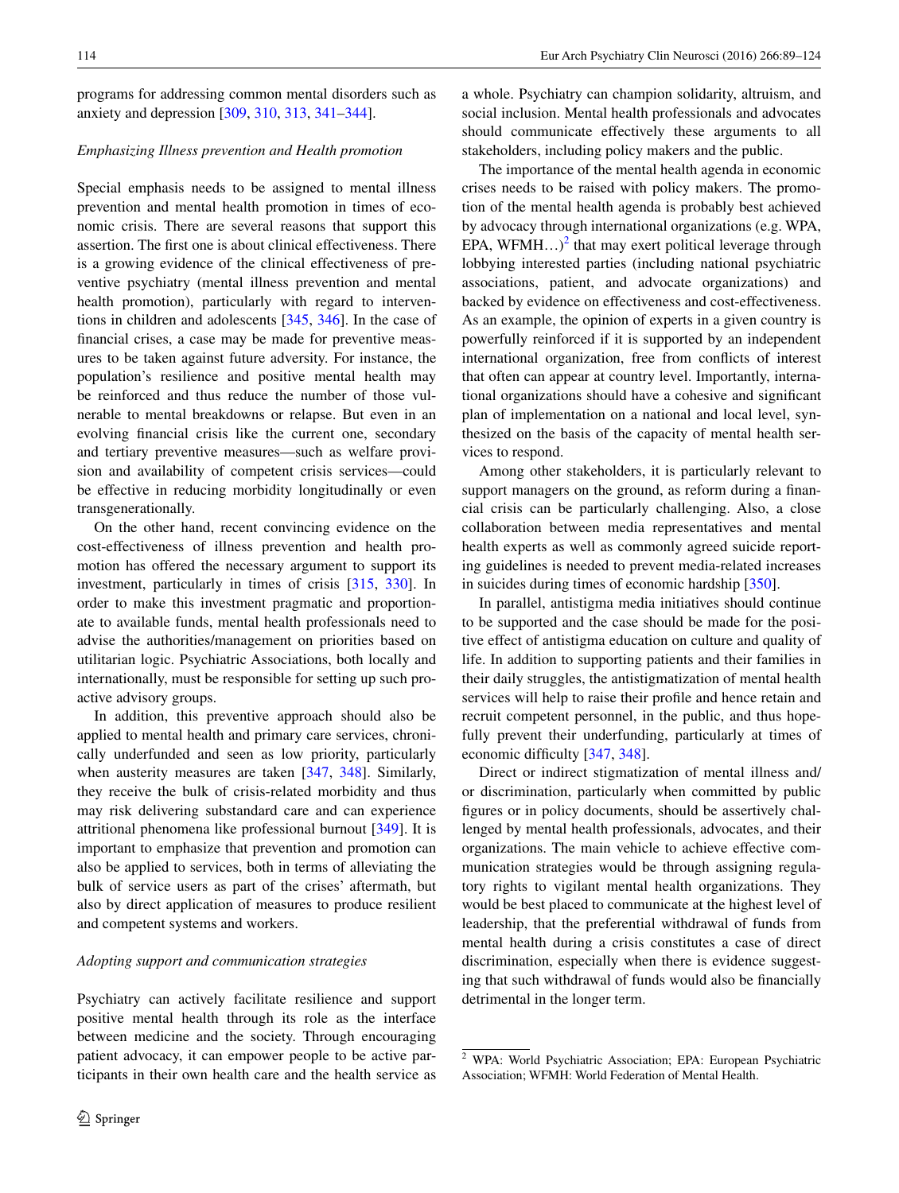programs for addressing common mental disorders such as anxiety and depression [309, 310, 313, 341–344].

*Emphasizing Illness prevention and Health promotion*

Special emphasis needs to be assigned to mental illness prevention and mental health promotion in times of economic crisis. There are several reasons that support this assertion. The first one is about clinical effectiveness. There is a growing evidence of the clinical effectiveness of preventive psychiatry (mental illness prevention and mental health promotion), particularly with regard to interventions in children and adolescents [345, 346]. In the case of financial crises, a case may be made for preventive measures to be taken against future adversity. For instance, the population's resilience and positive mental health may be reinforced and thus reduce the number of those vulnerable to mental breakdowns or relapse. But even in an evolving financial crisis like the current one, secondary and tertiary preventive measures—such as welfare provision and availability of competent crisis services—could be effective in reducing morbidity longitudinally or even transgenerationally.

On the other hand, recent convincing evidence on the cost-effectiveness of illness prevention and health promotion has offered the necessary argument to support its investment, particularly in times of crisis [315, 330]. In order to make this investment pragmatic and proportionate to available funds, mental health professionals need to advise the authorities/management on priorities based on utilitarian logic. Psychiatric Associations, both locally and internationally, must be responsible for setting up such proactive advisory groups.

In addition, this preventive approach should also be applied to mental health and primary care services, chronically underfunded and seen as low priority, particularly when austerity measures are taken [347, 348]. Similarly, they receive the bulk of crisis-related morbidity and thus may risk delivering substandard care and can experience attritional phenomena like professional burnout [349]. It is important to emphasize that prevention and promotion can also be applied to services, both in terms of alleviating the bulk of service users as part of the crises' aftermath, but also by direct application of measures to produce resilient and competent systems and workers.

*Adopting support and communication strategies*

Psychiatry can actively facilitate resilience and support positive mental health through its role as the interface between medicine and the society. Through encouraging patient advocacy, it can empower people to be active participants in their own health care and the health service as a whole. Psychiatry can champion solidarity, altruism, and social inclusion. Mental health professionals and advocates should communicate effectively these arguments to all stakeholders, including policy makers and the public.

The importance of the mental health agenda in economic crises needs to be raised with policy makers. The promotion of the mental health agenda is probably best achieved by advocacy through international organizations (e.g. WPA, EPA, WFMH…)[2] that may exert political leverage through lobbying interested parties (including national psychiatric associations, patient, and advocate organizations) and backed by evidence on effectiveness and cost-effectiveness. As an example, the opinion of experts in a given country is powerfully reinforced if it is supported by an independent international organization, free from conflicts of interest that often can appear at country level. Importantly, international organizations should have a cohesive and significant plan of implementation on a national and local level, synthesized on the basis of the capacity of mental health services to respond.

Among other stakeholders, it is particularly relevant to support managers on the ground, as reform during a financial crisis can be particularly challenging. Also, a close collaboration between media representatives and mental health experts as well as commonly agreed suicide reporting guidelines is needed to prevent media-related increases in suicides during times of economic hardship [350].

In parallel, antistigma media initiatives should continue to be supported and the case should be made for the positive effect of antistigma education on culture and quality of life. In addition to supporting patients and their families in their daily struggles, the antistigmatization of mental health services will help to raise their profile and hence retain and recruit competent personnel, in the public, and thus hopefully prevent their underfunding, particularly at times of economic difficulty [347, 348].

Direct or indirect stigmatization of mental illness and/or discrimination, particularly when committed by public figures or in policy documents, should be assertively challenged by mental health professionals, advocates, and their organizations. The main vehicle to achieve effective communication strategies would be through assigning regulatory rights to vigilant mental health organizations. They would be best placed to communicate at the highest level of leadership, that the preferential withdrawal of funds from mental health during a crisis constitutes a case of direct discrimination, especially when there is evidence suggesting that such withdrawal of funds would also be financially detrimental in the longer term.

[2] WPA: World Psychiatric Association; EPA: European Psychiatric Association; WFMH: World Federation of Mental Health.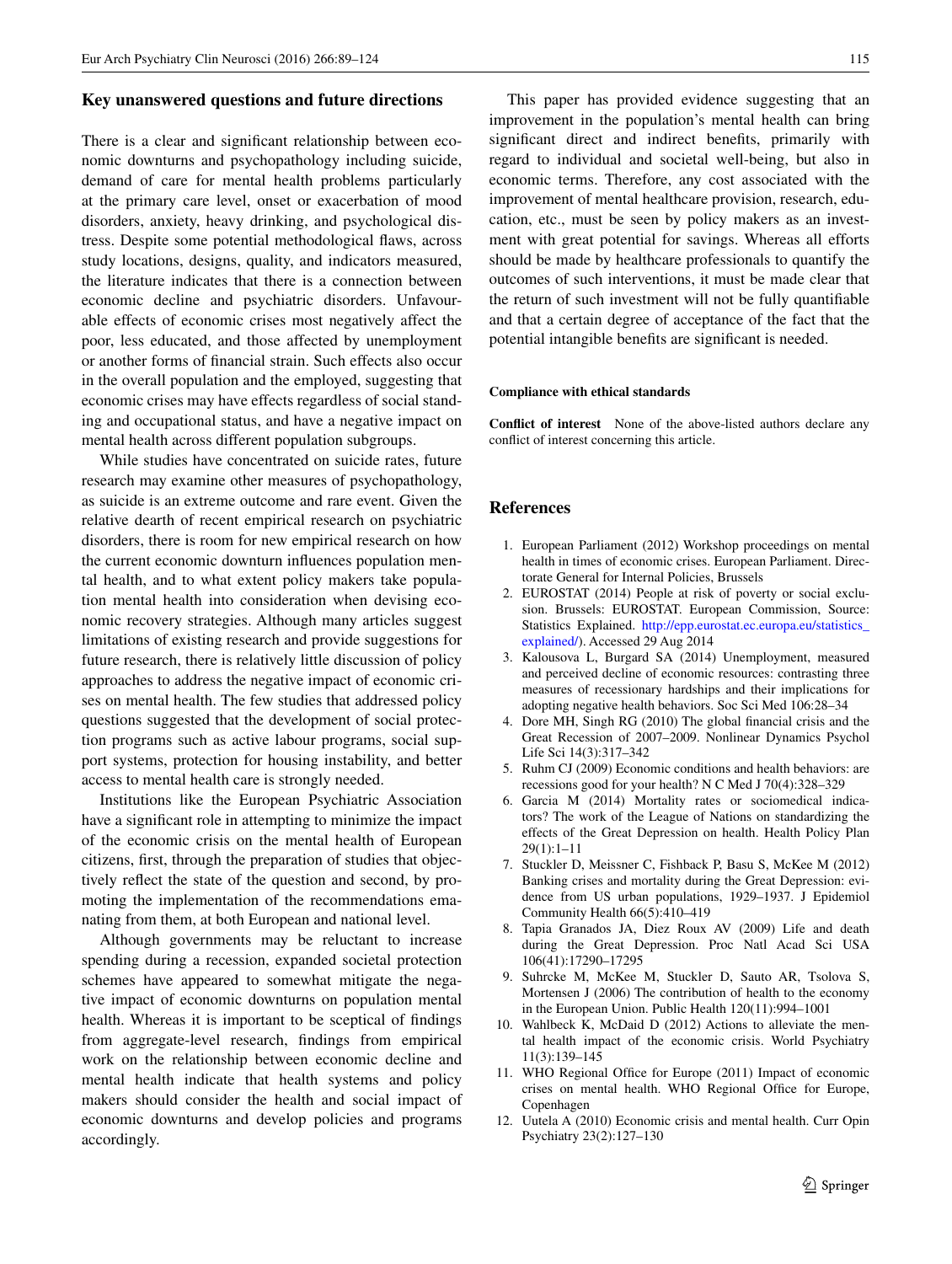## Key unanswered questions and future directions

There is a clear and significant relationship between economic downturns and psychopathology including suicide, demand of care for mental health problems particularly at the primary care level, onset or exacerbation of mood disorders, anxiety, heavy drinking, and psychological distress. Despite some potential methodological flaws, across study locations, designs, quality, and indicators measured, the literature indicates that there is a connection between economic decline and psychiatric disorders. Unfavourable effects of economic crises most negatively affect the poor, less educated, and those affected by unemployment or another forms of financial strain. Such effects also occur in the overall population and the employed, suggesting that economic crises may have effects regardless of social standing and occupational status, and have a negative impact on mental health across different population subgroups.

While studies have concentrated on suicide rates, future research may examine other measures of psychopathology, as suicide is an extreme outcome and rare event. Given the relative dearth of recent empirical research on psychiatric disorders, there is room for new empirical research on how the current economic downturn influences population mental health, and to what extent policy makers take population mental health into consideration when devising economic recovery strategies. Although many articles suggest limitations of existing research and provide suggestions for future research, there is relatively little discussion of policy approaches to address the negative impact of economic crises on mental health. The few studies that addressed policy questions suggested that the development of social protection programs such as active labour programs, social support systems, protection for housing instability, and better access to mental health care is strongly needed.

Institutions like the European Psychiatric Association have a significant role in attempting to minimize the impact of the economic crisis on the mental health of European citizens, first, through the preparation of studies that objectively reflect the state of the question and second, by promoting the implementation of the recommendations emanating from them, at both European and national level.

Although governments may be reluctant to increase spending during a recession, expanded societal protection schemes have appeared to somewhat mitigate the negative impact of economic downturns on population mental health. Whereas it is important to be sceptical of findings from aggregate-level research, findings from empirical work on the relationship between economic decline and mental health indicate that health systems and policy makers should consider the health and social impact of economic downturns and develop policies and programs accordingly.

This paper has provided evidence suggesting that an improvement in the population's mental health can bring significant direct and indirect benefits, primarily with regard to individual and societal well-being, but also in economic terms. Therefore, any cost associated with the improvement of mental healthcare provision, research, education, etc., must be seen by policy makers as an investment with great potential for savings. Whereas all efforts should be made by healthcare professionals to quantify the outcomes of such interventions, it must be made clear that the return of such investment will not be fully quantifiable and that a certain degree of acceptance of the fact that the potential intangible benefits are significant is needed.

**Compliance with ethical standards**

**Conflict of interest** None of the above-listed authors declare any conflict of interest concerning this article.

## References

1. European Parliament (2012) Workshop proceedings on mental health in times of economic crises. European Parliament. Directorate General for Internal Policies, Brussels
2. EUROSTAT (2014) People at risk of poverty or social exclusion. Brussels: EUROSTAT. European Commission, Source: Statistics Explained. http://epp.eurostat.ec.europa.eu/statistics_explained/). Accessed 29 Aug 2014
3. Kalousova L, Burgard SA (2014) Unemployment, measured and perceived decline of economic resources: contrasting three measures of recessionary hardships and their implications for adopting negative health behaviors. Soc Sci Med 106:28–34
4. Dore MH, Singh RG (2010) The global financial crisis and the Great Recession of 2007–2009. Nonlinear Dynamics Psychol Life Sci 14(3):317–342
5. Ruhm CJ (2009) Economic conditions and health behaviors: are recessions good for your health? N C Med J 70(4):328–329
6. Garcia M (2014) Mortality rates or sociomedical indicators? The work of the League of Nations on standardizing the effects of the Great Depression on health. Health Policy Plan 29(1):1–11
7. Stuckler D, Meissner C, Fishback P, Basu S, McKee M (2012) Banking crises and mortality during the Great Depression: evidence from US urban populations, 1929–1937. J Epidemiol Community Health 66(5):410–419
8. Tapia Granados JA, Diez Roux AV (2009) Life and death during the Great Depression. Proc Natl Acad Sci USA 106(41):17290–17295
9. Suhrcke M, McKee M, Stuckler D, Sauto AR, Tsolova S, Mortensen J (2006) The contribution of health to the economy in the European Union. Public Health 120(11):994–1001
10. Wahlbeck K, McDaid D (2012) Actions to alleviate the mental health impact of the economic crisis. World Psychiatry 11(3):139–145
11. WHO Regional Office for Europe (2011) Impact of economic crises on mental health. WHO Regional Office for Europe, Copenhagen
12. Uutela A (2010) Economic crisis and mental health. Curr Opin Psychiatry 23(2):127–130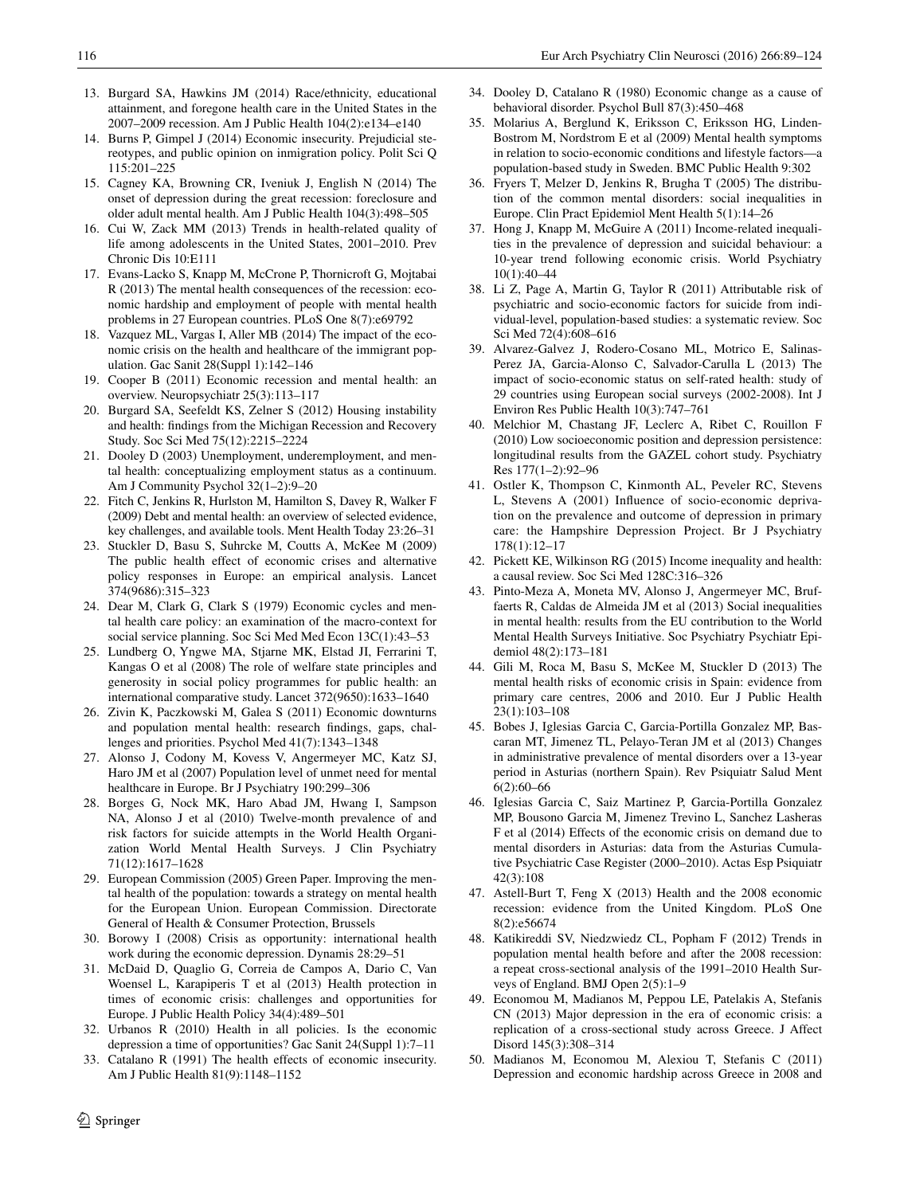13. Burgard SA, Hawkins JM (2014) Race/ethnicity, educational attainment, and foregone health care in the United States in the 2007–2009 recession. Am J Public Health 104(2):e134–e140
14. Burns P, Gimpel J (2014) Economic insecurity. Prejudicial stereotypes, and public opinion on inmigration policy. Polit Sci Q 115:201–225
15. Cagney KA, Browning CR, Iveniuk J, English N (2014) The onset of depression during the great recession: foreclosure and older adult mental health. Am J Public Health 104(3):498–505
16. Cui W, Zack MM (2013) Trends in health-related quality of life among adolescents in the United States, 2001–2010. Prev Chronic Dis 10:E111
17. Evans-Lacko S, Knapp M, McCrone P, Thornicroft G, Mojtabai R (2013) The mental health consequences of the recession: economic hardship and employment of people with mental health problems in 27 European countries. PLoS One 8(7):e69792
18. Vazquez ML, Vargas I, Aller MB (2014) The impact of the economic crisis on the health and healthcare of the immigrant population. Gac Sanit 28(Suppl 1):142–146
19. Cooper B (2011) Economic recession and mental health: an overview. Neuropsychiatr 25(3):113–117
20. Burgard SA, Seefeldt KS, Zelner S (2012) Housing instability and health: findings from the Michigan Recession and Recovery Study. Soc Sci Med 75(12):2215–2224
21. Dooley D (2003) Unemployment, underemployment, and mental health: conceptualizing employment status as a continuum. Am J Community Psychol 32(1–2):9–20
22. Fitch C, Jenkins R, Hurlston M, Hamilton S, Davey R, Walker F (2009) Debt and mental health: an overview of selected evidence, key challenges, and available tools. Ment Health Today 23:26–31
23. Stuckler D, Basu S, Suhrcke M, Coutts A, McKee M (2009) The public health effect of economic crises and alternative policy responses in Europe: an empirical analysis. Lancet 374(9686):315–323
24. Dear M, Clark G, Clark S (1979) Economic cycles and mental health care policy: an examination of the macro-context for social service planning. Soc Sci Med Med Econ 13C(1):43–53
25. Lundberg O, Yngwe MA, Stjarne MK, Elstad JI, Ferrarini T, Kangas O et al (2008) The role of welfare state principles and generosity in social policy programmes for public health: an international comparative study. Lancet 372(9650):1633–1640
26. Zivin K, Paczkowski M, Galea S (2011) Economic downturns and population mental health: research findings, gaps, challenges and priorities. Psychol Med 41(7):1343–1348
27. Alonso J, Codony M, Kovess V, Angermeyer MC, Katz SJ, Haro JM et al (2007) Population level of unmet need for mental healthcare in Europe. Br J Psychiatry 190:299–306
28. Borges G, Nock MK, Haro Abad JM, Hwang I, Sampson NA, Alonso J et al (2010) Twelve-month prevalence of and risk factors for suicide attempts in the World Health Organization World Mental Health Surveys. J Clin Psychiatry 71(12):1617–1628
29. European Commission (2005) Green Paper. Improving the mental health of the population: towards a strategy on mental health for the European Union. European Commission. Directorate General of Health & Consumer Protection, Brussels
30. Borowy I (2008) Crisis as opportunity: international health work during the economic depression. Dynamis 28:29–51
31. McDaid D, Quaglio G, Correia de Campos A, Dario C, Van Woensel L, Karapiperis T et al (2013) Health protection in times of economic crisis: challenges and opportunities for Europe. J Public Health Policy 34(4):489–501
32. Urbanos R (2010) Health in all policies. Is the economic depression a time of opportunities? Gac Sanit 24(Suppl 1):7–11
33. Catalano R (1991) The health effects of economic insecurity. Am J Public Health 81(9):1148–1152
34. Dooley D, Catalano R (1980) Economic change as a cause of behavioral disorder. Psychol Bull 87(3):450–468
35. Molarius A, Berglund K, Eriksson C, Eriksson HG, Linden-Bostrom M, Nordstrom E et al (2009) Mental health symptoms in relation to socio-economic conditions and lifestyle factors—a population-based study in Sweden. BMC Public Health 9:302
36. Fryers T, Melzer D, Jenkins R, Brugha T (2005) The distribution of the common mental disorders: social inequalities in Europe. Clin Pract Epidemiol Ment Health 5(1):14–26
37. Hong J, Knapp M, McGuire A (2011) Income-related inequalities in the prevalence of depression and suicidal behaviour: a 10-year trend following economic crisis. World Psychiatry 10(1):40–44
38. Li Z, Page A, Martin G, Taylor R (2011) Attributable risk of psychiatric and socio-economic factors for suicide from individual-level, population-based studies: a systematic review. Soc Sci Med 72(4):608–616
39. Alvarez-Galvez J, Rodero-Cosano ML, Motrico E, Salinas-Perez JA, Garcia-Alonso C, Salvador-Carulla L (2013) The impact of socio-economic status on self-rated health: study of 29 countries using European social surveys (2002-2008). Int J Environ Res Public Health 10(3):747–761
40. Melchior M, Chastang JF, Leclerc A, Ribet C, Rouillon F (2010) Low socioeconomic position and depression persistence: longitudinal results from the GAZEL cohort study. Psychiatry Res 177(1–2):92–96
41. Ostler K, Thompson C, Kinmonth AL, Peveler RC, Stevens L, Stevens A (2001) Influence of socio-economic deprivation on the prevalence and outcome of depression in primary care: the Hampshire Depression Project. Br J Psychiatry 178(1):12–17
42. Pickett KE, Wilkinson RG (2015) Income inequality and health: a causal review. Soc Sci Med 128C:316–326
43. Pinto-Meza A, Moneta MV, Alonso J, Angermeyer MC, Bruffaerts R, Caldas de Almeida JM et al (2013) Social inequalities in mental health: results from the EU contribution to the World Mental Health Surveys Initiative. Soc Psychiatry Psychiatr Epidemiol 48(2):173–181
44. Gili M, Roca M, Basu S, McKee M, Stuckler D (2013) The mental health risks of economic crisis in Spain: evidence from primary care centres, 2006 and 2010. Eur J Public Health 23(1):103–108
45. Bobes J, Iglesias Garcia C, Garcia-Portilla Gonzalez MP, Bascaran MT, Jimenez TL, Pelayo-Teran JM et al (2013) Changes in administrative prevalence of mental disorders over a 13-year period in Asturias (northern Spain). Rev Psiquiatr Salud Ment 6(2):60–66
46. Iglesias Garcia C, Saiz Martinez P, Garcia-Portilla Gonzalez MP, Bousono Garcia M, Jimenez Trevino L, Sanchez Lasheras F et al (2014) Effects of the economic crisis on demand due to mental disorders in Asturias: data from the Asturias Cumulative Psychiatric Case Register (2000–2010). Actas Esp Psiquiatr 42(3):108
47. Astell-Burt T, Feng X (2013) Health and the 2008 economic recession: evidence from the United Kingdom. PLoS One 8(2):e56674
48. Katikireddi SV, Niedzwiedz CL, Popham F (2012) Trends in population mental health before and after the 2008 recession: a repeat cross-sectional analysis of the 1991–2010 Health Surveys of England. BMJ Open 2(5):1–9
49. Economou M, Madianos M, Peppou LE, Patelakis A, Stefanis CN (2013) Major depression in the era of economic crisis: a replication of a cross-sectional study across Greece. J Affect Disord 145(3):308–314
50. Madianos M, Economou M, Alexiou T, Stefanis C (2011) Depression and economic hardship across Greece in 2008 and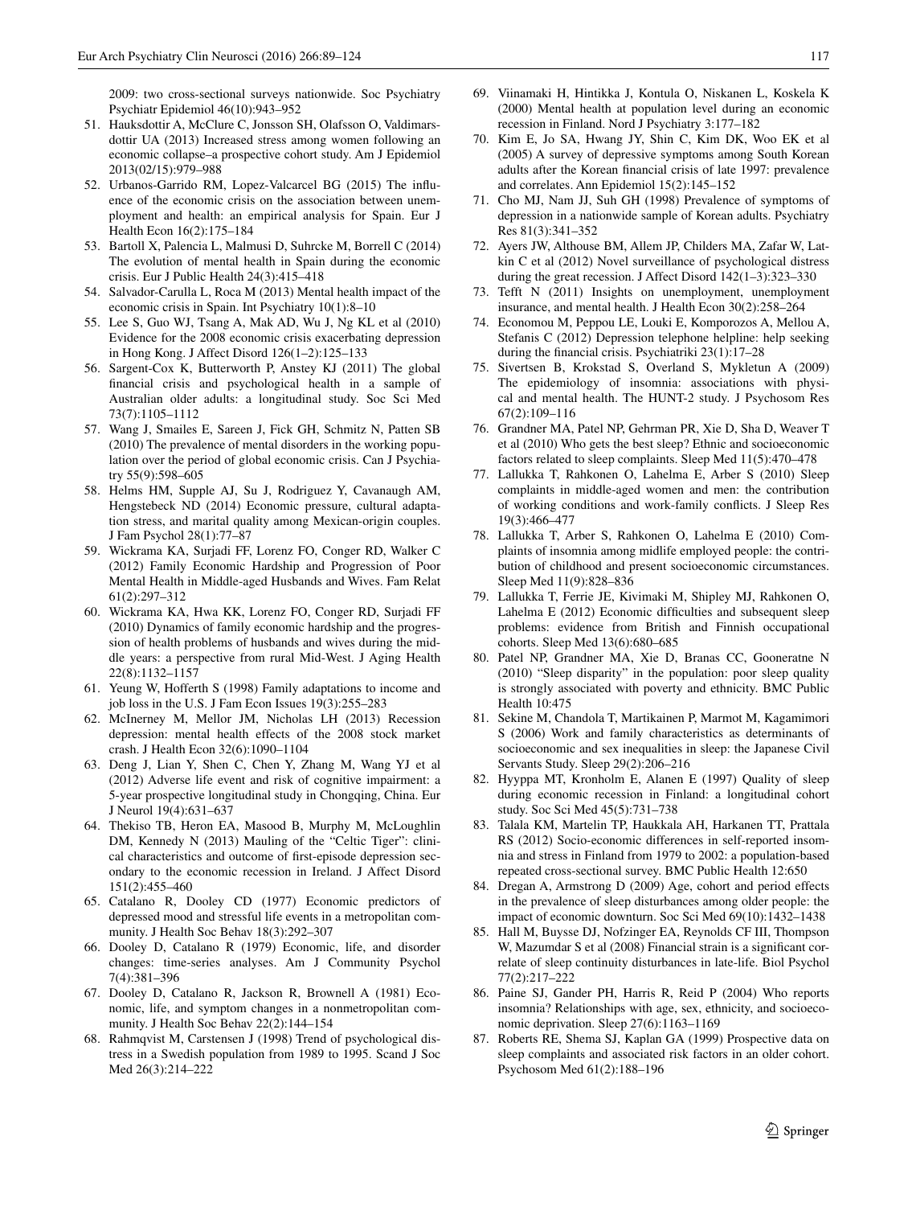2009: two cross-sectional surveys nationwide. Soc Psychiatry Psychiatr Epidemiol 46(10):943–952

51. Hauksdottir A, McClure C, Jonsson SH, Olafsson O, Valdimarsdottir UA (2013) Increased stress among women following an economic collapse–a prospective cohort study. Am J Epidemiol 2013(02/15):979–988
52. Urbanos-Garrido RM, Lopez-Valcarcel BG (2015) The influence of the economic crisis on the association between unemployment and health: an empirical analysis for Spain. Eur J Health Econ 16(2):175–184
53. Bartoll X, Palencia L, Malmusi D, Suhrcke M, Borrell C (2014) The evolution of mental health in Spain during the economic crisis. Eur J Public Health 24(3):415–418
54. Salvador-Carulla L, Roca M (2013) Mental health impact of the economic crisis in Spain. Int Psychiatry 10(1):8–10
55. Lee S, Guo WJ, Tsang A, Mak AD, Wu J, Ng KL et al (2010) Evidence for the 2008 economic crisis exacerbating depression in Hong Kong. J Affect Disord 126(1–2):125–133
56. Sargent-Cox K, Butterworth P, Anstey KJ (2011) The global financial crisis and psychological health in a sample of Australian older adults: a longitudinal study. Soc Sci Med 73(7):1105–1112
57. Wang J, Smailes E, Sareen J, Fick GH, Schmitz N, Patten SB (2010) The prevalence of mental disorders in the working population over the period of global economic crisis. Can J Psychiatry 55(9):598–605
58. Helms HM, Supple AJ, Su J, Rodriguez Y, Cavanaugh AM, Hengstebeck ND (2014) Economic pressure, cultural adaptation stress, and marital quality among Mexican-origin couples. J Fam Psychol 28(1):77–87
59. Wickrama KA, Surjadi FF, Lorenz FO, Conger RD, Walker C (2012) Family Economic Hardship and Progression of Poor Mental Health in Middle-aged Husbands and Wives. Fam Relat 61(2):297–312
60. Wickrama KA, Hwa KK, Lorenz FO, Conger RD, Surjadi FF (2010) Dynamics of family economic hardship and the progression of health problems of husbands and wives during the middle years: a perspective from rural Mid-West. J Aging Health 22(8):1132–1157
61. Yeung W, Hofferth S (1998) Family adaptations to income and job loss in the U.S. J Fam Econ Issues 19(3):255–283
62. McInerney M, Mellor JM, Nicholas LH (2013) Recession depression: mental health effects of the 2008 stock market crash. J Health Econ 32(6):1090–1104
63. Deng J, Lian Y, Shen C, Chen Y, Zhang M, Wang YJ et al (2012) Adverse life event and risk of cognitive impairment: a 5-year prospective longitudinal study in Chongqing, China. Eur J Neurol 19(4):631–637
64. Thekiso TB, Heron EA, Masood B, Murphy M, McLoughlin DM, Kennedy N (2013) Mauling of the "Celtic Tiger": clinical characteristics and outcome of first-episode depression secondary to the economic recession in Ireland. J Affect Disord 151(2):455–460
65. Catalano R, Dooley CD (1977) Economic predictors of depressed mood and stressful life events in a metropolitan community. J Health Soc Behav 18(3):292–307
66. Dooley D, Catalano R (1979) Economic, life, and disorder changes: time-series analyses. Am J Community Psychol 7(4):381–396
67. Dooley D, Catalano R, Jackson R, Brownell A (1981) Economic, life, and symptom changes in a nonmetropolitan community. J Health Soc Behav 22(2):144–154
68. Rahmqvist M, Carstensen J (1998) Trend of psychological distress in a Swedish population from 1989 to 1995. Scand J Soc Med 26(3):214–222
69. Viinamaki H, Hintikka J, Kontula O, Niskanen L, Koskela K (2000) Mental health at population level during an economic recession in Finland. Nord J Psychiatry 3:177–182
70. Kim E, Jo SA, Hwang JY, Shin C, Kim DK, Woo EK et al (2005) A survey of depressive symptoms among South Korean adults after the Korean financial crisis of late 1997: prevalence and correlates. Ann Epidemiol 15(2):145–152
71. Cho MJ, Nam JJ, Suh GH (1998) Prevalence of symptoms of depression in a nationwide sample of Korean adults. Psychiatry Res 81(3):341–352
72. Ayers JW, Althouse BM, Allem JP, Childers MA, Zafar W, Latkin C et al (2012) Novel surveillance of psychological distress during the great recession. J Affect Disord 142(1–3):323–330
73. Tefft N (2011) Insights on unemployment, unemployment insurance, and mental health. J Health Econ 30(2):258–264
74. Economou M, Peppou LE, Louki E, Komporozos A, Mellou A, Stefanis C (2012) Depression telephone helpline: help seeking during the financial crisis. Psychiatriki 23(1):17–28
75. Sivertsen B, Krokstad S, Overland S, Mykletun A (2009) The epidemiology of insomnia: associations with physical and mental health. The HUNT-2 study. J Psychosom Res 67(2):109–116
76. Grandner MA, Patel NP, Gehrman PR, Xie D, Sha D, Weaver T et al (2010) Who gets the best sleep? Ethnic and socioeconomic factors related to sleep complaints. Sleep Med 11(5):470–478
77. Lallukka T, Rahkonen O, Lahelma E, Arber S (2010) Sleep complaints in middle-aged women and men: the contribution of working conditions and work-family conflicts. J Sleep Res 19(3):466–477
78. Lallukka T, Arber S, Rahkonen O, Lahelma E (2010) Complaints of insomnia among midlife employed people: the contribution of childhood and present socioeconomic circumstances. Sleep Med 11(9):828–836
79. Lallukka T, Ferrie JE, Kivimaki M, Shipley MJ, Rahkonen O, Lahelma E (2012) Economic difficulties and subsequent sleep problems: evidence from British and Finnish occupational cohorts. Sleep Med 13(6):680–685
80. Patel NP, Grandner MA, Xie D, Branas CC, Gooneratne N (2010) "Sleep disparity" in the population: poor sleep quality is strongly associated with poverty and ethnicity. BMC Public Health 10:475
81. Sekine M, Chandola T, Martikainen P, Marmot M, Kagamimori S (2006) Work and family characteristics as determinants of socioeconomic and sex inequalities in sleep: the Japanese Civil Servants Study. Sleep 29(2):206–216
82. Hyyppa MT, Kronholm E, Alanen E (1997) Quality of sleep during economic recession in Finland: a longitudinal cohort study. Soc Sci Med 45(5):731–738
83. Talala KM, Martelin TP, Haukkala AH, Harkanen TT, Prattala RS (2012) Socio-economic differences in self-reported insomnia and stress in Finland from 1979 to 2002: a population-based repeated cross-sectional survey. BMC Public Health 12:650
84. Dregan A, Armstrong D (2009) Age, cohort and period effects in the prevalence of sleep disturbances among older people: the impact of economic downturn. Soc Sci Med 69(10):1432–1438
85. Hall M, Buysse DJ, Nofzinger EA, Reynolds CF III, Thompson W, Mazumdar S et al (2008) Financial strain is a significant correlate of sleep continuity disturbances in late-life. Biol Psychol 77(2):217–222
86. Paine SJ, Gander PH, Harris R, Reid P (2004) Who reports insomnia? Relationships with age, sex, ethnicity, and socioeconomic deprivation. Sleep 27(6):1163–1169
87. Roberts RE, Shema SJ, Kaplan GA (1999) Prospective data on sleep complaints and associated risk factors in an older cohort. Psychosom Med 61(2):188–196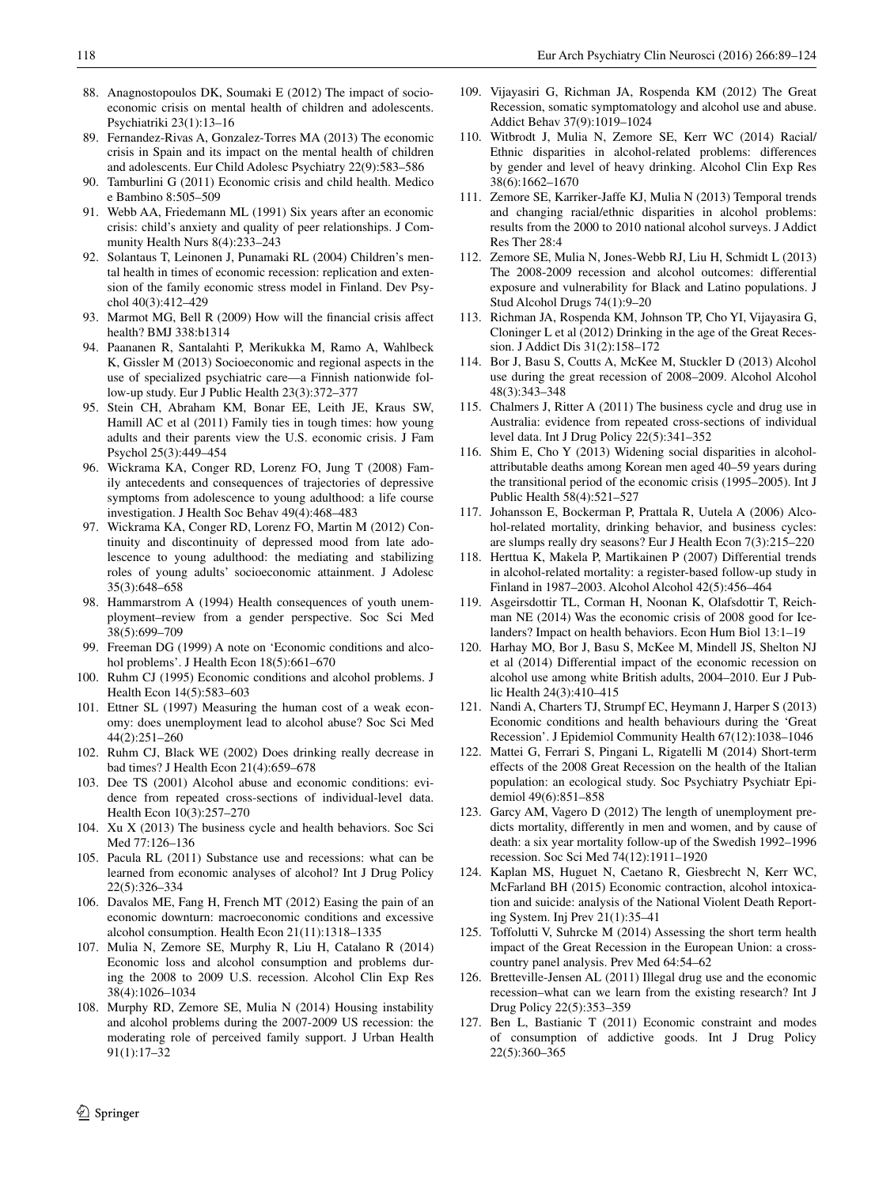88. Anagnostopoulos DK, Soumaki E (2012) The impact of socio-economic crisis on mental health of children and adolescents. Psychiatriki 23(1):13–16
89. Fernandez-Rivas A, Gonzalez-Torres MA (2013) The economic crisis in Spain and its impact on the mental health of children and adolescents. Eur Child Adolesc Psychiatry 22(9):583–586
90. Tamburlini G (2011) Economic crisis and child health. Medico e Bambino 8:505–509
91. Webb AA, Friedemann ML (1991) Six years after an economic crisis: child's anxiety and quality of peer relationships. J Community Health Nurs 8(4):233–243
92. Solantaus T, Leinonen J, Punamaki RL (2004) Children's mental health in times of economic recession: replication and extension of the family economic stress model in Finland. Dev Psychol 40(3):412–429
93. Marmot MG, Bell R (2009) How will the financial crisis affect health? BMJ 338:b1314
94. Paananen R, Santalahti P, Merikukka M, Ramo A, Wahlbeck K, Gissler M (2013) Socioeconomic and regional aspects in the use of specialized psychiatric care—a Finnish nationwide follow-up study. Eur J Public Health 23(3):372–377
95. Stein CH, Abraham KM, Bonar EE, Leith JE, Kraus SW, Hamill AC et al (2011) Family ties in tough times: how young adults and their parents view the U.S. economic crisis. J Fam Psychol 25(3):449–454
96. Wickrama KA, Conger RD, Lorenz FO, Jung T (2008) Family antecedents and consequences of trajectories of depressive symptoms from adolescence to young adulthood: a life course investigation. J Health Soc Behav 49(4):468–483
97. Wickrama KA, Conger RD, Lorenz FO, Martin M (2012) Continuity and discontinuity of depressed mood from late adolescence to young adulthood: the mediating and stabilizing roles of young adults' socioeconomic attainment. J Adolesc 35(3):648–658
98. Hammarstrom A (1994) Health consequences of youth unemployment–review from a gender perspective. Soc Sci Med 38(5):699–709
99. Freeman DG (1999) A note on 'Economic conditions and alcohol problems'. J Health Econ 18(5):661–670
100. Ruhm CJ (1995) Economic conditions and alcohol problems. J Health Econ 14(5):583–603
101. Ettner SL (1997) Measuring the human cost of a weak economy: does unemployment lead to alcohol abuse? Soc Sci Med 44(2):251–260
102. Ruhm CJ, Black WE (2002) Does drinking really decrease in bad times? J Health Econ 21(4):659–678
103. Dee TS (2001) Alcohol abuse and economic conditions: evidence from repeated cross-sections of individual-level data. Health Econ 10(3):257–270
104. Xu X (2013) The business cycle and health behaviors. Soc Sci Med 77:126–136
105. Pacula RL (2011) Substance use and recessions: what can be learned from economic analyses of alcohol? Int J Drug Policy 22(5):326–334
106. Davalos ME, Fang H, French MT (2012) Easing the pain of an economic downturn: macroeconomic conditions and excessive alcohol consumption. Health Econ 21(11):1318–1335
107. Mulia N, Zemore SE, Murphy R, Liu H, Catalano R (2014) Economic loss and alcohol consumption and problems during the 2008 to 2009 U.S. recession. Alcohol Clin Exp Res 38(4):1026–1034
108. Murphy RD, Zemore SE, Mulia N (2014) Housing instability and alcohol problems during the 2007-2009 US recession: the moderating role of perceived family support. J Urban Health 91(1):17–32
109. Vijayasiri G, Richman JA, Rospenda KM (2012) The Great Recession, somatic symptomatology and alcohol use and abuse. Addict Behav 37(9):1019–1024
110. Witbrodt J, Mulia N, Zemore SE, Kerr WC (2014) Racial/Ethnic disparities in alcohol-related problems: differences by gender and level of heavy drinking. Alcohol Clin Exp Res 38(6):1662–1670
111. Zemore SE, Karriker-Jaffe KJ, Mulia N (2013) Temporal trends and changing racial/ethnic disparities in alcohol problems: results from the 2000 to 2010 national alcohol surveys. J Addict Res Ther 28:4
112. Zemore SE, Mulia N, Jones-Webb RJ, Liu H, Schmidt L (2013) The 2008-2009 recession and alcohol outcomes: differential exposure and vulnerability for Black and Latino populations. J Stud Alcohol Drugs 74(1):9–20
113. Richman JA, Rospenda KM, Johnson TP, Cho YI, Vijayasira G, Cloninger L et al (2012) Drinking in the age of the Great Recession. J Addict Dis 31(2):158–172
114. Bor J, Basu S, Coutts A, McKee M, Stuckler D (2013) Alcohol use during the great recession of 2008–2009. Alcohol Alcohol 48(3):343–348
115. Chalmers J, Ritter A (2011) The business cycle and drug use in Australia: evidence from repeated cross-sections of individual level data. Int J Drug Policy 22(5):341–352
116. Shim E, Cho Y (2013) Widening social disparities in alcohol-attributable deaths among Korean men aged 40–59 years during the transitional period of the economic crisis (1995–2005). Int J Public Health 58(4):521–527
117. Johansson E, Bockerman P, Prattala R, Uutela A (2006) Alcohol-related mortality, drinking behavior, and business cycles: are slumps really dry seasons? Eur J Health Econ 7(3):215–220
118. Herttua K, Makela P, Martikainen P (2007) Differential trends in alcohol-related mortality: a register-based follow-up study in Finland in 1987–2003. Alcohol Alcohol 42(5):456–464
119. Asgeirsdottir TL, Corman H, Noonan K, Olafsdottir T, Reichman NE (2014) Was the economic crisis of 2008 good for Icelanders? Impact on health behaviors. Econ Hum Biol 13:1–19
120. Harhay MO, Bor J, Basu S, McKee M, Mindell JS, Shelton NJ et al (2014) Differential impact of the economic recession on alcohol use among white British adults, 2004–2010. Eur J Public Health 24(3):410–415
121. Nandi A, Charters TJ, Strumpf EC, Heymann J, Harper S (2013) Economic conditions and health behaviours during the 'Great Recession'. J Epidemiol Community Health 67(12):1038–1046
122. Mattei G, Ferrari S, Pingani L, Rigatelli M (2014) Short-term effects of the 2008 Great Recession on the health of the Italian population: an ecological study. Soc Psychiatry Psychiatr Epidemiol 49(6):851–858
123. Garcy AM, Vagero D (2012) The length of unemployment predicts mortality, differently in men and women, and by cause of death: a six year mortality follow-up of the Swedish 1992–1996 recession. Soc Sci Med 74(12):1911–1920
124. Kaplan MS, Huguet N, Caetano R, Giesbrecht N, Kerr WC, McFarland BH (2015) Economic contraction, alcohol intoxication and suicide: analysis of the National Violent Death Reporting System. Inj Prev 21(1):35–41
125. Toffolutti V, Suhrcke M (2014) Assessing the short term health impact of the Great Recession in the European Union: a cross-country panel analysis. Prev Med 64:54–62
126. Bretteville-Jensen AL (2011) Illegal drug use and the economic recession–what can we learn from the existing research? Int J Drug Policy 22(5):353–359
127. Ben L, Bastianic T (2011) Economic constraint and modes of consumption of addictive goods. Int J Drug Policy 22(5):360–365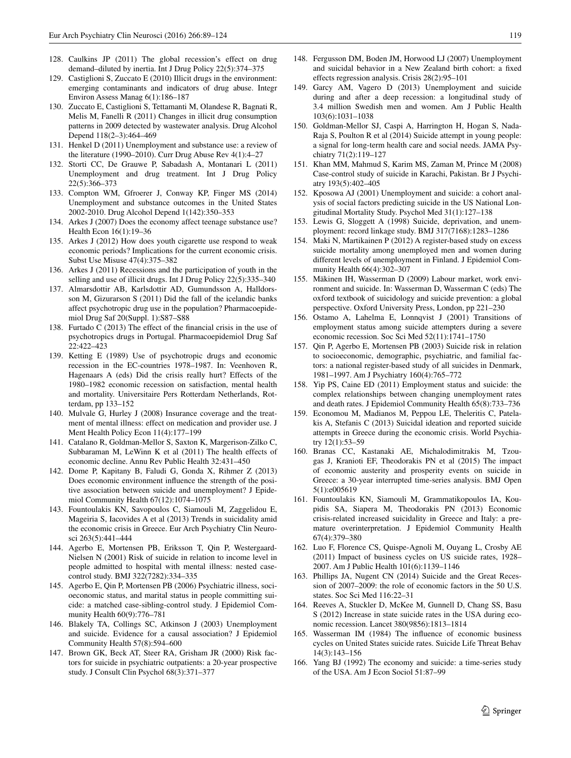128. Caulkins JP (2011) The global recession's effect on drug demand–diluted by inertia. Int J Drug Policy 22(5):374–375
129. Castiglioni S, Zuccato E (2010) Illicit drugs in the environment: emerging contaminants and indicators of drug abuse. Integr Environ Assess Manag 6(1):186–187
130. Zuccato E, Castiglioni S, Tettamanti M, Olandese R, Bagnati R, Melis M, Fanelli R (2011) Changes in illicit drug consumption patterns in 2009 detected by wastewater analysis. Drug Alcohol Depend 118(2–3):464–469
131. Henkel D (2011) Unemployment and substance use: a review of the literature (1990–2010). Curr Drug Abuse Rev 4(1):4–27
132. Storti CC, De Grauwe P, Sabadash A, Montanari L (2011) Unemployment and drug treatment. Int J Drug Policy 22(5):366–373
133. Compton WM, Gfroerer J, Conway KP, Finger MS (2014) Unemployment and substance outcomes in the United States 2002-2010. Drug Alcohol Depend 1(142):350–353
134. Arkes J (2007) Does the economy affect teenage substance use? Health Econ 16(1):19–36
135. Arkes J (2012) How does youth cigarette use respond to weak economic periods? Implications for the current economic crisis. Subst Use Misuse 47(4):375–382
136. Arkes J (2011) Recessions and the participation of youth in the selling and use of illicit drugs. Int J Drug Policy 22(5):335–340
137. Almarsdottir AB, Karlsdottir AD, Gumundsson A, Halldorsson M, Gizurarson S (2011) Did the fall of the icelandic banks affect psychotropic drug use in the population? Pharmacoepidemiol Drug Saf 20(Suppl. 1):S87–S88
138. Furtado C (2013) The effect of the financial crisis in the use of psychotropics drugs in Portugal. Pharmacoepidemiol Drug Saf 22:422–423
139. Ketting E (1989) Use of psychotropic drugs and economic recession in the EC-countries 1978–1987. In: Veenhoven R, Hagenaars A (eds) Did the crisis really hurt? Effects of the 1980–1982 economic recession on satisfaction, mental health and mortality. Universitaire Pers Rotterdam Netherlands, Rotterdam, pp 133–152
140. Mulvale G, Hurley J (2008) Insurance coverage and the treatment of mental illness: effect on medication and provider use. J Ment Health Policy Econ 11(4):177–199
141. Catalano R, Goldman-Mellor S, Saxton K, Margerison-Zilko C, Subbaraman M, LeWinn K et al (2011) The health effects of economic decline. Annu Rev Public Health 32:431–450
142. Dome P, Kapitany B, Faludi G, Gonda X, Rihmer Z (2013) Does economic environment influence the strength of the positive association between suicide and unemployment? J Epidemiol Community Health 67(12):1074–1075
143. Fountoulakis KN, Savopoulos C, Siamouli M, Zaggelidou E, Mageiria S, Iacovides A et al (2013) Trends in suicidality amid the economic crisis in Greece. Eur Arch Psychiatry Clin Neurosci 263(5):441–444
144. Agerbo E, Mortensen PB, Eriksson T, Qin P, Westergaard-Nielsen N (2001) Risk of suicide in relation to income level in people admitted to hospital with mental illness: nested case-control study. BMJ 322(7282):334–335
145. Agerbo E, Qin P, Mortensen PB (2006) Psychiatric illness, socioeconomic status, and marital status in people committing suicide: a matched case-sibling-control study. J Epidemiol Community Health 60(9):776–781
146. Blakely TA, Collings SC, Atkinson J (2003) Unemployment and suicide. Evidence for a causal association? J Epidemiol Community Health 57(8):594–600
147. Brown GK, Beck AT, Steer RA, Grisham JR (2000) Risk factors for suicide in psychiatric outpatients: a 20-year prospective study. J Consult Clin Psychol 68(3):371–377
148. Fergusson DM, Boden JM, Horwood LJ (2007) Unemployment and suicidal behavior in a New Zealand birth cohort: a fixed effects regression analysis. Crisis 28(2):95–101
149. Garcy AM, Vagero D (2013) Unemployment and suicide during and after a deep recession: a longitudinal study of 3.4 million Swedish men and women. Am J Public Health 103(6):1031–1038
150. Goldman-Mellor SJ, Caspi A, Harrington H, Hogan S, Nada-Raja S, Poulton R et al (2014) Suicide attempt in young people: a signal for long-term health care and social needs. JAMA Psychiatry 71(2):119–127
151. Khan MM, Mahmud S, Karim MS, Zaman M, Prince M (2008) Case-control study of suicide in Karachi, Pakistan. Br J Psychiatry 193(5):402–405
152. Kposowa AJ (2001) Unemployment and suicide: a cohort analysis of social factors predicting suicide in the US National Longitudinal Mortality Study. Psychol Med 31(1):127–138
153. Lewis G, Sloggett A (1998) Suicide, deprivation, and unemployment: record linkage study. BMJ 317(7168):1283–1286
154. Maki N, Martikainen P (2012) A register-based study on excess suicide mortality among unemployed men and women during different levels of unemployment in Finland. J Epidemiol Community Health 66(4):302–307
155. Mäkinen IH, Wasserman D (2009) Labour market, work environment and suicide. In: Wasserman D, Wasserman C (eds) The oxford textbook of suicidology and suicide prevention: a global perspective. Oxford University Press, London, pp 221–230
156. Ostamo A, Lahelma E, Lonnqvist J (2001) Transitions of employment status among suicide attempters during a severe economic recession. Soc Sci Med 52(11):1741–1750
157. Qin P, Agerbo E, Mortensen PB (2003) Suicide risk in relation to socioeconomic, demographic, psychiatric, and familial factors: a national register-based study of all suicides in Denmark, 1981–1997. Am J Psychiatry 160(4):765–772
158. Yip PS, Caine ED (2011) Employment status and suicide: the complex relationships between changing unemployment rates and death rates. J Epidemiol Community Health 65(8):733–736
159. Economou M, Madianos M, Peppou LE, Theleritis C, Patelakis A, Stefanis C (2013) Suicidal ideation and reported suicide attempts in Greece during the economic crisis. World Psychiatry 12(1):53–59
160. Branas CC, Kastanaki AE, Michalodimitrakis M, Tzougas J, Kranioti EF, Theodorakis PN et al (2015) The impact of economic austerity and prosperity events on suicide in Greece: a 30-year interrupted time-series analysis. BMJ Open 5(1):e005619
161. Fountoulakis KN, Siamouli M, Grammatikopoulos IA, Koupidis SA, Siapera M, Theodorakis PN (2013) Economic crisis-related increased suicidality in Greece and Italy: a premature overinterpretation. J Epidemiol Community Health 67(4):379–380
162. Luo F, Florence CS, Quispe-Agnoli M, Ouyang L, Crosby AE (2011) Impact of business cycles on US suicide rates, 1928–2007. Am J Public Health 101(6):1139–1146
163. Phillips JA, Nugent CN (2014) Suicide and the Great Recession of 2007–2009: the role of economic factors in the 50 U.S. states. Soc Sci Med 116:22–31
164. Reeves A, Stuckler D, McKee M, Gunnell D, Chang SS, Basu S (2012) Increase in state suicide rates in the USA during economic recession. Lancet 380(9856):1813–1814
165. Wasserman IM (1984) The influence of economic business cycles on United States suicide rates. Suicide Life Threat Behav 14(3):143–156
166. Yang BJ (1992) The economy and suicide: a time-series study of the USA. Am J Econ Sociol 51:87–99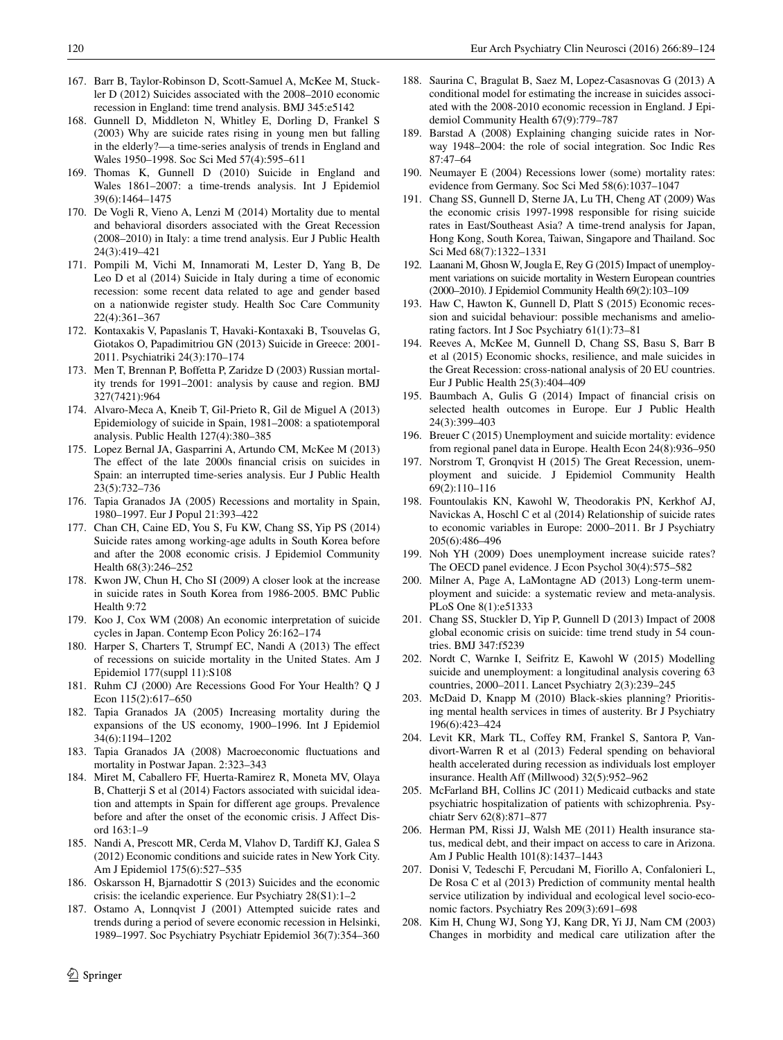167. Barr B, Taylor-Robinson D, Scott-Samuel A, McKee M, Stuckler D (2012) Suicides associated with the 2008–2010 economic recession in England: time trend analysis. BMJ 345:e5142
168. Gunnell D, Middleton N, Whitley E, Dorling D, Frankel S (2003) Why are suicide rates rising in young men but falling in the elderly?—a time-series analysis of trends in England and Wales 1950–1998. Soc Sci Med 57(4):595–611
169. Thomas K, Gunnell D (2010) Suicide in England and Wales 1861–2007: a time-trends analysis. Int J Epidemiol 39(6):1464–1475
170. De Vogli R, Vieno A, Lenzi M (2014) Mortality due to mental and behavioral disorders associated with the Great Recession (2008–2010) in Italy: a time trend analysis. Eur J Public Health 24(3):419–421
171. Pompili M, Vichi M, Innamorati M, Lester D, Yang B, De Leo D et al (2014) Suicide in Italy during a time of economic recession: some recent data related to age and gender based on a nationwide register study. Health Soc Care Community 22(4):361–367
172. Kontaxakis V, Papaslanis T, Havaki-Kontaxaki B, Tsouvelas G, Giotakos O, Papadimitriou GN (2013) Suicide in Greece: 2001-2011. Psychiatriki 24(3):170–174
173. Men T, Brennan P, Boffetta P, Zaridze D (2003) Russian mortality trends for 1991–2001: analysis by cause and region. BMJ 327(7421):964
174. Alvaro-Meca A, Kneib T, Gil-Prieto R, Gil de Miguel A (2013) Epidemiology of suicide in Spain, 1981–2008: a spatiotemporal analysis. Public Health 127(4):380–385
175. Lopez Bernal JA, Gasparrini A, Artundo CM, McKee M (2013) The effect of the late 2000s financial crisis on suicides in Spain: an interrupted time-series analysis. Eur J Public Health 23(5):732–736
176. Tapia Granados JA (2005) Recessions and mortality in Spain, 1980–1997. Eur J Popul 21:393–422
177. Chan CH, Caine ED, You S, Fu KW, Chang SS, Yip PS (2014) Suicide rates among working-age adults in South Korea before and after the 2008 economic crisis. J Epidemiol Community Health 68(3):246–252
178. Kwon JW, Chun H, Cho SI (2009) A closer look at the increase in suicide rates in South Korea from 1986-2005. BMC Public Health 9:72
179. Koo J, Cox WM (2008) An economic interpretation of suicide cycles in Japan. Contemp Econ Policy 26:162–174
180. Harper S, Charters T, Strumpf EC, Nandi A (2013) The effect of recessions on suicide mortality in the United States. Am J Epidemiol 177(suppl 11):S108
181. Ruhm CJ (2000) Are Recessions Good For Your Health? Q J Econ 115(2):617–650
182. Tapia Granados JA (2005) Increasing mortality during the expansions of the US economy, 1900–1996. Int J Epidemiol 34(6):1194–1202
183. Tapia Granados JA (2008) Macroeconomic fluctuations and mortality in Postwar Japan. 2:323–343
184. Miret M, Caballero FF, Huerta-Ramirez R, Moneta MV, Olaya B, Chatterji S et al (2014) Factors associated with suicidal ideation and attempts in Spain for different age groups. Prevalence before and after the onset of the economic crisis. J Affect Disord 163:1–9
185. Nandi A, Prescott MR, Cerda M, Vlahov D, Tardiff KJ, Galea S (2012) Economic conditions and suicide rates in New York City. Am J Epidemiol 175(6):527–535
186. Oskarsson H, Bjarnadottir S (2013) Suicides and the economic crisis: the icelandic experience. Eur Psychiatry 28(S1):1–2
187. Ostamo A, Lonnqvist J (2001) Attempted suicide rates and trends during a period of severe economic recession in Helsinki, 1989–1997. Soc Psychiatry Psychiatr Epidemiol 36(7):354–360
188. Saurina C, Bragulat B, Saez M, Lopez-Casasnovas G (2013) A conditional model for estimating the increase in suicides associated with the 2008-2010 economic recession in England. J Epidemiol Community Health 67(9):779–787
189. Barstad A (2008) Explaining changing suicide rates in Norway 1948–2004: the role of social integration. Soc Indic Res 87:47–64
190. Neumayer E (2004) Recessions lower (some) mortality rates: evidence from Germany. Soc Sci Med 58(6):1037–1047
191. Chang SS, Gunnell D, Sterne JA, Lu TH, Cheng AT (2009) Was the economic crisis 1997-1998 responsible for rising suicide rates in East/Southeast Asia? A time-trend analysis for Japan, Hong Kong, South Korea, Taiwan, Singapore and Thailand. Soc Sci Med 68(7):1322–1331
192. Laanani M, Ghosn W, Jougla E, Rey G (2015) Impact of unemployment variations on suicide mortality in Western European countries (2000–2010). J Epidemiol Community Health 69(2):103–109
193. Haw C, Hawton K, Gunnell D, Platt S (2015) Economic recession and suicidal behaviour: possible mechanisms and ameliorating factors. Int J Soc Psychiatry 61(1):73–81
194. Reeves A, McKee M, Gunnell D, Chang SS, Basu S, Barr B et al (2015) Economic shocks, resilience, and male suicides in the Great Recession: cross-national analysis of 20 EU countries. Eur J Public Health 25(3):404–409
195. Baumbach A, Gulis G (2014) Impact of financial crisis on selected health outcomes in Europe. Eur J Public Health 24(3):399–403
196. Breuer C (2015) Unemployment and suicide mortality: evidence from regional panel data in Europe. Health Econ 24(8):936–950
197. Norstrom T, Gronqvist H (2015) The Great Recession, unemployment and suicide. J Epidemiol Community Health 69(2):110–116
198. Fountoulakis KN, Kawohl W, Theodorakis PN, Kerkhof AJ, Navickas A, Hoschl C et al (2014) Relationship of suicide rates to economic variables in Europe: 2000–2011. Br J Psychiatry 205(6):486–496
199. Noh YH (2009) Does unemployment increase suicide rates? The OECD panel evidence. J Econ Psychol 30(4):575–582
200. Milner A, Page A, LaMontagne AD (2013) Long-term unemployment and suicide: a systematic review and meta-analysis. PLoS One 8(1):e51333
201. Chang SS, Stuckler D, Yip P, Gunnell D (2013) Impact of 2008 global economic crisis on suicide: time trend study in 54 countries. BMJ 347:f5239
202. Nordt C, Warnke I, Seifritz E, Kawohl W (2015) Modelling suicide and unemployment: a longitudinal analysis covering 63 countries, 2000–2011. Lancet Psychiatry 2(3):239–245
203. McDaid D, Knapp M (2010) Black-skies planning? Prioritising mental health services in times of austerity. Br J Psychiatry 196(6):423–424
204. Levit KR, Mark TL, Coffey RM, Frankel S, Santora P, Vandivort-Warren R et al (2013) Federal spending on behavioral health accelerated during recession as individuals lost employer insurance. Health Aff (Millwood) 32(5):952–962
205. McFarland BH, Collins JC (2011) Medicaid cutbacks and state psychiatric hospitalization of patients with schizophrenia. Psychiatr Serv 62(8):871–877
206. Herman PM, Rissi JJ, Walsh ME (2011) Health insurance status, medical debt, and their impact on access to care in Arizona. Am J Public Health 101(8):1437–1443
207. Donisi V, Tedeschi F, Percudani M, Fiorillo A, Confalonieri L, De Rosa C et al (2013) Prediction of community mental health service utilization by individual and ecological level socio-economic factors. Psychiatry Res 209(3):691–698
208. Kim H, Chung WJ, Song YJ, Kang DR, Yi JJ, Nam CM (2003) Changes in morbidity and medical care utilization after the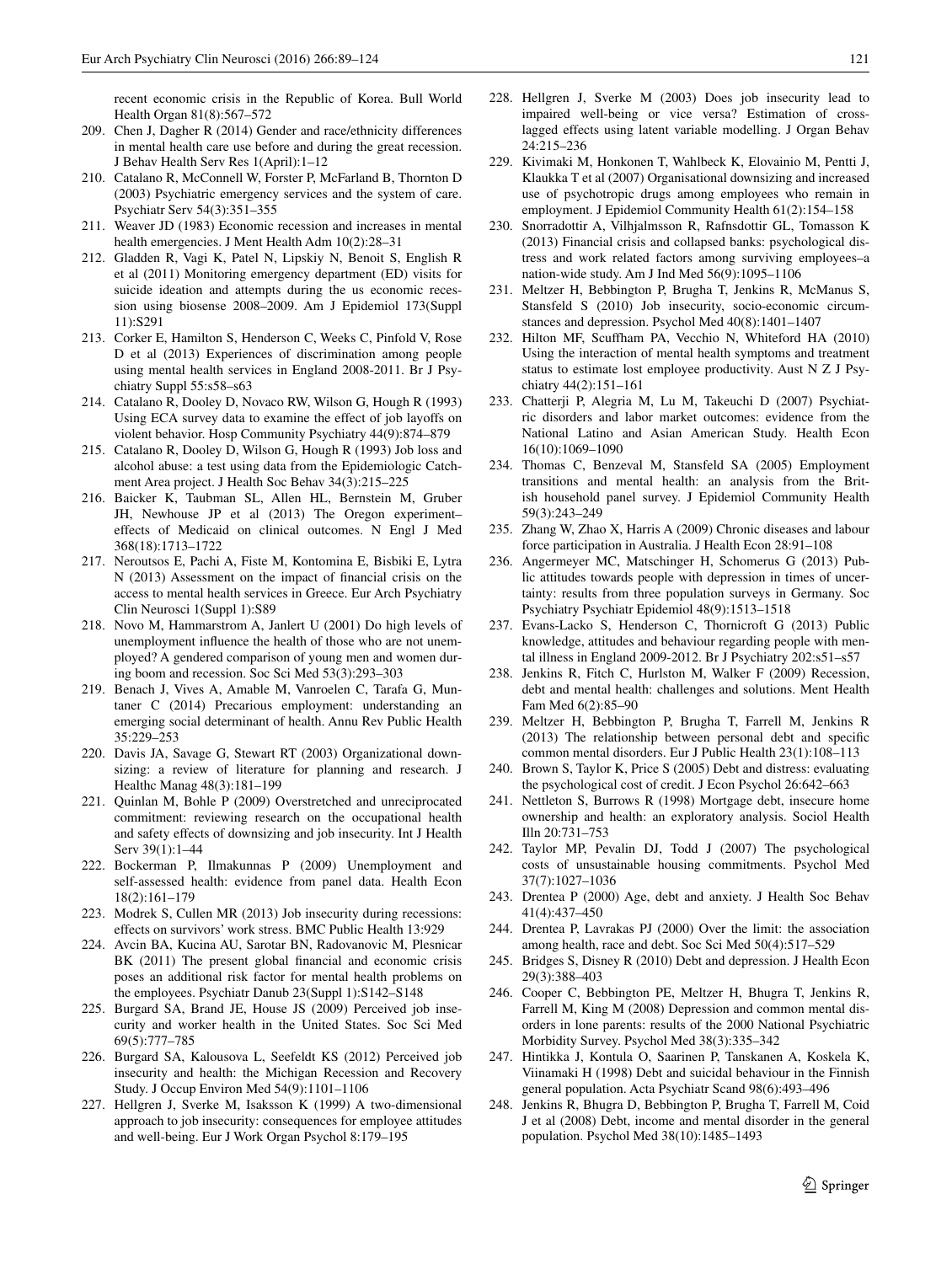recent economic crisis in the Republic of Korea. Bull World Health Organ 81(8):567–572

209. Chen J, Dagher R (2014) Gender and race/ethnicity differences in mental health care use before and during the great recession. J Behav Health Serv Res 1(April):1–12
210. Catalano R, McConnell W, Forster P, McFarland B, Thornton D (2003) Psychiatric emergency services and the system of care. Psychiatr Serv 54(3):351–355
211. Weaver JD (1983) Economic recession and increases in mental health emergencies. J Ment Health Adm 10(2):28–31
212. Gladden R, Vagi K, Patel N, Lipskiy N, Benoit S, English R et al (2011) Monitoring emergency department (ED) visits for suicide ideation and attempts during the us economic recession using biosense 2008–2009. Am J Epidemiol 173(Suppl 11):S291
213. Corker E, Hamilton S, Henderson C, Weeks C, Pinfold V, Rose D et al (2013) Experiences of discrimination among people using mental health services in England 2008-2011. Br J Psychiatry Suppl 55:s58–s63
214. Catalano R, Dooley D, Novaco RW, Wilson G, Hough R (1993) Using ECA survey data to examine the effect of job layoffs on violent behavior. Hosp Community Psychiatry 44(9):874–879
215. Catalano R, Dooley D, Wilson G, Hough R (1993) Job loss and alcohol abuse: a test using data from the Epidemiologic Catchment Area project. J Health Soc Behav 34(3):215–225
216. Baicker K, Taubman SL, Allen HL, Bernstein M, Gruber JH, Newhouse JP et al (2013) The Oregon experiment–effects of Medicaid on clinical outcomes. N Engl J Med 368(18):1713–1722
217. Neroutsos E, Pachi A, Fiste M, Kontomina E, Bisbiki E, Lytra N (2013) Assessment on the impact of financial crisis on the access to mental health services in Greece. Eur Arch Psychiatry Clin Neurosci 1(Suppl 1):S89
218. Novo M, Hammarstrom A, Janlert U (2001) Do high levels of unemployment influence the health of those who are not unemployed? A gendered comparison of young men and women during boom and recession. Soc Sci Med 53(3):293–303
219. Benach J, Vives A, Amable M, Vanroelen C, Tarafa G, Muntaner C (2014) Precarious employment: understanding an emerging social determinant of health. Annu Rev Public Health 35:229–253
220. Davis JA, Savage G, Stewart RT (2003) Organizational downsizing: a review of literature for planning and research. J Healthc Manag 48(3):181–199
221. Quinlan M, Bohle P (2009) Overstretched and unreciprocated commitment: reviewing research on the occupational health and safety effects of downsizing and job insecurity. Int J Health Serv 39(1):1–44
222. Bockerman P, Ilmakunnas P (2009) Unemployment and self-assessed health: evidence from panel data. Health Econ 18(2):161–179
223. Modrek S, Cullen MR (2013) Job insecurity during recessions: effects on survivors' work stress. BMC Public Health 13:929
224. Avcin BA, Kucina AU, Sarotar BN, Radovanovic M, Plesnicar BK (2011) The present global financial and economic crisis poses an additional risk factor for mental health problems on the employees. Psychiatr Danub 23(Suppl 1):S142–S148
225. Burgard SA, Brand JE, House JS (2009) Perceived job insecurity and worker health in the United States. Soc Sci Med 69(5):777–785
226. Burgard SA, Kalousova L, Seefeldt KS (2012) Perceived job insecurity and health: the Michigan Recession and Recovery Study. J Occup Environ Med 54(9):1101–1106
227. Hellgren J, Sverke M, Isaksson K (1999) A two-dimensional approach to job insecurity: consequences for employee attitudes and well-being. Eur J Work Organ Psychol 8:179–195
228. Hellgren J, Sverke M (2003) Does job insecurity lead to impaired well-being or vice versa? Estimation of cross-lagged effects using latent variable modelling. J Organ Behav 24:215–236
229. Kivimaki M, Honkonen T, Wahlbeck K, Elovainio M, Pentti J, Klaukka T et al (2007) Organisational downsizing and increased use of psychotropic drugs among employees who remain in employment. J Epidemiol Community Health 61(2):154–158
230. Snorradottir A, Vilhjalmsson R, Rafnsdottir GL, Tomasson K (2013) Financial crisis and collapsed banks: psychological distress and work related factors among surviving employees–a nation-wide study. Am J Ind Med 56(9):1095–1106
231. Meltzer H, Bebbington P, Brugha T, Jenkins R, McManus S, Stansfeld S (2010) Job insecurity, socio-economic circumstances and depression. Psychol Med 40(8):1401–1407
232. Hilton MF, Scuffham PA, Vecchio N, Whiteford HA (2010) Using the interaction of mental health symptoms and treatment status to estimate lost employee productivity. Aust N Z J Psychiatry 44(2):151–161
233. Chatterji P, Alegria M, Lu M, Takeuchi D (2007) Psychiatric disorders and labor market outcomes: evidence from the National Latino and Asian American Study. Health Econ 16(10):1069–1090
234. Thomas C, Benzeval M, Stansfeld SA (2005) Employment transitions and mental health: an analysis from the British household panel survey. J Epidemiol Community Health 59(3):243–249
235. Zhang W, Zhao X, Harris A (2009) Chronic diseases and labour force participation in Australia. J Health Econ 28:91–108
236. Angermeyer MC, Matschinger H, Schomerus G (2013) Public attitudes towards people with depression in times of uncertainty: results from three population surveys in Germany. Soc Psychiatry Psychiatr Epidemiol 48(9):1513–1518
237. Evans-Lacko S, Henderson C, Thornicroft G (2013) Public knowledge, attitudes and behaviour regarding people with mental illness in England 2009-2012. Br J Psychiatry 202:s51–s57
238. Jenkins R, Fitch C, Hurlston M, Walker F (2009) Recession, debt and mental health: challenges and solutions. Ment Health Fam Med 6(2):85–90
239. Meltzer H, Bebbington P, Brugha T, Farrell M, Jenkins R (2013) The relationship between personal debt and specific common mental disorders. Eur J Public Health 23(1):108–113
240. Brown S, Taylor K, Price S (2005) Debt and distress: evaluating the psychological cost of credit. J Econ Psychol 26:642–663
241. Nettleton S, Burrows R (1998) Mortgage debt, insecure home ownership and health: an exploratory analysis. Sociol Health Illn 20:731–753
242. Taylor MP, Pevalin DJ, Todd J (2007) The psychological costs of unsustainable housing commitments. Psychol Med 37(7):1027–1036
243. Drentea P (2000) Age, debt and anxiety. J Health Soc Behav 41(4):437–450
244. Drentea P, Lavrakas PJ (2000) Over the limit: the association among health, race and debt. Soc Sci Med 50(4):517–529
245. Bridges S, Disney R (2010) Debt and depression. J Health Econ 29(3):388–403
246. Cooper C, Bebbington PE, Meltzer H, Bhugra T, Jenkins R, Farrell M, King M (2008) Depression and common mental disorders in lone parents: results of the 2000 National Psychiatric Morbidity Survey. Psychol Med 38(3):335–342
247. Hintikka J, Kontula O, Saarinen P, Tanskanen A, Koskela K, Viinamaki H (1998) Debt and suicidal behaviour in the Finnish general population. Acta Psychiatr Scand 98(6):493–496
248. Jenkins R, Bhugra D, Bebbington P, Brugha T, Farrell M, Coid J et al (2008) Debt, income and mental disorder in the general population. Psychol Med 38(10):1485–1493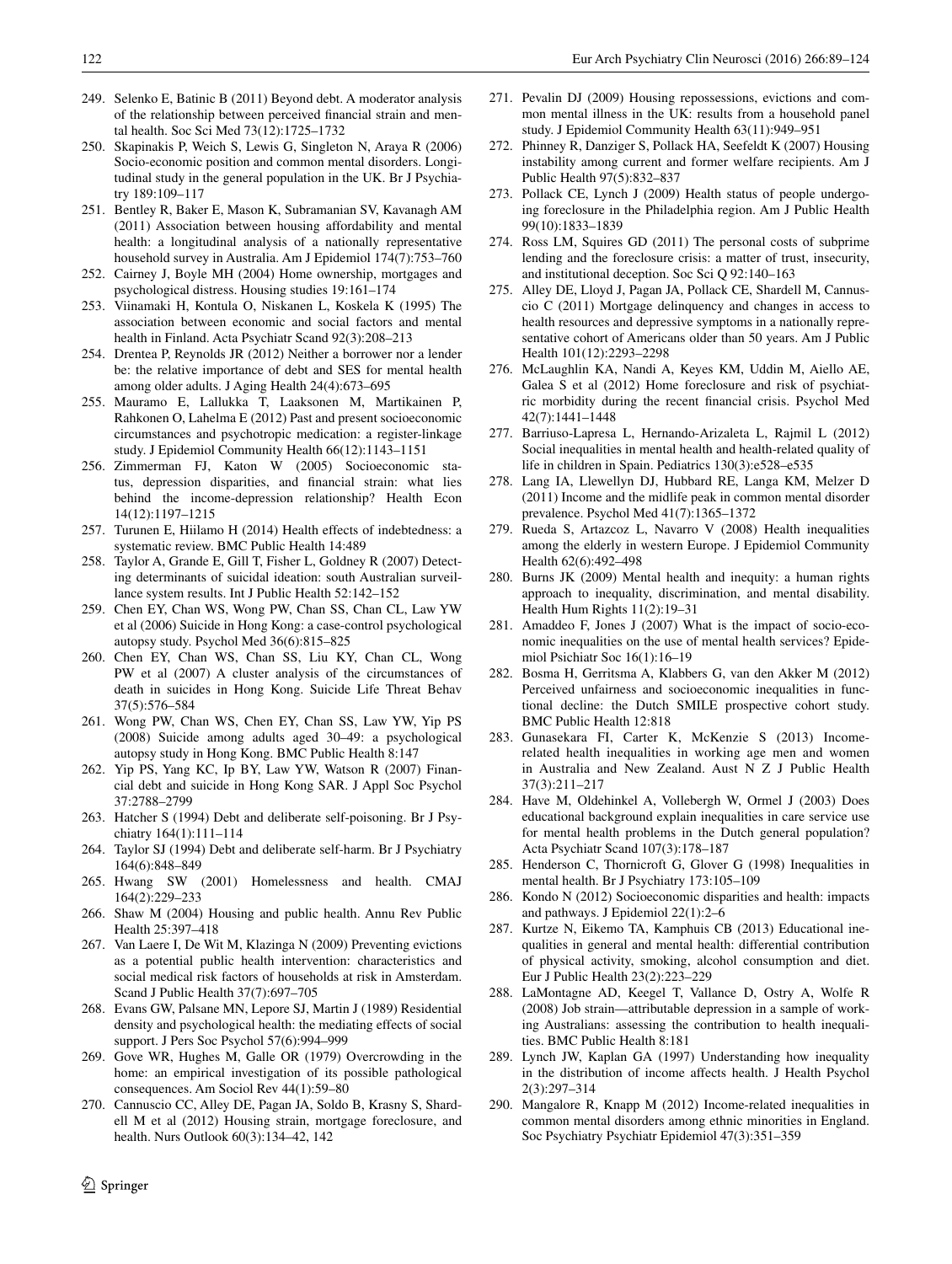249. Selenko E, Batinic B (2011) Beyond debt. A moderator analysis of the relationship between perceived financial strain and mental health. Soc Sci Med 73(12):1725–1732
250. Skapinakis P, Weich S, Lewis G, Singleton N, Araya R (2006) Socio-economic position and common mental disorders. Longitudinal study in the general population in the UK. Br J Psychiatry 189:109–117
251. Bentley R, Baker E, Mason K, Subramanian SV, Kavanagh AM (2011) Association between housing affordability and mental health: a longitudinal analysis of a nationally representative household survey in Australia. Am J Epidemiol 174(7):753–760
252. Cairney J, Boyle MH (2004) Home ownership, mortgages and psychological distress. Housing studies 19:161–174
253. Viinamaki H, Kontula O, Niskanen L, Koskela K (1995) The association between economic and social factors and mental health in Finland. Acta Psychiatr Scand 92(3):208–213
254. Drentea P, Reynolds JR (2012) Neither a borrower nor a lender be: the relative importance of debt and SES for mental health among older adults. J Aging Health 24(4):673–695
255. Mauramo E, Lallukka T, Laaksonen M, Martikainen P, Rahkonen O, Lahelma E (2012) Past and present socioeconomic circumstances and psychotropic medication: a register-linkage study. J Epidemiol Community Health 66(12):1143–1151
256. Zimmerman FJ, Katon W (2005) Socioeconomic status, depression disparities, and financial strain: what lies behind the income-depression relationship? Health Econ 14(12):1197–1215
257. Turunen E, Hiilamo H (2014) Health effects of indebtedness: a systematic review. BMC Public Health 14:489
258. Taylor A, Grande E, Gill T, Fisher L, Goldney R (2007) Detecting determinants of suicidal ideation: south Australian surveillance system results. Int J Public Health 52:142–152
259. Chen EY, Chan WS, Wong PW, Chan SS, Chan CL, Law YW et al (2006) Suicide in Hong Kong: a case-control psychological autopsy study. Psychol Med 36(6):815–825
260. Chen EY, Chan WS, Chan SS, Liu KY, Chan CL, Wong PW et al (2007) A cluster analysis of the circumstances of death in suicides in Hong Kong. Suicide Life Threat Behav 37(5):576–584
261. Wong PW, Chan WS, Chen EY, Chan SS, Law YW, Yip PS (2008) Suicide among adults aged 30–49: a psychological autopsy study in Hong Kong. BMC Public Health 8:147
262. Yip PS, Yang KC, Ip BY, Law YW, Watson R (2007) Financial debt and suicide in Hong Kong SAR. J Appl Soc Psychol 37:2788–2799
263. Hatcher S (1994) Debt and deliberate self-poisoning. Br J Psychiatry 164(1):111–114
264. Taylor SJ (1994) Debt and deliberate self-harm. Br J Psychiatry 164(6):848–849
265. Hwang SW (2001) Homelessness and health. CMAJ 164(2):229–233
266. Shaw M (2004) Housing and public health. Annu Rev Public Health 25:397–418
267. Van Laere I, De Wit M, Klazinga N (2009) Preventing evictions as a potential public health intervention: characteristics and social medical risk factors of households at risk in Amsterdam. Scand J Public Health 37(7):697–705
268. Evans GW, Palsane MN, Lepore SJ, Martin J (1989) Residential density and psychological health: the mediating effects of social support. J Pers Soc Psychol 57(6):994–999
269. Gove WR, Hughes M, Galle OR (1979) Overcrowding in the home: an empirical investigation of its possible pathological consequences. Am Sociol Rev 44(1):59–80
270. Cannuscio CC, Alley DE, Pagan JA, Soldo B, Krasny S, Shardell M et al (2012) Housing strain, mortgage foreclosure, and health. Nurs Outlook 60(3):134–42, 142
271. Pevalin DJ (2009) Housing repossessions, evictions and common mental illness in the UK: results from a household panel study. J Epidemiol Community Health 63(11):949–951
272. Phinney R, Danziger S, Pollack HA, Seefeldt K (2007) Housing instability among current and former welfare recipients. Am J Public Health 97(5):832–837
273. Pollack CE, Lynch J (2009) Health status of people undergoing foreclosure in the Philadelphia region. Am J Public Health 99(10):1833–1839
274. Ross LM, Squires GD (2011) The personal costs of subprime lending and the foreclosure crisis: a matter of trust, insecurity, and institutional deception. Soc Sci Q 92:140–163
275. Alley DE, Lloyd J, Pagan JA, Pollack CE, Shardell M, Cannuscio C (2011) Mortgage delinquency and changes in access to health resources and depressive symptoms in a nationally representative cohort of Americans older than 50 years. Am J Public Health 101(12):2293–2298
276. McLaughlin KA, Nandi A, Keyes KM, Uddin M, Aiello AE, Galea S et al (2012) Home foreclosure and risk of psychiatric morbidity during the recent financial crisis. Psychol Med 42(7):1441–1448
277. Barriuso-Lapresa L, Hernando-Arizaleta L, Rajmil L (2012) Social inequalities in mental health and health-related quality of life in children in Spain. Pediatrics 130(3):e528–e535
278. Lang IA, Llewellyn DJ, Hubbard RE, Langa KM, Melzer D (2011) Income and the midlife peak in common mental disorder prevalence. Psychol Med 41(7):1365–1372
279. Rueda S, Artazcoz L, Navarro V (2008) Health inequalities among the elderly in western Europe. J Epidemiol Community Health 62(6):492–498
280. Burns JK (2009) Mental health and inequity: a human rights approach to inequality, discrimination, and mental disability. Health Hum Rights 11(2):19–31
281. Amaddeo F, Jones J (2007) What is the impact of socio-economic inequalities on the use of mental health services? Epidemiol Psichiatr Soc 16(1):16–19
282. Bosma H, Gerritsma A, Klabbers G, van den Akker M (2012) Perceived unfairness and socioeconomic inequalities in functional decline: the Dutch SMILE prospective cohort study. BMC Public Health 12:818
283. Gunasekara FI, Carter K, McKenzie S (2013) Income-related health inequalities in working age men and women in Australia and New Zealand. Aust N Z J Public Health 37(3):211–217
284. Have M, Oldehinkel A, Vollebergh W, Ormel J (2003) Does educational background explain inequalities in care service use for mental health problems in the Dutch general population? Acta Psychiatr Scand 107(3):178–187
285. Henderson C, Thornicroft G, Glover G (1998) Inequalities in mental health. Br J Psychiatry 173:105–109
286. Kondo N (2012) Socioeconomic disparities and health: impacts and pathways. J Epidemiol 22(1):2–6
287. Kurtze N, Eikemo TA, Kamphuis CB (2013) Educational inequalities in general and mental health: differential contribution of physical activity, smoking, alcohol consumption and diet. Eur J Public Health 23(2):223–229
288. LaMontagne AD, Keegel T, Vallance D, Ostry A, Wolfe R (2008) Job strain—attributable depression in a sample of working Australians: assessing the contribution to health inequalities. BMC Public Health 8:181
289. Lynch JW, Kaplan GA (1997) Understanding how inequality in the distribution of income affects health. J Health Psychol 2(3):297–314
290. Mangalore R, Knapp M (2012) Income-related inequalities in common mental disorders among ethnic minorities in England. Soc Psychiatry Psychiatr Epidemiol 47(3):351–359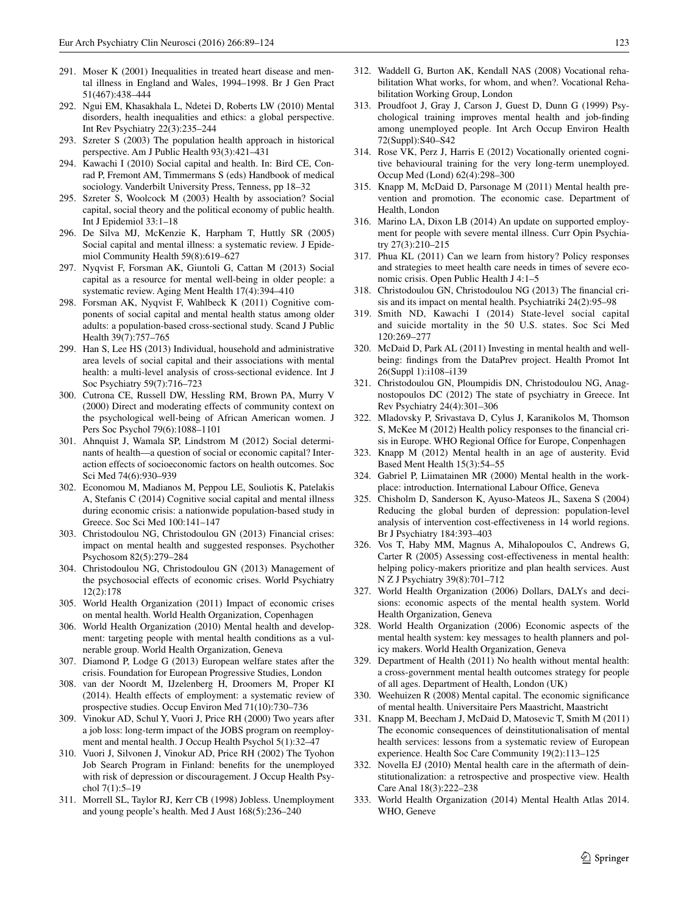291. Moser K (2001) Inequalities in treated heart disease and mental illness in England and Wales, 1994–1998. Br J Gen Pract 51(467):438–444
292. Ngui EM, Khasakhala L, Ndetei D, Roberts LW (2010) Mental disorders, health inequalities and ethics: a global perspective. Int Rev Psychiatry 22(3):235–244
293. Szreter S (2003) The population health approach in historical perspective. Am J Public Health 93(3):421–431
294. Kawachi I (2010) Social capital and health. In: Bird CE, Conrad P, Fremont AM, Timmermans S (eds) Handbook of medical sociology. Vanderbilt University Press, Tenness, pp 18–32
295. Szreter S, Woolcock M (2003) Health by association? Social capital, social theory and the political economy of public health. Int J Epidemiol 33:1–18
296. De Silva MJ, McKenzie K, Harpham T, Huttly SR (2005) Social capital and mental illness: a systematic review. J Epidemiol Community Health 59(8):619–627
297. Nyqvist F, Forsman AK, Giuntoli G, Cattan M (2013) Social capital as a resource for mental well-being in older people: a systematic review. Aging Ment Health 17(4):394–410
298. Forsman AK, Nyqvist F, Wahlbeck K (2011) Cognitive components of social capital and mental health status among older adults: a population-based cross-sectional study. Scand J Public Health 39(7):757–765
299. Han S, Lee HS (2013) Individual, household and administrative area levels of social capital and their associations with mental health: a multi-level analysis of cross-sectional evidence. Int J Soc Psychiatry 59(7):716–723
300. Cutrona CE, Russell DW, Hessling RM, Brown PA, Murry V (2000) Direct and moderating effects of community context on the psychological well-being of African American women. J Pers Soc Psychol 79(6):1088–1101
301. Ahnquist J, Wamala SP, Lindstrom M (2012) Social determinants of health—a question of social or economic capital? Interaction effects of socioeconomic factors on health outcomes. Soc Sci Med 74(6):930–939
302. Economou M, Madianos M, Peppou LE, Souliotis K, Patelakis A, Stefanis C (2014) Cognitive social capital and mental illness during economic crisis: a nationwide population-based study in Greece. Soc Sci Med 100:141–147
303. Christodoulou NG, Christodoulou GN (2013) Financial crises: impact on mental health and suggested responses. Psychother Psychosom 82(5):279–284
304. Christodoulou NG, Christodoulou GN (2013) Management of the psychosocial effects of economic crises. World Psychiatry 12(2):178
305. World Health Organization (2011) Impact of economic crises on mental health. World Health Organization, Copenhagen
306. World Health Organization (2010) Mental health and development: targeting people with mental health conditions as a vulnerable group. World Health Organization, Geneva
307. Diamond P, Lodge G (2013) European welfare states after the crisis. Foundation for European Progressive Studies, London
308. van der Noordt M, IJzelenberg H, Droomers M, Proper KI (2014). Health effects of employment: a systematic review of prospective studies. Occup Environ Med 71(10):730–736
309. Vinokur AD, Schul Y, Vuori J, Price RH (2000) Two years after a job loss: long-term impact of the JOBS program on reemployment and mental health. J Occup Health Psychol 5(1):32–47
310. Vuori J, Silvonen J, Vinokur AD, Price RH (2002) The Tyohon Job Search Program in Finland: benefits for the unemployed with risk of depression or discouragement. J Occup Health Psychol 7(1):5–19
311. Morrell SL, Taylor RJ, Kerr CB (1998) Jobless. Unemployment and young people's health. Med J Aust 168(5):236–240
312. Waddell G, Burton AK, Kendall NAS (2008) Vocational rehabilitation What works, for whom, and when?. Vocational Rehabilitation Working Group, London
313. Proudfoot J, Gray J, Carson J, Guest D, Dunn G (1999) Psychological training improves mental health and job-finding among unemployed people. Int Arch Occup Environ Health 72(Suppl):S40–S42
314. Rose VK, Perz J, Harris E (2012) Vocationally oriented cognitive behavioural training for the very long-term unemployed. Occup Med (Lond) 62(4):298–300
315. Knapp M, McDaid D, Parsonage M (2011) Mental health prevention and promotion. The economic case. Department of Health, London
316. Marino LA, Dixon LB (2014) An update on supported employment for people with severe mental illness. Curr Opin Psychiatry 27(3):210–215
317. Phua KL (2011) Can we learn from history? Policy responses and strategies to meet health care needs in times of severe economic crisis. Open Public Health J 4:1–5
318. Christodoulou GN, Christodoulou NG (2013) The financial crisis and its impact on mental health. Psychiatriki 24(2):95–98
319. Smith ND, Kawachi I (2014) State-level social capital and suicide mortality in the 50 U.S. states. Soc Sci Med 120:269–277
320. McDaid D, Park AL (2011) Investing in mental health and wellbeing: findings from the DataPrev project. Health Promot Int 26(Suppl 1):i108–i139
321. Christodoulou GN, Ploumpidis DN, Christodoulou NG, Anagnostopoulos DC (2012) The state of psychiatry in Greece. Int Rev Psychiatry 24(4):301–306
322. Mladovsky P, Srivastava D, Cylus J, Karanikolos M, Thomson S, McKee M (2012) Health policy responses to the financial crisis in Europe. WHO Regional Office for Europe, Conpenhagen
323. Knapp M (2012) Mental health in an age of austerity. Evid Based Ment Health 15(3):54–55
324. Gabriel P, Liimatainen MR (2000) Mental health in the workplace: introduction. International Labour Office, Geneva
325. Chisholm D, Sanderson K, Ayuso-Mateos JL, Saxena S (2004) Reducing the global burden of depression: population-level analysis of intervention cost-effectiveness in 14 world regions. Br J Psychiatry 184:393–403
326. Vos T, Haby MM, Magnus A, Mihalopoulos C, Andrews G, Carter R (2005) Assessing cost-effectiveness in mental health: helping policy-makers prioritize and plan health services. Aust N Z J Psychiatry 39(8):701–712
327. World Health Organization (2006) Dollars, DALYs and decisions: economic aspects of the mental health system. World Health Organization, Geneva
328. World Health Organization (2006) Economic aspects of the mental health system: key messages to health planners and policy makers. World Health Organization, Geneva
329. Department of Health (2011) No health without mental health: a cross-government mental health outcomes strategy for people of all ages. Department of Health, London (UK)
330. Weehuizen R (2008) Mental capital. The economic significance of mental health. Universitaire Pers Maastricht, Maastricht
331. Knapp M, Beecham J, McDaid D, Matosevic T, Smith M (2011) The economic consequences of deinstitutionalisation of mental health services: lessons from a systematic review of European experience. Health Soc Care Community 19(2):113–125
332. Novella EJ (2010) Mental health care in the aftermath of deinstitutionalization: a retrospective and prospective view. Health Care Anal 18(3):222–238
333. World Health Organization (2014) Mental Health Atlas 2014. WHO, Geneve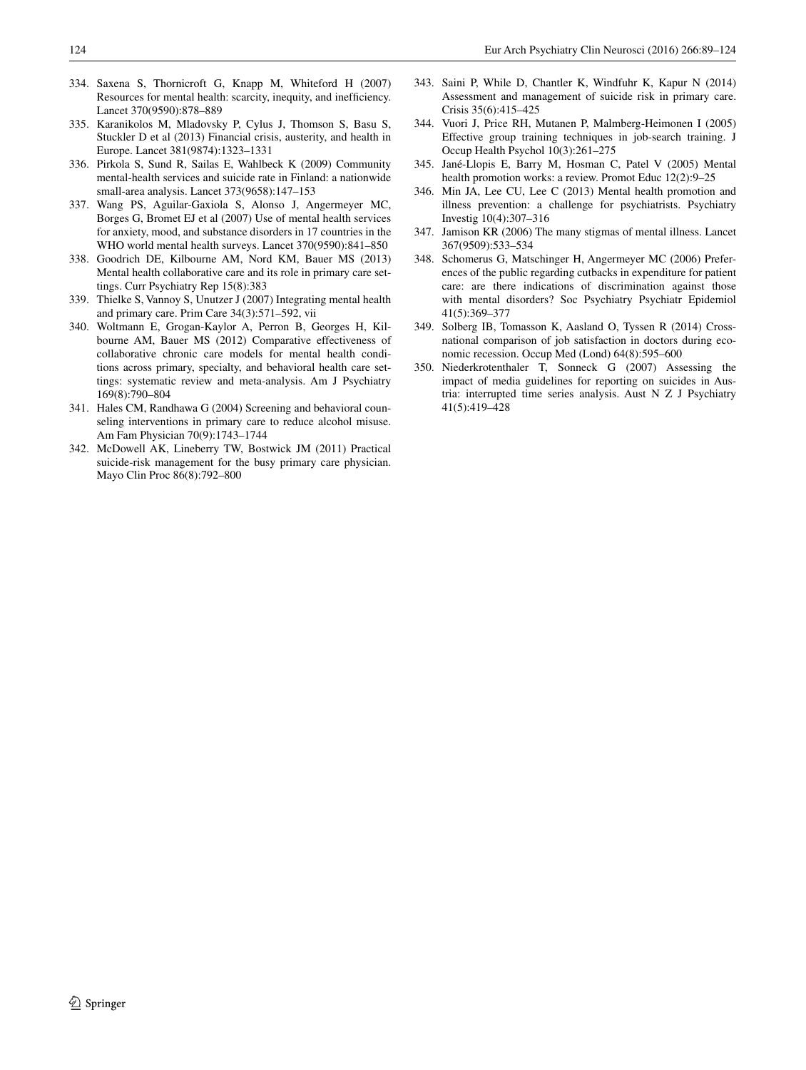334. Saxena S, Thornicroft G, Knapp M, Whiteford H (2007) Resources for mental health: scarcity, inequity, and inefficiency. Lancet 370(9590):878–889
335. Karanikolos M, Mladovsky P, Cylus J, Thomson S, Basu S, Stuckler D et al (2013) Financial crisis, austerity, and health in Europe. Lancet 381(9874):1323–1331
336. Pirkola S, Sund R, Sailas E, Wahlbeck K (2009) Community mental-health services and suicide rate in Finland: a nationwide small-area analysis. Lancet 373(9658):147–153
337. Wang PS, Aguilar-Gaxiola S, Alonso J, Angermeyer MC, Borges G, Bromet EJ et al (2007) Use of mental health services for anxiety, mood, and substance disorders in 17 countries in the WHO world mental health surveys. Lancet 370(9590):841–850
338. Goodrich DE, Kilbourne AM, Nord KM, Bauer MS (2013) Mental health collaborative care and its role in primary care settings. Curr Psychiatry Rep 15(8):383
339. Thielke S, Vannoy S, Unutzer J (2007) Integrating mental health and primary care. Prim Care 34(3):571–592, vii
340. Woltmann E, Grogan-Kaylor A, Perron B, Georges H, Kilbourne AM, Bauer MS (2012) Comparative effectiveness of collaborative chronic care models for mental health conditions across primary, specialty, and behavioral health care settings: systematic review and meta-analysis. Am J Psychiatry 169(8):790–804
341. Hales CM, Randhawa G (2004) Screening and behavioral counseling interventions in primary care to reduce alcohol misuse. Am Fam Physician 70(9):1743–1744
342. McDowell AK, Lineberry TW, Bostwick JM (2011) Practical suicide-risk management for the busy primary care physician. Mayo Clin Proc 86(8):792–800
343. Saini P, While D, Chantler K, Windfuhr K, Kapur N (2014) Assessment and management of suicide risk in primary care. Crisis 35(6):415–425
344. Vuori J, Price RH, Mutanen P, Malmberg-Heimonen I (2005) Effective group training techniques in job-search training. J Occup Health Psychol 10(3):261–275
345. Jané-Llopis E, Barry M, Hosman C, Patel V (2005) Mental health promotion works: a review. Promot Educ 12(2):9–25
346. Min JA, Lee CU, Lee C (2013) Mental health promotion and illness prevention: a challenge for psychiatrists. Psychiatry Investig 10(4):307–316
347. Jamison KR (2006) The many stigmas of mental illness. Lancet 367(9509):533–534
348. Schomerus G, Matschinger H, Angermeyer MC (2006) Preferences of the public regarding cutbacks in expenditure for patient care: are there indications of discrimination against those with mental disorders? Soc Psychiatry Psychiatr Epidemiol 41(5):369–377
349. Solberg IB, Tomasson K, Aasland O, Tyssen R (2014) Cross-national comparison of job satisfaction in doctors during economic recession. Occup Med (Lond) 64(8):595–600
350. Niederkrotenthaler T, Sonneck G (2007) Assessing the impact of media guidelines for reporting on suicides in Austria: interrupted time series analysis. Aust N Z J Psychiatry 41(5):419–428